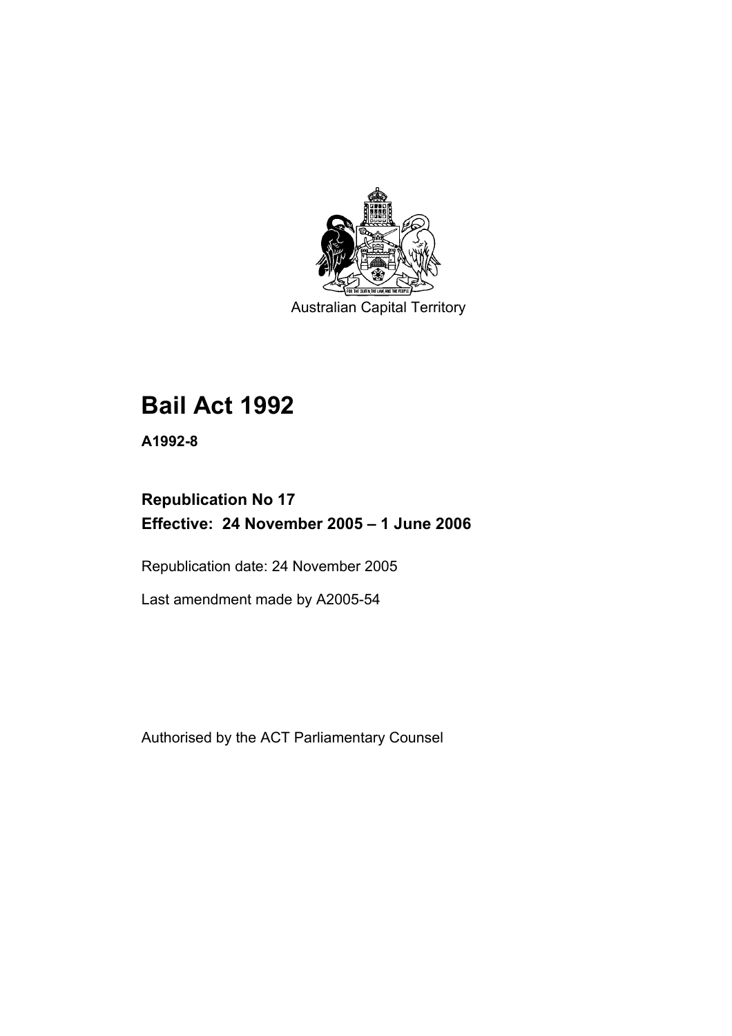Australian Capital Territory

# Bail Act 1992

**A1992-8**

## Republication No 17
## Effective: 24 November 2005 – 1 June 2006

Republication date: 24 November 2005

Last amendment made by A2005-54

Authorised by the ACT Parliamentary Counsel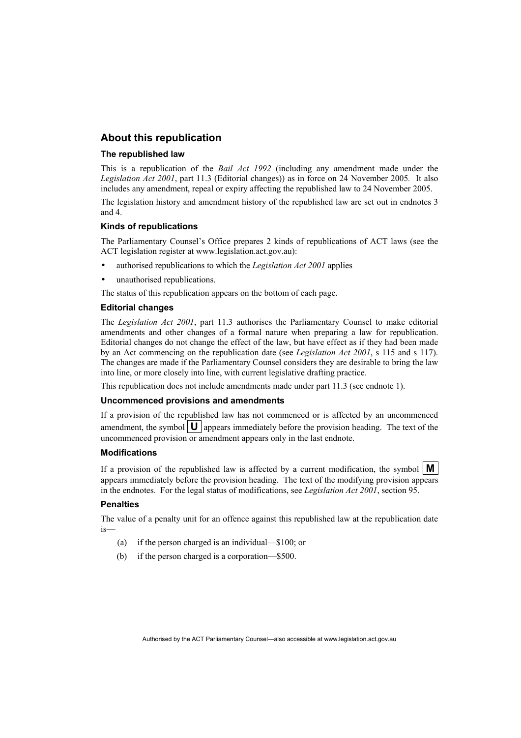## About this republication

### The republished law

This is a republication of the *Bail Act 1992* (including any amendment made under the *Legislation Act 2001*, part 11.3 (Editorial changes)) as in force on 24 November 2005*.* It also includes any amendment, repeal or expiry affecting the republished law to 24 November 2005.

The legislation history and amendment history of the republished law are set out in endnotes 3 and 4.

### Kinds of republications

The Parliamentary Counsel's Office prepares 2 kinds of republications of ACT laws (see the ACT legislation register at www.legislation.act.gov.au):

- authorised republications to which the *Legislation Act 2001* applies
- unauthorised republications.

The status of this republication appears on the bottom of each page.

### Editorial changes

The *Legislation Act 2001*, part 11.3 authorises the Parliamentary Counsel to make editorial amendments and other changes of a formal nature when preparing a law for republication. Editorial changes do not change the effect of the law, but have effect as if they had been made by an Act commencing on the republication date (see *Legislation Act 2001*, s 115 and s 117). The changes are made if the Parliamentary Counsel considers they are desirable to bring the law into line, or more closely into line, with current legislative drafting practice.

This republication does not include amendments made under part 11.3 (see endnote 1).

### Uncommenced provisions and amendments

If a provision of the republished law has not commenced or is affected by an uncommenced amendment, the symbol **U** appears immediately before the provision heading. The text of the uncommenced provision or amendment appears only in the last endnote.

### Modifications

If a provision of the republished law is affected by a current modification, the symbol **M** appears immediately before the provision heading. The text of the modifying provision appears in the endnotes. For the legal status of modifications, see *Legislation Act 2001*, section 95.

### Penalties

The value of a penalty unit for an offence against this republished law at the republication date is—

(a) if the person charged is an individual—$100; or

(b) if the person charged is a corporation—$500.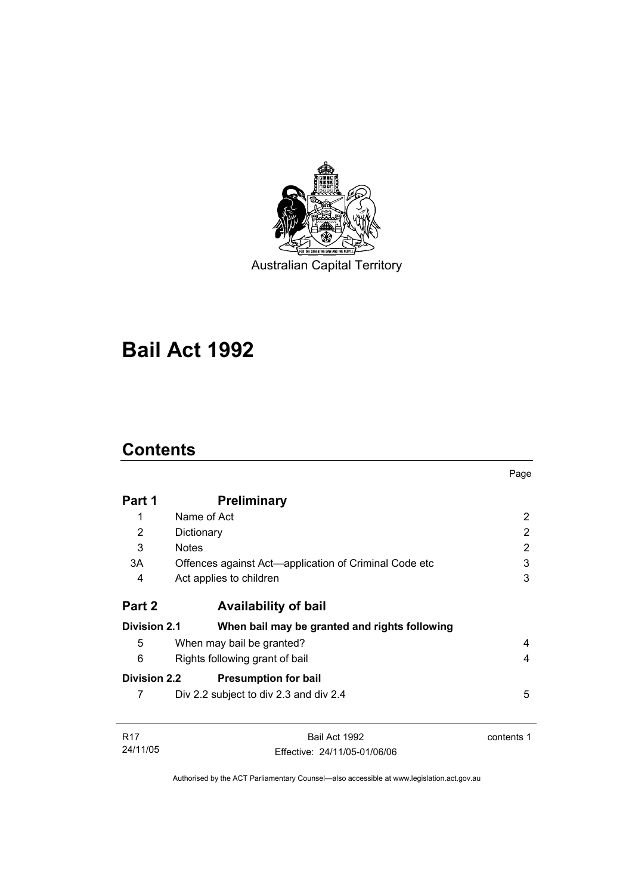Australian Capital Territory

# Bail Act 1992

## Contents

| | | Page |
|---|---|---|
| **Part 1** | **Preliminary** | |
| 1 | Name of Act | 2 |
| 2 | Dictionary | 2 |
| 3 | Notes | 2 |
| 3A | Offences against Act—application of Criminal Code etc | 3 |
| 4 | Act applies to children | 3 |
| **Part 2** | **Availability of bail** | |
| **Division 2.1** | **When bail may be granted and rights following** | |
| 5 | When may bail be granted? | 4 |
| 6 | Rights following grant of bail | 4 |
| **Division 2.2** | **Presumption for bail** | |
| 7 | Div 2.2 subject to div 2.3 and div 2.4 | 5 |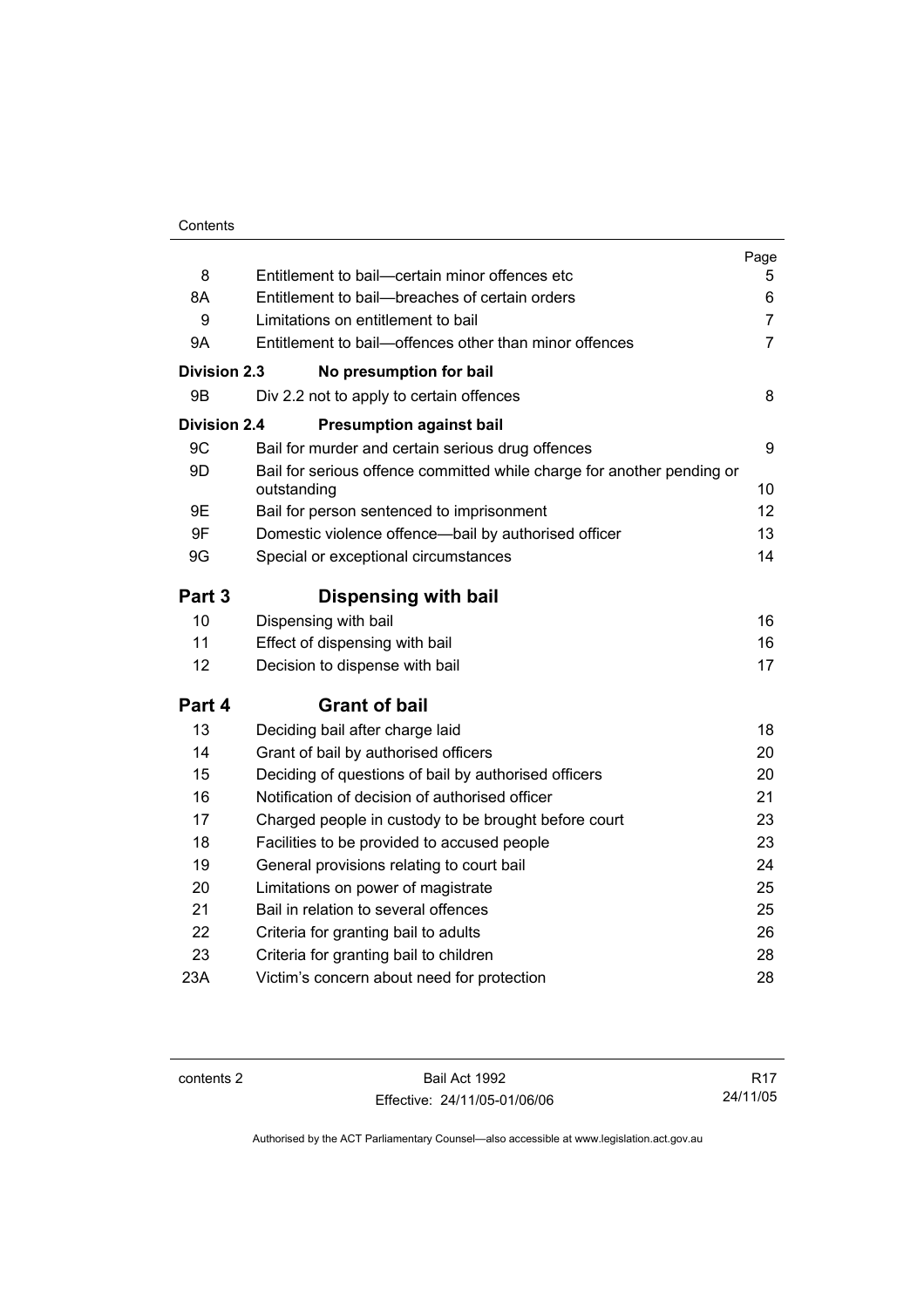| | | Page |
|---|---|---|
| 8 | Entitlement to bail—certain minor offences etc | 5 |
| 8A | Entitlement to bail—breaches of certain orders | 6 |
| 9 | Limitations on entitlement to bail | 7 |
| 9A | Entitlement to bail—offences other than minor offences | 7 |
| **Division 2.3** | **No presumption for bail** | |
| 9B | Div 2.2 not to apply to certain offences | 8 |
| **Division 2.4** | **Presumption against bail** | |
| 9C | Bail for murder and certain serious drug offences | 9 |
| 9D | Bail for serious offence committed while charge for another pending or outstanding | 10 |
| 9E | Bail for person sentenced to imprisonment | 12 |
| 9F | Domestic violence offence—bail by authorised officer | 13 |
| 9G | Special or exceptional circumstances | 14 |
| **Part 3** | **Dispensing with bail** | |
| 10 | Dispensing with bail | 16 |
| 11 | Effect of dispensing with bail | 16 |
| 12 | Decision to dispense with bail | 17 |
| **Part 4** | **Grant of bail** | |
| 13 | Deciding bail after charge laid | 18 |
| 14 | Grant of bail by authorised officers | 20 |
| 15 | Deciding of questions of bail by authorised officers | 20 |
| 16 | Notification of decision of authorised officer | 21 |
| 17 | Charged people in custody to be brought before court | 23 |
| 18 | Facilities to be provided to accused people | 23 |
| 19 | General provisions relating to court bail | 24 |
| 20 | Limitations on power of magistrate | 25 |
| 21 | Bail in relation to several offences | 25 |
| 22 | Criteria for granting bail to adults | 26 |
| 23 | Criteria for granting bail to children | 28 |
| 23A | Victim's concern about need for protection | 28 |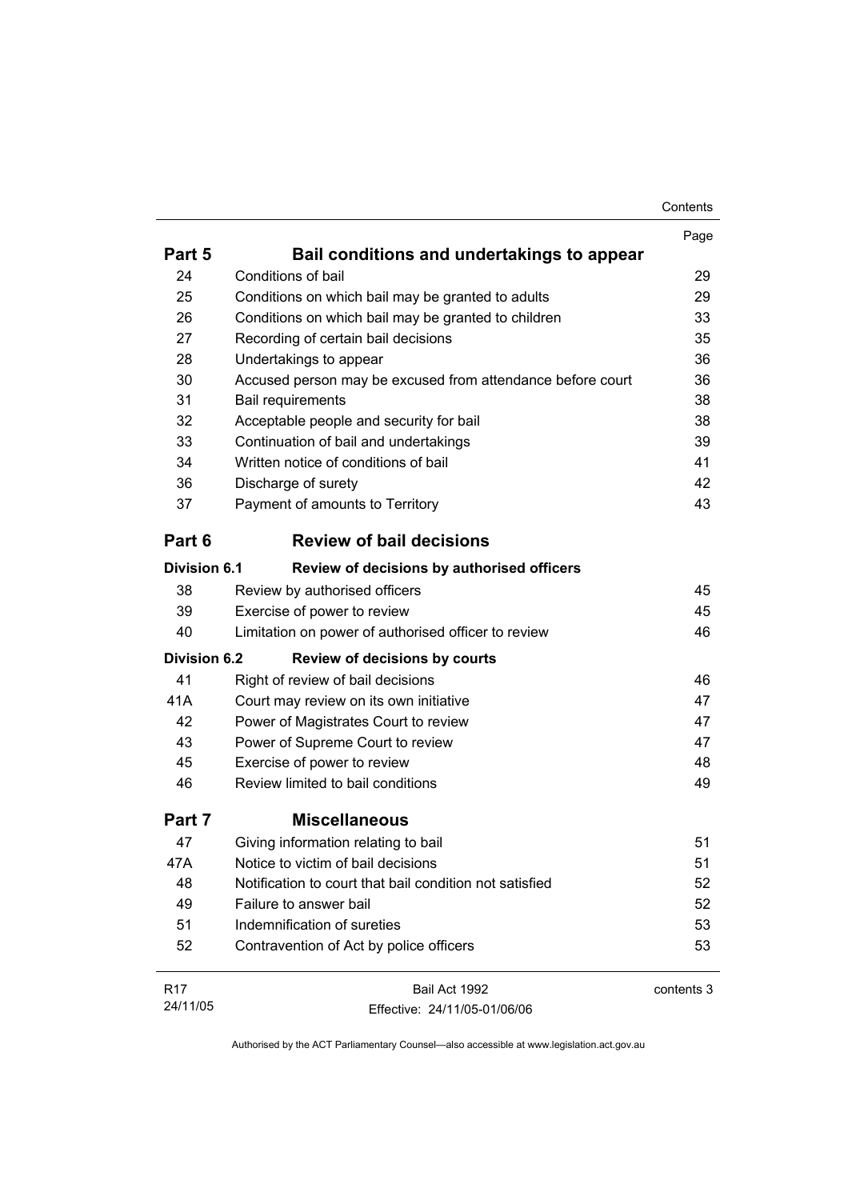| | | Page |
|---|---|---|
| **Part 5** | **Bail conditions and undertakings to appear** | |
| 24 | Conditions of bail | 29 |
| 25 | Conditions on which bail may be granted to adults | 29 |
| 26 | Conditions on which bail may be granted to children | 33 |
| 27 | Recording of certain bail decisions | 35 |
| 28 | Undertakings to appear | 36 |
| 30 | Accused person may be excused from attendance before court | 36 |
| 31 | Bail requirements | 38 |
| 32 | Acceptable people and security for bail | 38 |
| 33 | Continuation of bail and undertakings | 39 |
| 34 | Written notice of conditions of bail | 41 |
| 36 | Discharge of surety | 42 |
| 37 | Payment of amounts to Territory | 43 |
| **Part 6** | **Review of bail decisions** | |
| **Division 6.1** | **Review of decisions by authorised officers** | |
| 38 | Review by authorised officers | 45 |
| 39 | Exercise of power to review | 45 |
| 40 | Limitation on power of authorised officer to review | 46 |
| **Division 6.2** | **Review of decisions by courts** | |
| 41 | Right of review of bail decisions | 46 |
| 41A | Court may review on its own initiative | 47 |
| 42 | Power of Magistrates Court to review | 47 |
| 43 | Power of Supreme Court to review | 47 |
| 45 | Exercise of power to review | 48 |
| 46 | Review limited to bail conditions | 49 |
| **Part 7** | **Miscellaneous** | |
| 47 | Giving information relating to bail | 51 |
| 47A | Notice to victim of bail decisions | 51 |
| 48 | Notification to court that bail condition not satisfied | 52 |
| 49 | Failure to answer bail | 52 |
| 51 | Indemnification of sureties | 53 |
| 52 | Contravention of Act by police officers | 53 |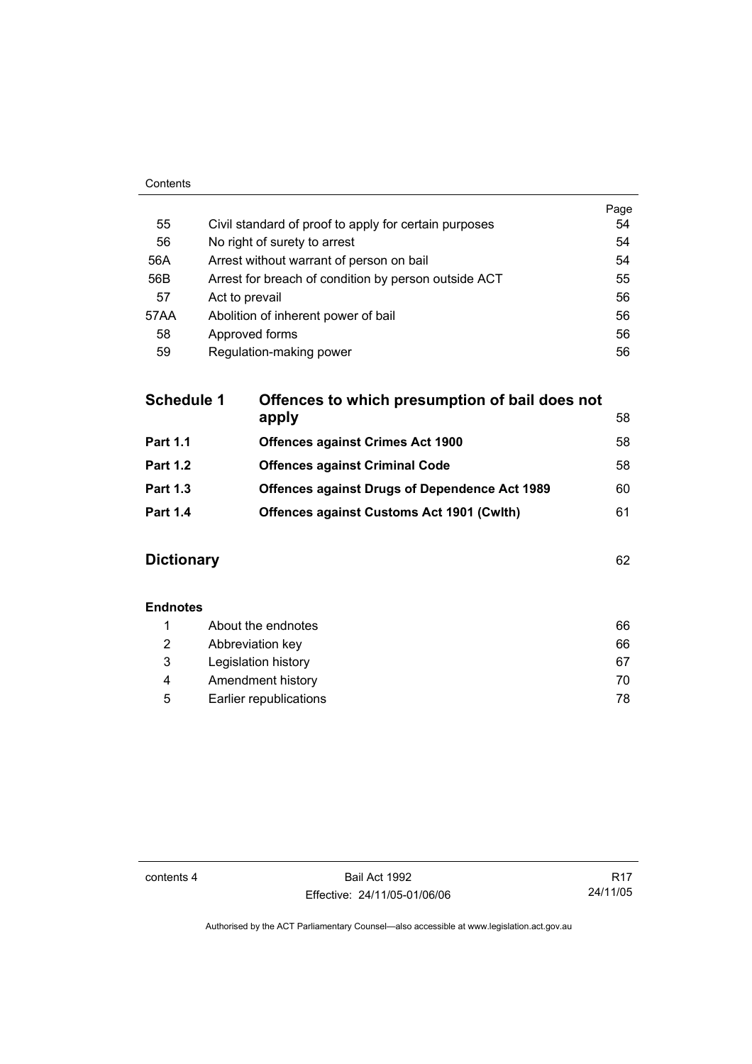| | | Page |
|---|---|---|
| 55 | Civil standard of proof to apply for certain purposes | 54 |
| 56 | No right of surety to arrest | 54 |
| 56A | Arrest without warrant of person on bail | 54 |
| 56B | Arrest for breach of condition by person outside ACT | 55 |
| 57 | Act to prevail | 56 |
| 57AA | Abolition of inherent power of bail | 56 |
| 58 | Approved forms | 56 |
| 59 | Regulation-making power | 56 |

| | | |
|---|---|---|
| **Schedule 1** | **Offences to which presumption of bail does not apply** | 58 |
| **Part 1.1** | **Offences against Crimes Act 1900** | 58 |
| **Part 1.2** | **Offences against Criminal Code** | 58 |
| **Part 1.3** | **Offences against Drugs of Dependence Act 1989** | 60 |
| **Part 1.4** | **Offences against Customs Act 1901 (Cwlth)** | 61 |

**Dictionary** 62

**Endnotes**

| | | |
|---|---|---|
| 1 | About the endnotes | 66 |
| 2 | Abbreviation key | 66 |
| 3 | Legislation history | 67 |
| 4 | Amendment history | 70 |
| 5 | Earlier republications | 78 |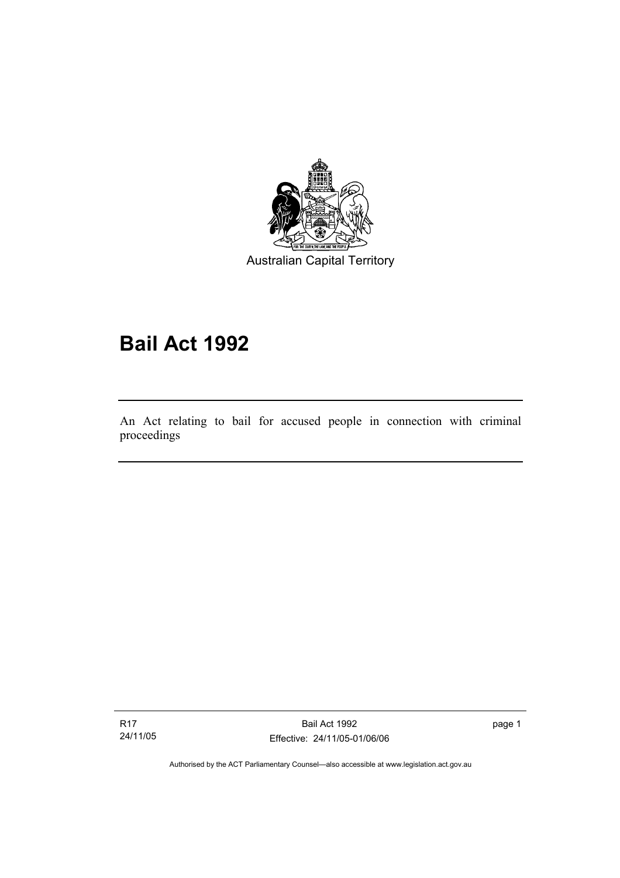Australian Capital Territory

# Bail Act 1992

An Act relating to bail for accused people in connection with criminal proceedings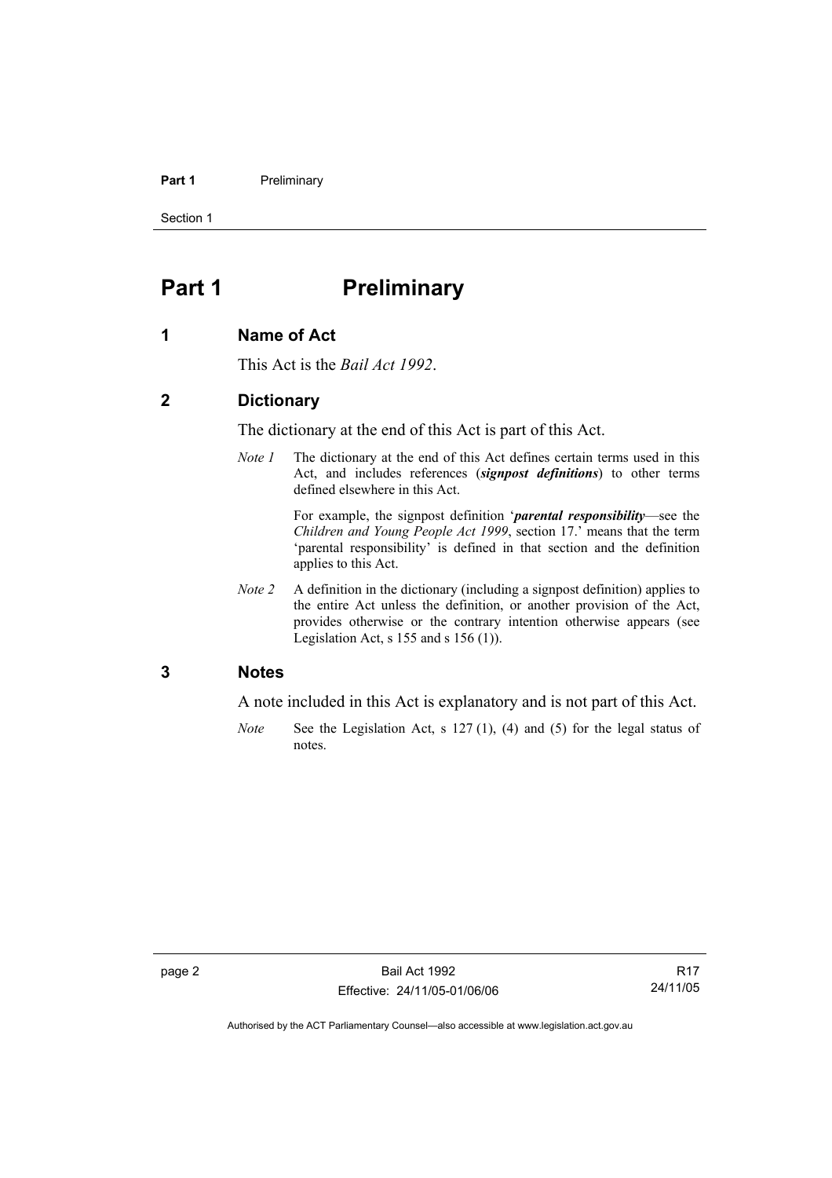# Part 1 Preliminary

## 1 Name of Act

This Act is the *Bail Act 1992*.

## 2 Dictionary

The dictionary at the end of this Act is part of this Act.

*Note 1* The dictionary at the end of this Act defines certain terms used in this Act, and includes references (***signpost definitions***) to other terms defined elsewhere in this Act.

For example, the signpost definition '***parental responsibility***—see the *Children and Young People Act 1999*, section 17.' means that the term 'parental responsibility' is defined in that section and the definition applies to this Act.

*Note 2* A definition in the dictionary (including a signpost definition) applies to the entire Act unless the definition, or another provision of the Act, provides otherwise or the contrary intention otherwise appears (see Legislation Act, s 155 and s 156 (1)).

## 3 Notes

A note included in this Act is explanatory and is not part of this Act.

*Note* See the Legislation Act, s 127 (1), (4) and (5) for the legal status of notes.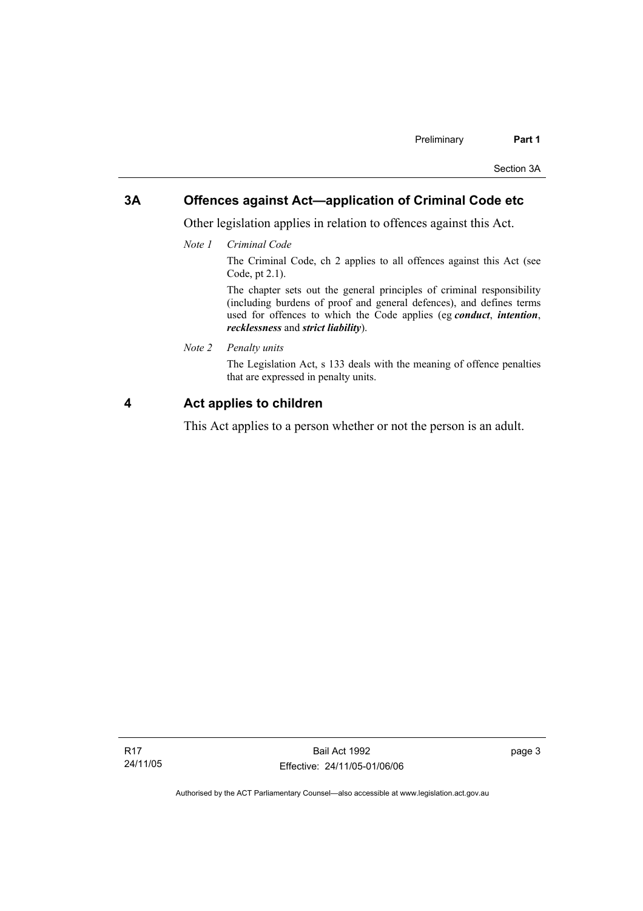## 3A Offences against Act—application of Criminal Code etc

Other legislation applies in relation to offences against this Act.

*Note 1 Criminal Code*

The Criminal Code, ch 2 applies to all offences against this Act (see Code, pt 2.1).

The chapter sets out the general principles of criminal responsibility (including burdens of proof and general defences), and defines terms used for offences to which the Code applies (eg ***conduct***, ***intention***, ***recklessness*** and ***strict liability***).

*Note 2 Penalty units*

The Legislation Act, s 133 deals with the meaning of offence penalties that are expressed in penalty units.

## 4 Act applies to children

This Act applies to a person whether or not the person is an adult.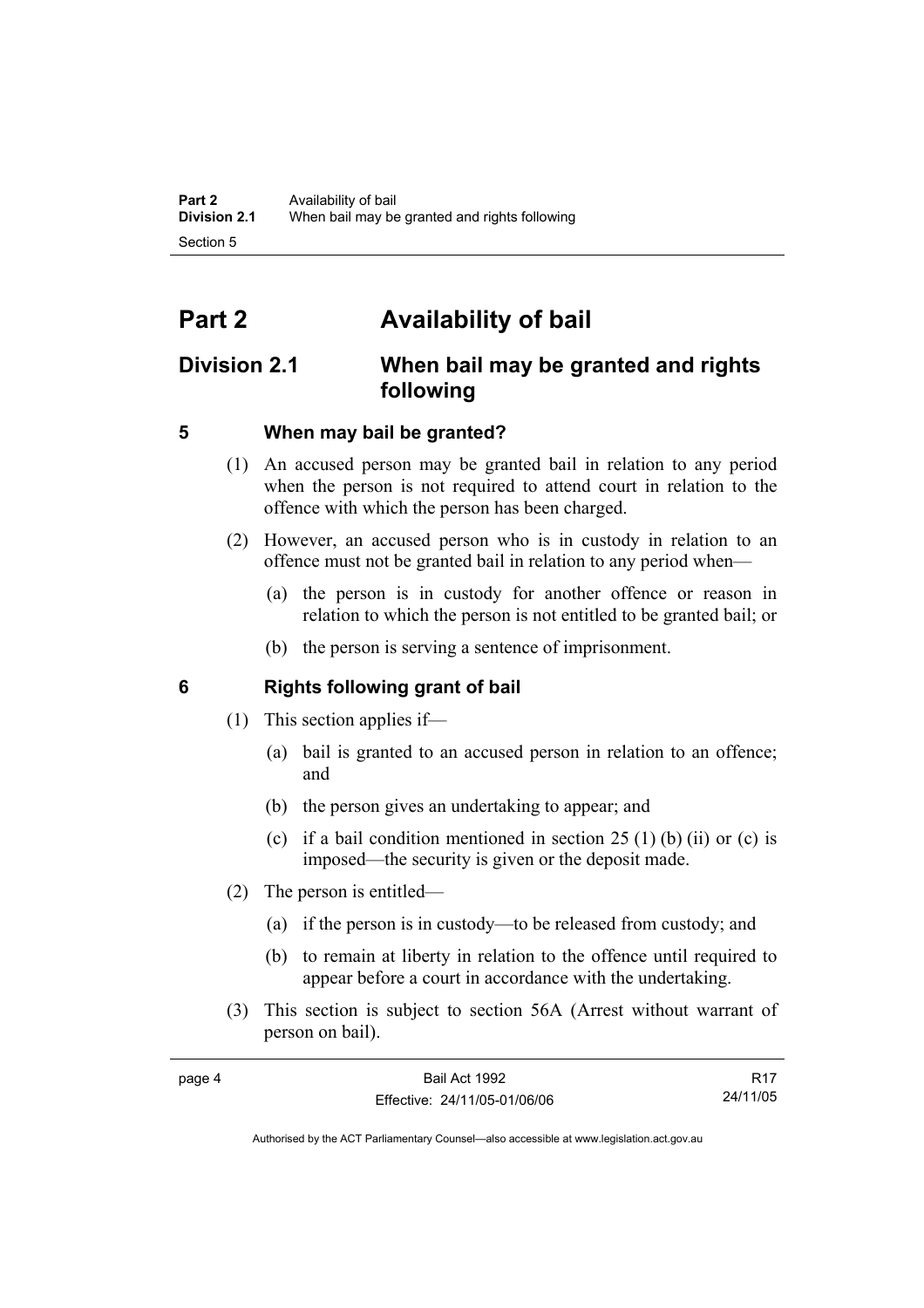# Part 2 Availability of bail

## Division 2.1 When bail may be granted and rights following

### 5 When may bail be granted?

(1) An accused person may be granted bail in relation to any period when the person is not required to attend court in relation to the offence with which the person has been charged.

(2) However, an accused person who is in custody in relation to an offence must not be granted bail in relation to any period when—

(a) the person is in custody for another offence or reason in relation to which the person is not entitled to be granted bail; or

(b) the person is serving a sentence of imprisonment.

### 6 Rights following grant of bail

(1) This section applies if—

(a) bail is granted to an accused person in relation to an offence; and

(b) the person gives an undertaking to appear; and

(c) if a bail condition mentioned in section 25 (1) (b) (ii) or (c) is imposed—the security is given or the deposit made.

(2) The person is entitled—

(a) if the person is in custody—to be released from custody; and

(b) to remain at liberty in relation to the offence until required to appear before a court in accordance with the undertaking.

(3) This section is subject to section 56A (Arrest without warrant of person on bail).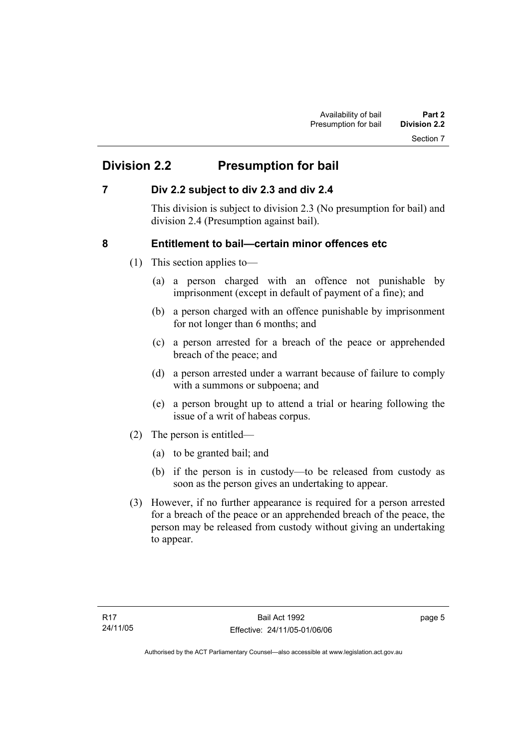## Division 2.2 Presumption for bail

### 7 Div 2.2 subject to div 2.3 and div 2.4

This division is subject to division 2.3 (No presumption for bail) and division 2.4 (Presumption against bail).

### 8 Entitlement to bail—certain minor offences etc

(1) This section applies to—

(a) a person charged with an offence not punishable by imprisonment (except in default of payment of a fine); and

(b) a person charged with an offence punishable by imprisonment for not longer than 6 months; and

(c) a person arrested for a breach of the peace or apprehended breach of the peace; and

(d) a person arrested under a warrant because of failure to comply with a summons or subpoena; and

(e) a person brought up to attend a trial or hearing following the issue of a writ of habeas corpus.

(2) The person is entitled—

(a) to be granted bail; and

(b) if the person is in custody—to be released from custody as soon as the person gives an undertaking to appear.

(3) However, if no further appearance is required for a person arrested for a breach of the peace or an apprehended breach of the peace, the person may be released from custody without giving an undertaking to appear.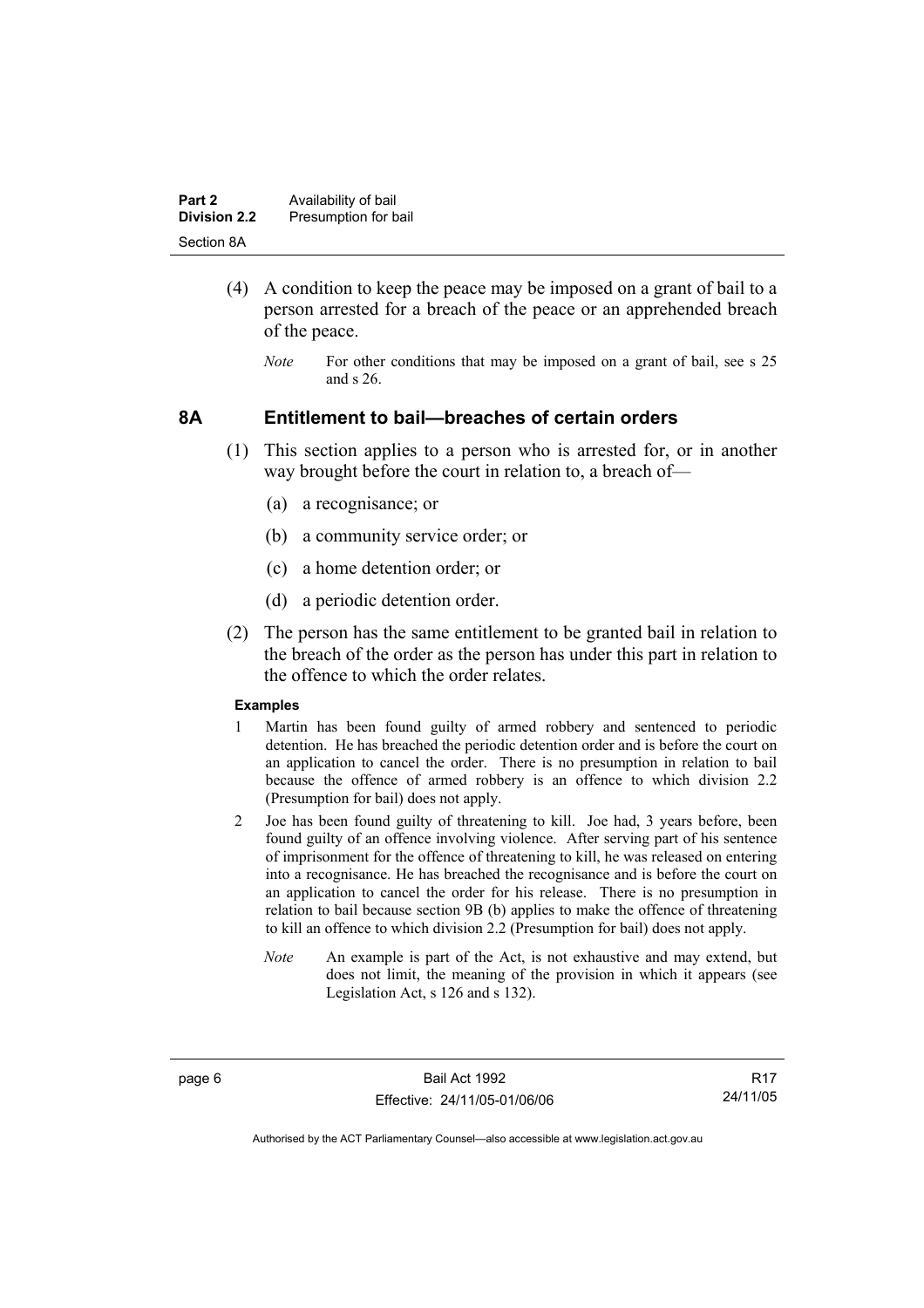(4) A condition to keep the peace may be imposed on a grant of bail to a person arrested for a breach of the peace or an apprehended breach of the peace.

*Note* For other conditions that may be imposed on a grant of bail, see s 25 and s 26.

## 8A Entitlement to bail—breaches of certain orders

(1) This section applies to a person who is arrested for, or in another way brought before the court in relation to, a breach of—

(a) a recognisance; or

(b) a community service order; or

(c) a home detention order; or

(d) a periodic detention order.

(2) The person has the same entitlement to be granted bail in relation to the breach of the order as the person has under this part in relation to the offence to which the order relates.

**Examples**

1 Martin has been found guilty of armed robbery and sentenced to periodic detention. He has breached the periodic detention order and is before the court on an application to cancel the order. There is no presumption in relation to bail because the offence of armed robbery is an offence to which division 2.2 (Presumption for bail) does not apply.

2 Joe has been found guilty of threatening to kill. Joe had, 3 years before, been found guilty of an offence involving violence. After serving part of his sentence of imprisonment for the offence of threatening to kill, he was released on entering into a recognisance. He has breached the recognisance and is before the court on an application to cancel the order for his release. There is no presumption in relation to bail because section 9B (b) applies to make the offence of threatening to kill an offence to which division 2.2 (Presumption for bail) does not apply.

*Note* An example is part of the Act, is not exhaustive and may extend, but does not limit, the meaning of the provision in which it appears (see Legislation Act, s 126 and s 132).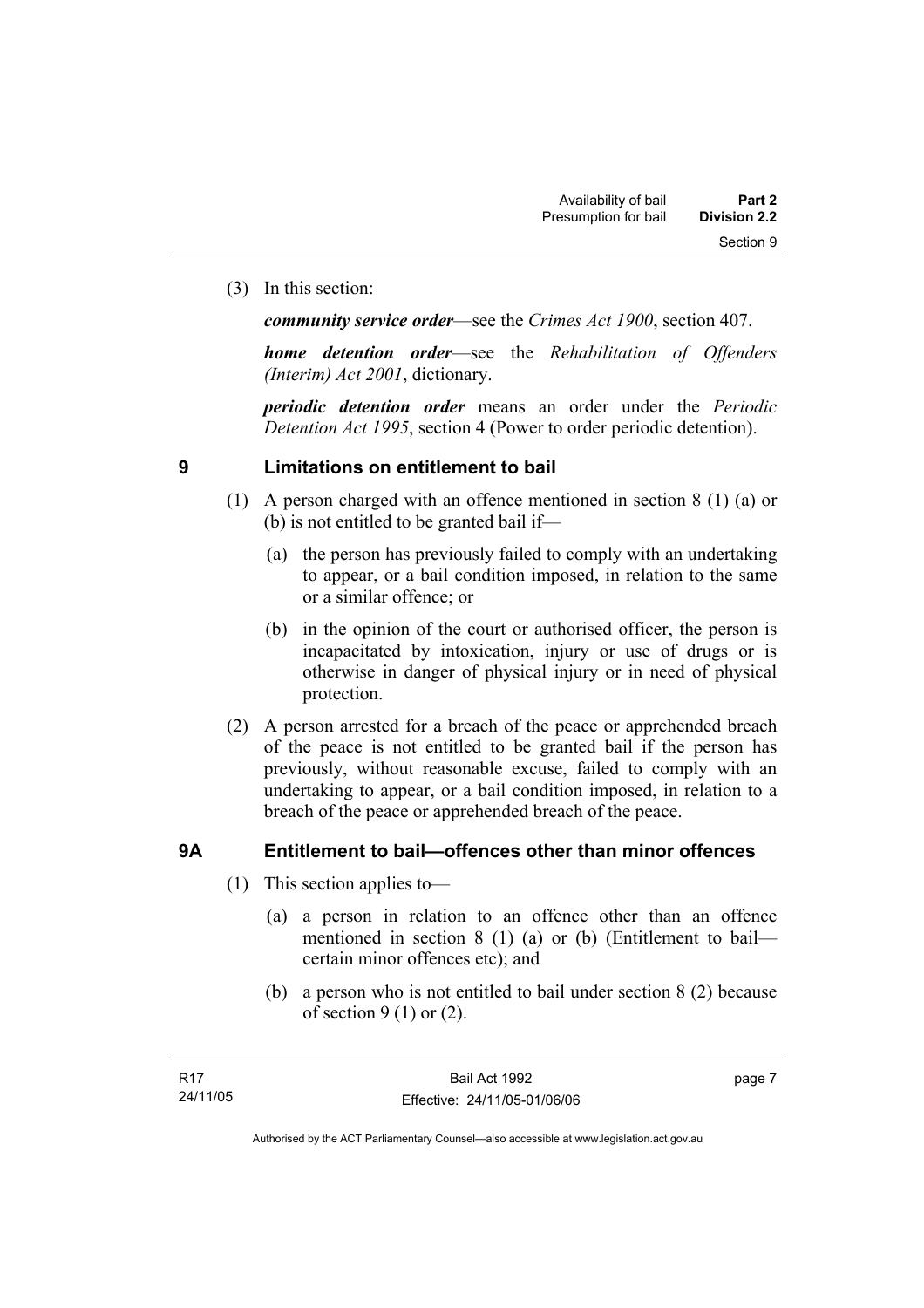(3) In this section:

***community service order***—see the *Crimes Act 1900*, section 407.

***home detention order***—see the *Rehabilitation of Offenders (Interim) Act 2001*, dictionary.

***periodic detention order*** means an order under the *Periodic Detention Act 1995*, section 4 (Power to order periodic detention).

## 9 Limitations on entitlement to bail

(1) A person charged with an offence mentioned in section 8 (1) (a) or (b) is not entitled to be granted bail if—

(a) the person has previously failed to comply with an undertaking to appear, or a bail condition imposed, in relation to the same or a similar offence; or

(b) in the opinion of the court or authorised officer, the person is incapacitated by intoxication, injury or use of drugs or is otherwise in danger of physical injury or in need of physical protection.

(2) A person arrested for a breach of the peace or apprehended breach of the peace is not entitled to be granted bail if the person has previously, without reasonable excuse, failed to comply with an undertaking to appear, or a bail condition imposed, in relation to a breach of the peace or apprehended breach of the peace.

## 9A Entitlement to bail—offences other than minor offences

(1) This section applies to—

(a) a person in relation to an offence other than an offence mentioned in section 8 (1) (a) or (b) (Entitlement to bail—certain minor offences etc); and

(b) a person who is not entitled to bail under section 8 (2) because of section 9 (1) or (2).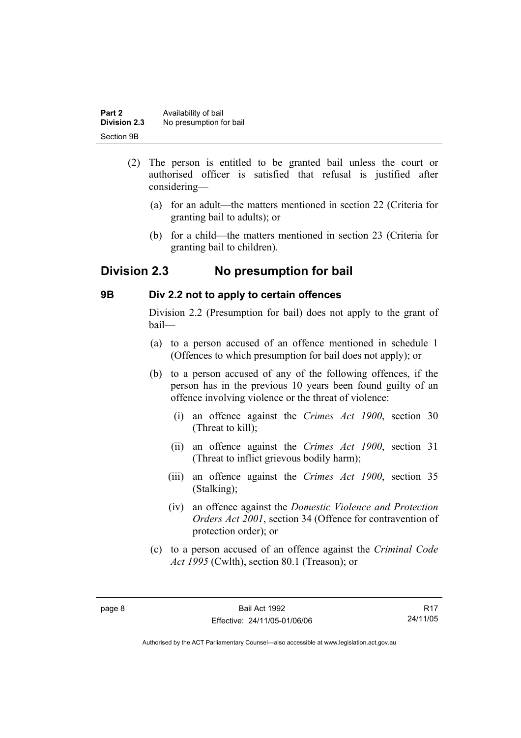(2) The person is entitled to be granted bail unless the court or authorised officer is satisfied that refusal is justified after considering—

(a) for an adult—the matters mentioned in section 22 (Criteria for granting bail to adults); or

(b) for a child—the matters mentioned in section 23 (Criteria for granting bail to children).

## Division 2.3 No presumption for bail

### 9B Div 2.2 not to apply to certain offences

Division 2.2 (Presumption for bail) does not apply to the grant of bail—

(a) to a person accused of an offence mentioned in schedule 1 (Offences to which presumption for bail does not apply); or

(b) to a person accused of any of the following offences, if the person has in the previous 10 years been found guilty of an offence involving violence or the threat of violence:

(i) an offence against the *Crimes Act 1900*, section 30 (Threat to kill);

(ii) an offence against the *Crimes Act 1900*, section 31 (Threat to inflict grievous bodily harm);

(iii) an offence against the *Crimes Act 1900*, section 35 (Stalking);

(iv) an offence against the *Domestic Violence and Protection Orders Act 2001*, section 34 (Offence for contravention of protection order); or

(c) to a person accused of an offence against the *Criminal Code Act 1995* (Cwlth), section 80.1 (Treason); or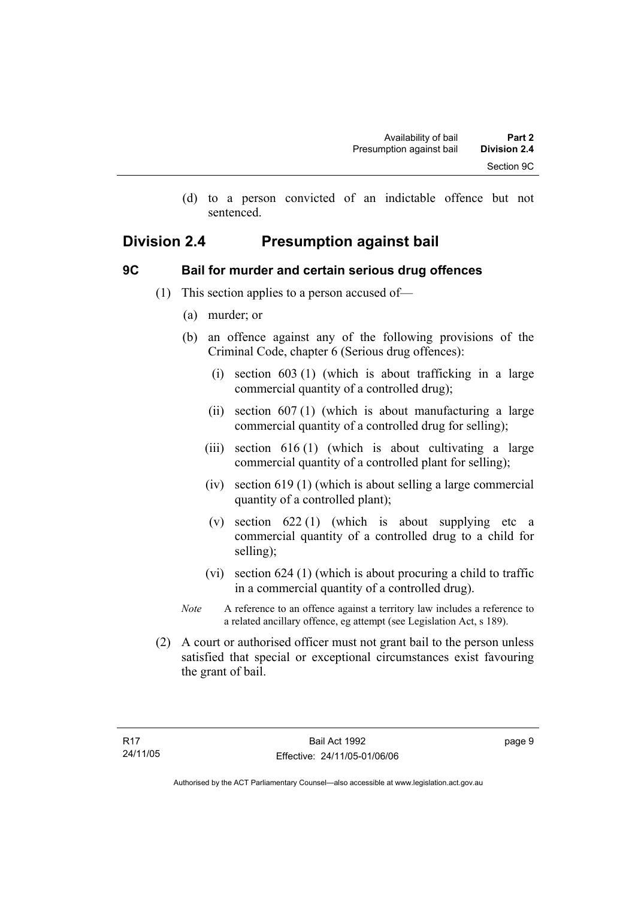(d) to a person convicted of an indictable offence but not sentenced.

## Division 2.4 Presumption against bail

### 9C Bail for murder and certain serious drug offences

(1) This section applies to a person accused of—

(a) murder; or

(b) an offence against any of the following provisions of the Criminal Code, chapter 6 (Serious drug offences):

(i) section 603 (1) (which is about trafficking in a large commercial quantity of a controlled drug);

(ii) section 607 (1) (which is about manufacturing a large commercial quantity of a controlled drug for selling);

(iii) section 616 (1) (which is about cultivating a large commercial quantity of a controlled plant for selling);

(iv) section 619 (1) (which is about selling a large commercial quantity of a controlled plant);

(v) section 622 (1) (which is about supplying etc a commercial quantity of a controlled drug to a child for selling);

(vi) section 624 (1) (which is about procuring a child to traffic in a commercial quantity of a controlled drug).

*Note* A reference to an offence against a territory law includes a reference to a related ancillary offence, eg attempt (see Legislation Act, s 189).

(2) A court or authorised officer must not grant bail to the person unless satisfied that special or exceptional circumstances exist favouring the grant of bail.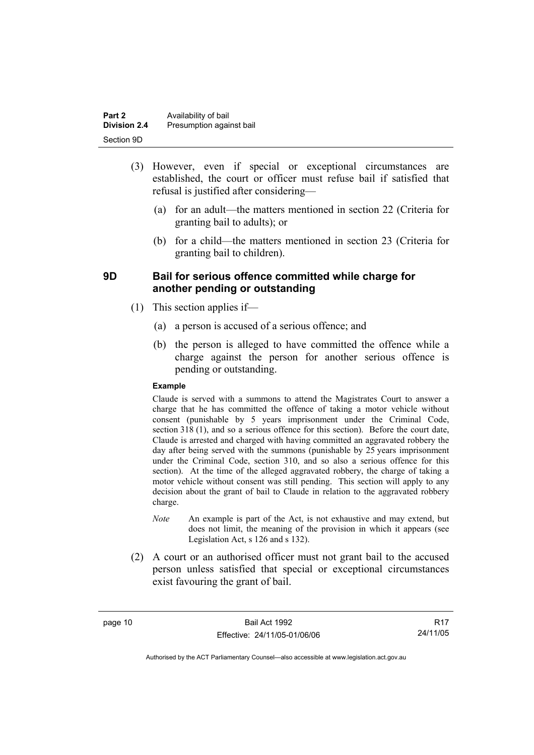(3) However, even if special or exceptional circumstances are established, the court or officer must refuse bail if satisfied that refusal is justified after considering—

(a) for an adult—the matters mentioned in section 22 (Criteria for granting bail to adults); or

(b) for a child—the matters mentioned in section 23 (Criteria for granting bail to children).

### 9D Bail for serious offence committed while charge for another pending or outstanding

(1) This section applies if—

(a) a person is accused of a serious offence; and

(b) the person is alleged to have committed the offence while a charge against the person for another serious offence is pending or outstanding.

**Example**

Claude is served with a summons to attend the Magistrates Court to answer a charge that he has committed the offence of taking a motor vehicle without consent (punishable by 5 years imprisonment under the Criminal Code, section 318 (1), and so a serious offence for this section). Before the court date, Claude is arrested and charged with having committed an aggravated robbery the day after being served with the summons (punishable by 25 years imprisonment under the Criminal Code, section 310, and so also a serious offence for this section). At the time of the alleged aggravated robbery, the charge of taking a motor vehicle without consent was still pending. This section will apply to any decision about the grant of bail to Claude in relation to the aggravated robbery charge.

*Note* An example is part of the Act, is not exhaustive and may extend, but does not limit, the meaning of the provision in which it appears (see Legislation Act, s 126 and s 132).

(2) A court or an authorised officer must not grant bail to the accused person unless satisfied that special or exceptional circumstances exist favouring the grant of bail.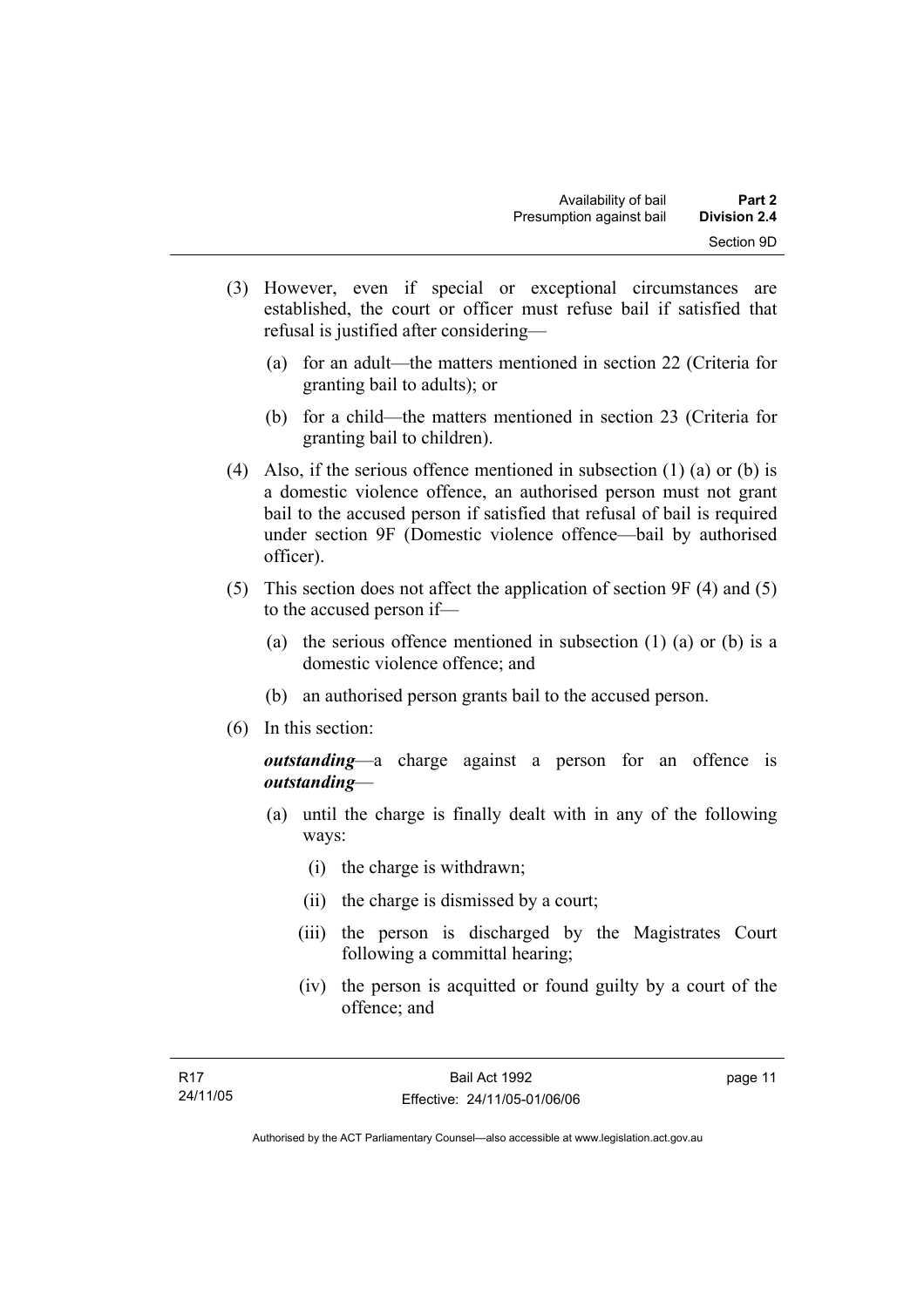(3) However, even if special or exceptional circumstances are established, the court or officer must refuse bail if satisfied that refusal is justified after considering—

(a) for an adult—the matters mentioned in section 22 (Criteria for granting bail to adults); or

(b) for a child—the matters mentioned in section 23 (Criteria for granting bail to children).

(4) Also, if the serious offence mentioned in subsection (1) (a) or (b) is a domestic violence offence, an authorised person must not grant bail to the accused person if satisfied that refusal of bail is required under section 9F (Domestic violence offence—bail by authorised officer).

(5) This section does not affect the application of section 9F (4) and (5) to the accused person if—

(a) the serious offence mentioned in subsection (1) (a) or (b) is a domestic violence offence; and

(b) an authorised person grants bail to the accused person.

(6) In this section:

***outstanding***—a charge against a person for an offence is ***outstanding***—

(a) until the charge is finally dealt with in any of the following ways:

(i) the charge is withdrawn;

(ii) the charge is dismissed by a court;

(iii) the person is discharged by the Magistrates Court following a committal hearing;

(iv) the person is acquitted or found guilty by a court of the offence; and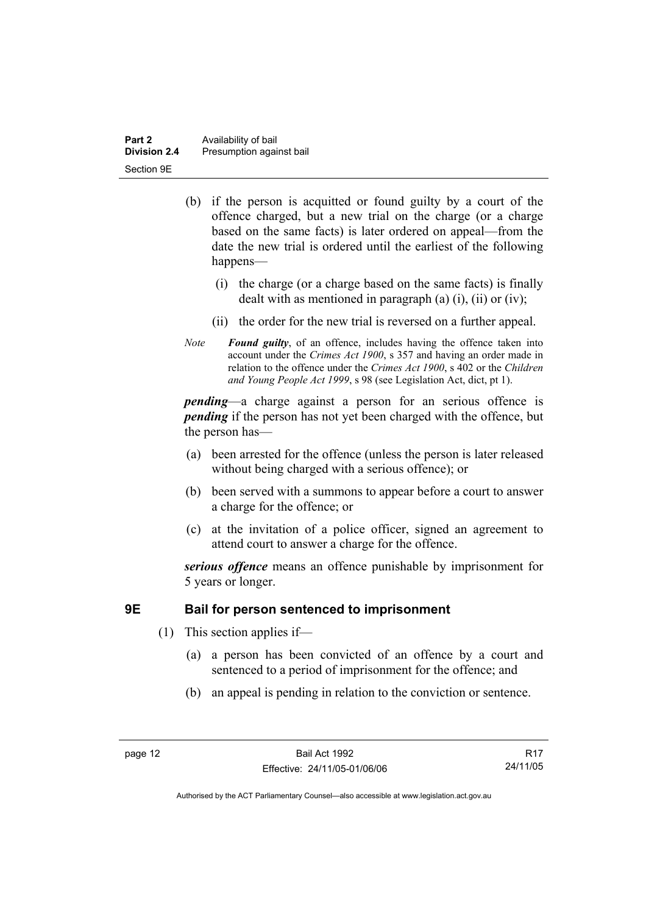(b) if the person is acquitted or found guilty by a court of the offence charged, but a new trial on the charge (or a charge based on the same facts) is later ordered on appeal—from the date the new trial is ordered until the earliest of the following happens—

(i) the charge (or a charge based on the same facts) is finally dealt with as mentioned in paragraph (a) (i), (ii) or (iv);

(ii) the order for the new trial is reversed on a further appeal.

*Note* ***Found guilty***, of an offence, includes having the offence taken into account under the *Crimes Act 1900*, s 357 and having an order made in relation to the offence under the *Crimes Act 1900*, s 402 or the *Children and Young People Act 1999*, s 98 (see Legislation Act, dict, pt 1).

***pending***—a charge against a person for an serious offence is ***pending*** if the person has not yet been charged with the offence, but the person has—

(a) been arrested for the offence (unless the person is later released without being charged with a serious offence); or

(b) been served with a summons to appear before a court to answer a charge for the offence; or

(c) at the invitation of a police officer, signed an agreement to attend court to answer a charge for the offence.

***serious offence*** means an offence punishable by imprisonment for 5 years or longer.

## 9E Bail for person sentenced to imprisonment

(1) This section applies if—

(a) a person has been convicted of an offence by a court and sentenced to a period of imprisonment for the offence; and

(b) an appeal is pending in relation to the conviction or sentence.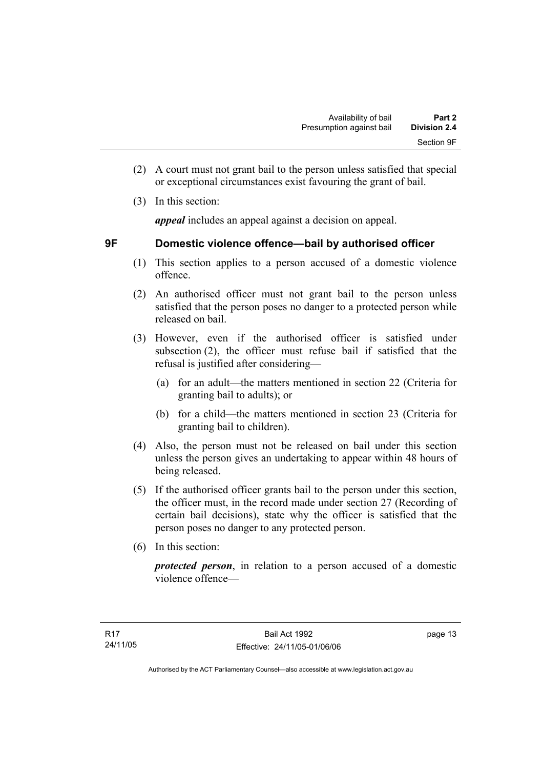(2) A court must not grant bail to the person unless satisfied that special or exceptional circumstances exist favouring the grant of bail.

(3) In this section:

***appeal*** includes an appeal against a decision on appeal.

## 9F Domestic violence offence—bail by authorised officer

(1) This section applies to a person accused of a domestic violence offence.

(2) An authorised officer must not grant bail to the person unless satisfied that the person poses no danger to a protected person while released on bail.

(3) However, even if the authorised officer is satisfied under subsection (2), the officer must refuse bail if satisfied that the refusal is justified after considering—

(a) for an adult—the matters mentioned in section 22 (Criteria for granting bail to adults); or

(b) for a child—the matters mentioned in section 23 (Criteria for granting bail to children).

(4) Also, the person must not be released on bail under this section unless the person gives an undertaking to appear within 48 hours of being released.

(5) If the authorised officer grants bail to the person under this section, the officer must, in the record made under section 27 (Recording of certain bail decisions), state why the officer is satisfied that the person poses no danger to any protected person.

(6) In this section:

***protected person***, in relation to a person accused of a domestic violence offence—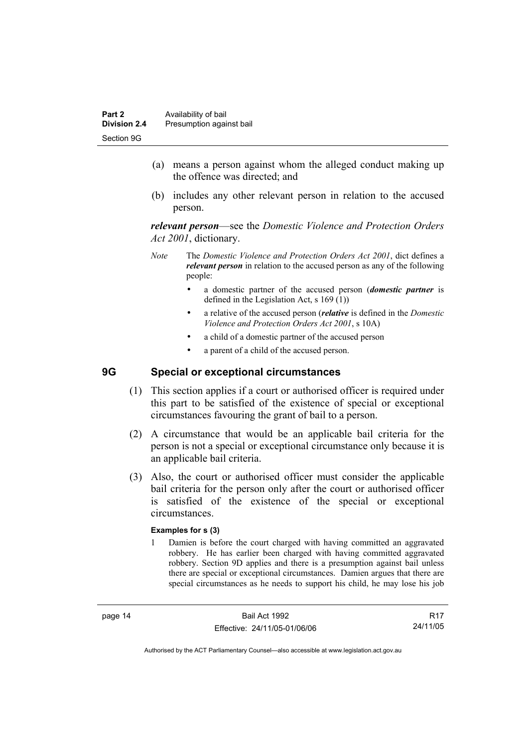(a) means a person against whom the alleged conduct making up the offence was directed; and

(b) includes any other relevant person in relation to the accused person.

***relevant person***—see the *Domestic Violence and Protection Orders Act 2001*, dictionary.

*Note* The *Domestic Violence and Protection Orders Act 2001*, dict defines a ***relevant person*** in relation to the accused person as any of the following people:

- a domestic partner of the accused person (***domestic partner*** is defined in the Legislation Act, s 169 (1))
- a relative of the accused person (***relative*** is defined in the *Domestic Violence and Protection Orders Act 2001*, s 10A)
- a child of a domestic partner of the accused person
- a parent of a child of the accused person.

## 9G Special or exceptional circumstances

(1) This section applies if a court or authorised officer is required under this part to be satisfied of the existence of special or exceptional circumstances favouring the grant of bail to a person.

(2) A circumstance that would be an applicable bail criteria for the person is not a special or exceptional circumstance only because it is an applicable bail criteria.

(3) Also, the court or authorised officer must consider the applicable bail criteria for the person only after the court or authorised officer is satisfied of the existence of the special or exceptional circumstances.

**Examples for s (3)**

1 Damien is before the court charged with having committed an aggravated robbery. He has earlier been charged with having committed aggravated robbery. Section 9D applies and there is a presumption against bail unless there are special or exceptional circumstances. Damien argues that there are special circumstances as he needs to support his child, he may lose his job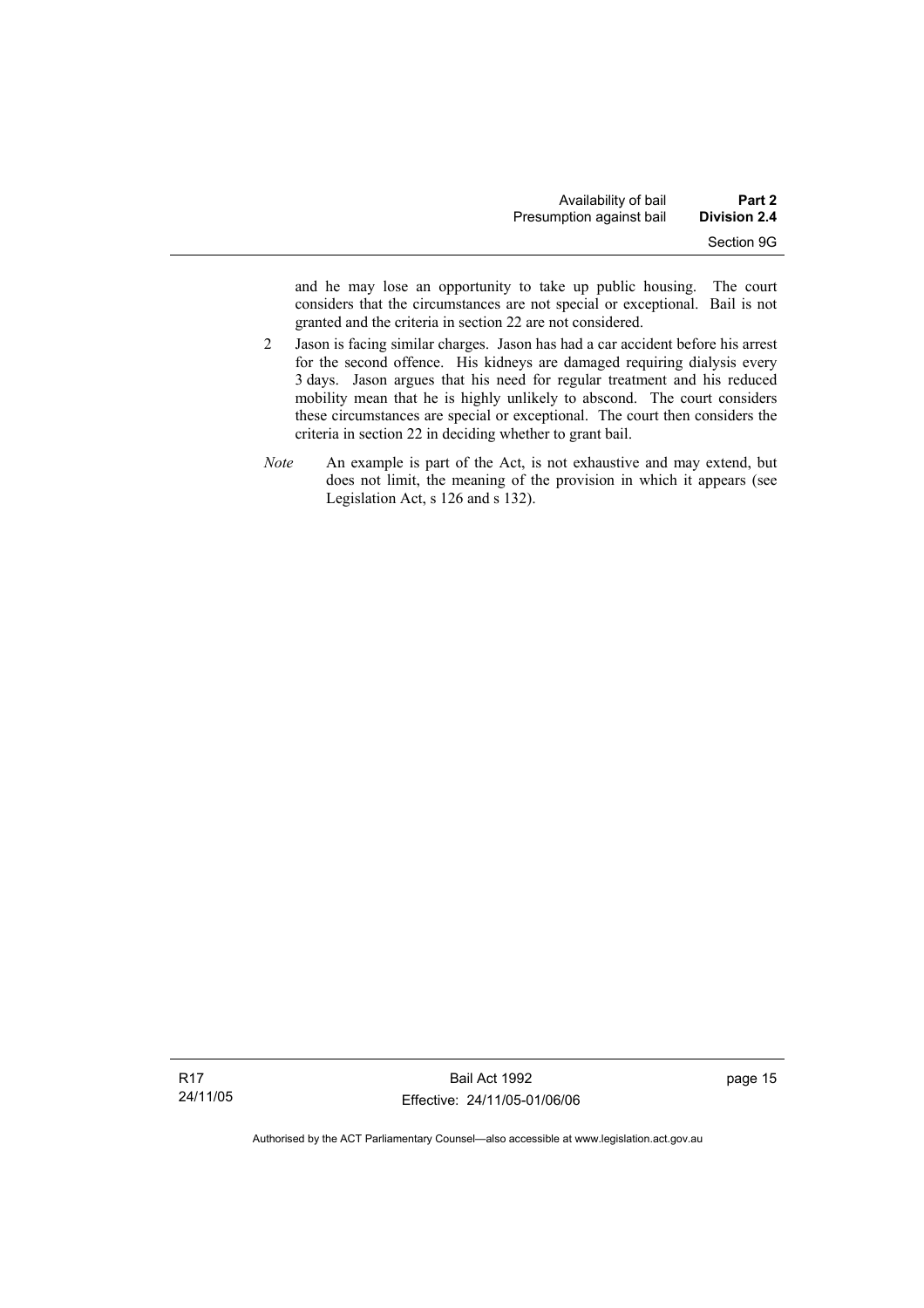and he may lose an opportunity to take up public housing. The court considers that the circumstances are not special or exceptional. Bail is not granted and the criteria in section 22 are not considered.

2 Jason is facing similar charges. Jason has had a car accident before his arrest for the second offence. His kidneys are damaged requiring dialysis every 3 days. Jason argues that his need for regular treatment and his reduced mobility mean that he is highly unlikely to abscond. The court considers these circumstances are special or exceptional. The court then considers the criteria in section 22 in deciding whether to grant bail.

*Note* An example is part of the Act, is not exhaustive and may extend, but does not limit, the meaning of the provision in which it appears (see Legislation Act, s 126 and s 132).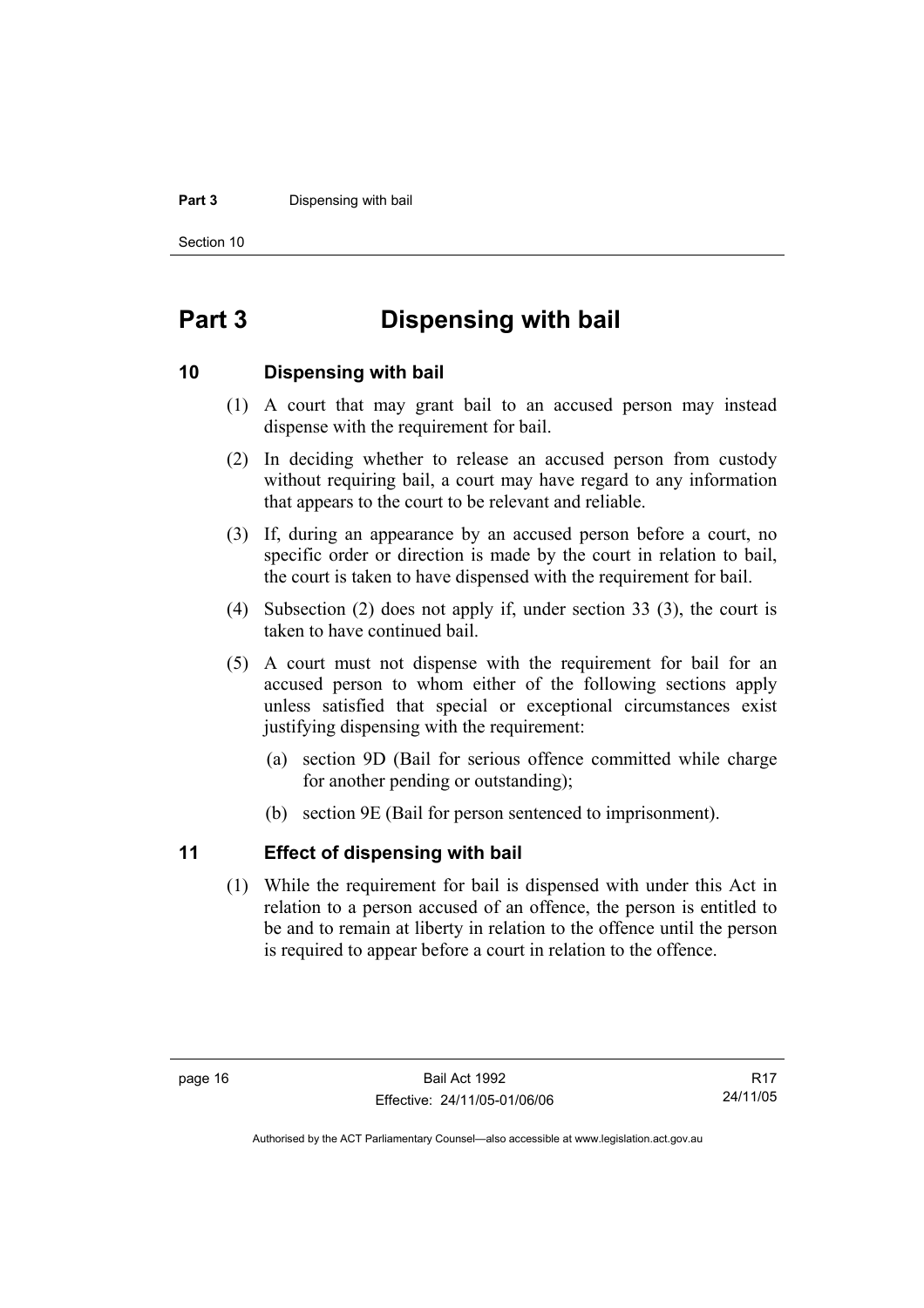# Part 3 Dispensing with bail

## 10 Dispensing with bail

(1) A court that may grant bail to an accused person may instead dispense with the requirement for bail.

(2) In deciding whether to release an accused person from custody without requiring bail, a court may have regard to any information that appears to the court to be relevant and reliable.

(3) If, during an appearance by an accused person before a court, no specific order or direction is made by the court in relation to bail, the court is taken to have dispensed with the requirement for bail.

(4) Subsection (2) does not apply if, under section 33 (3), the court is taken to have continued bail.

(5) A court must not dispense with the requirement for bail for an accused person to whom either of the following sections apply unless satisfied that special or exceptional circumstances exist justifying dispensing with the requirement:

- (a) section 9D (Bail for serious offence committed while charge for another pending or outstanding);
- (b) section 9E (Bail for person sentenced to imprisonment).

## 11 Effect of dispensing with bail

(1) While the requirement for bail is dispensed with under this Act in relation to a person accused of an offence, the person is entitled to be and to remain at liberty in relation to the offence until the person is required to appear before a court in relation to the offence.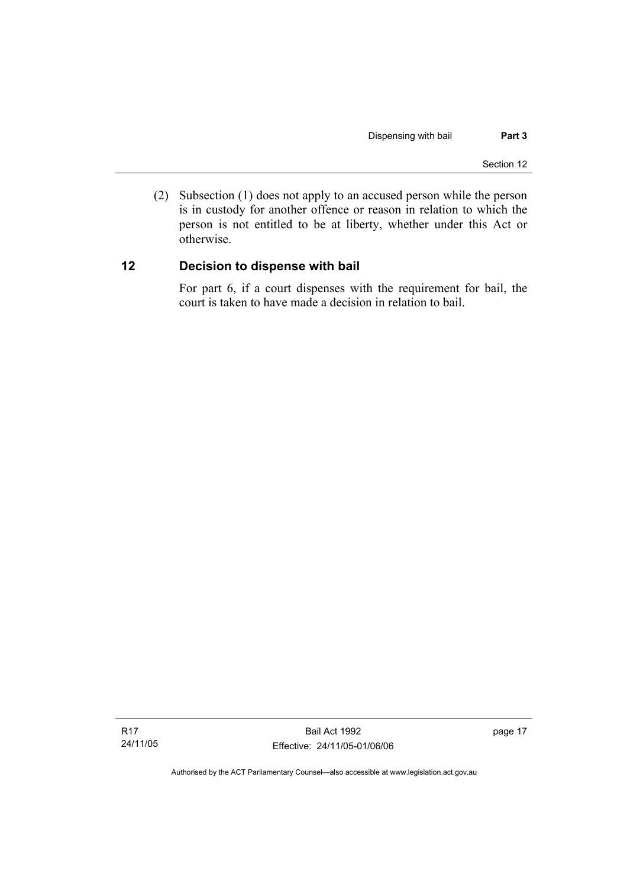(2) Subsection (1) does not apply to an accused person while the person is in custody for another offence or reason in relation to which the person is not entitled to be at liberty, whether under this Act or otherwise.

### 12 Decision to dispense with bail

For part 6, if a court dispenses with the requirement for bail, the court is taken to have made a decision in relation to bail.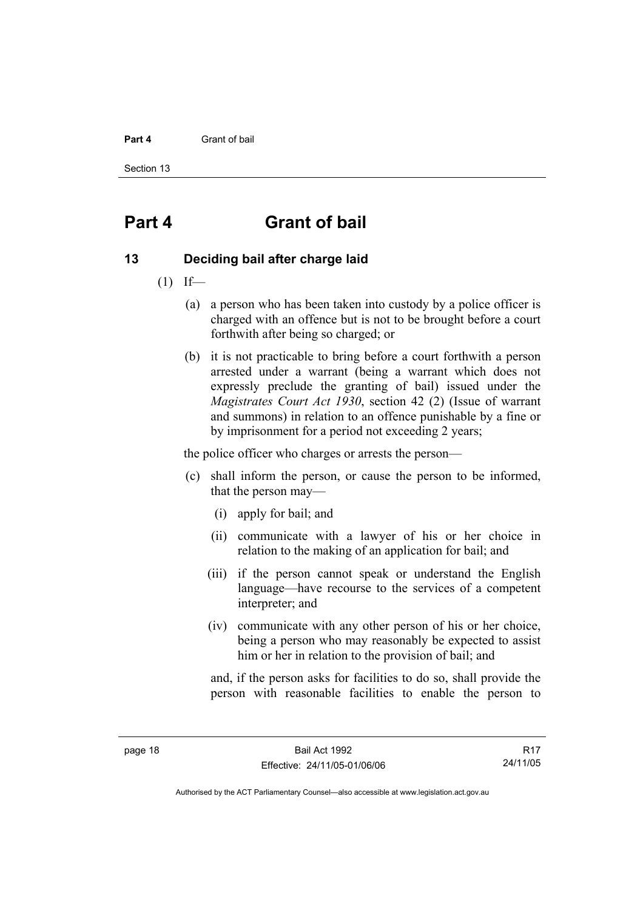# Part 4 Grant of bail

## 13 Deciding bail after charge laid

(1) If—

(a) a person who has been taken into custody by a police officer is charged with an offence but is not to be brought before a court forthwith after being so charged; or

(b) it is not practicable to bring before a court forthwith a person arrested under a warrant (being a warrant which does not expressly preclude the granting of bail) issued under the *Magistrates Court Act 1930*, section 42 (2) (Issue of warrant and summons) in relation to an offence punishable by a fine or by imprisonment for a period not exceeding 2 years;

the police officer who charges or arrests the person—

(c) shall inform the person, or cause the person to be informed, that the person may—

(i) apply for bail; and

(ii) communicate with a lawyer of his or her choice in relation to the making of an application for bail; and

(iii) if the person cannot speak or understand the English language—have recourse to the services of a competent interpreter; and

(iv) communicate with any other person of his or her choice, being a person who may reasonably be expected to assist him or her in relation to the provision of bail; and

and, if the person asks for facilities to do so, shall provide the person with reasonable facilities to enable the person to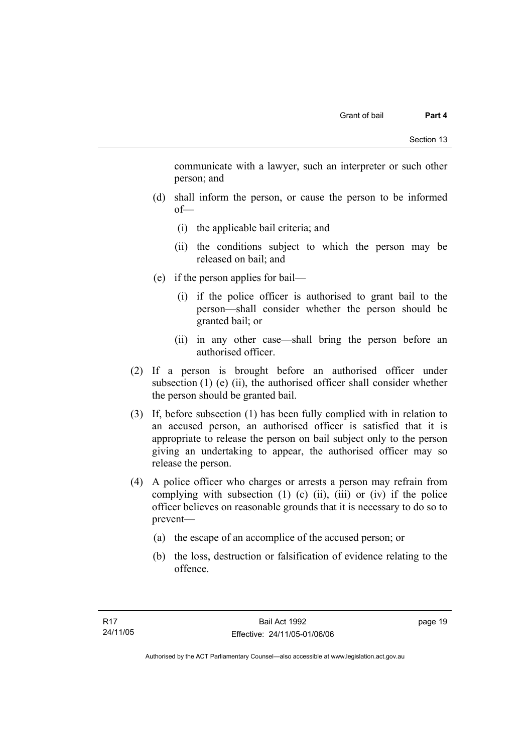communicate with a lawyer, such an interpreter or such other person; and

(d) shall inform the person, or cause the person to be informed of—

(i) the applicable bail criteria; and

(ii) the conditions subject to which the person may be released on bail; and

(e) if the person applies for bail—

(i) if the police officer is authorised to grant bail to the person—shall consider whether the person should be granted bail; or

(ii) in any other case—shall bring the person before an authorised officer.

(2) If a person is brought before an authorised officer under subsection (1) (e) (ii), the authorised officer shall consider whether the person should be granted bail.

(3) If, before subsection (1) has been fully complied with in relation to an accused person, an authorised officer is satisfied that it is appropriate to release the person on bail subject only to the person giving an undertaking to appear, the authorised officer may so release the person.

(4) A police officer who charges or arrests a person may refrain from complying with subsection (1) (c) (ii), (iii) or (iv) if the police officer believes on reasonable grounds that it is necessary to do so to prevent—

(a) the escape of an accomplice of the accused person; or

(b) the loss, destruction or falsification of evidence relating to the offence.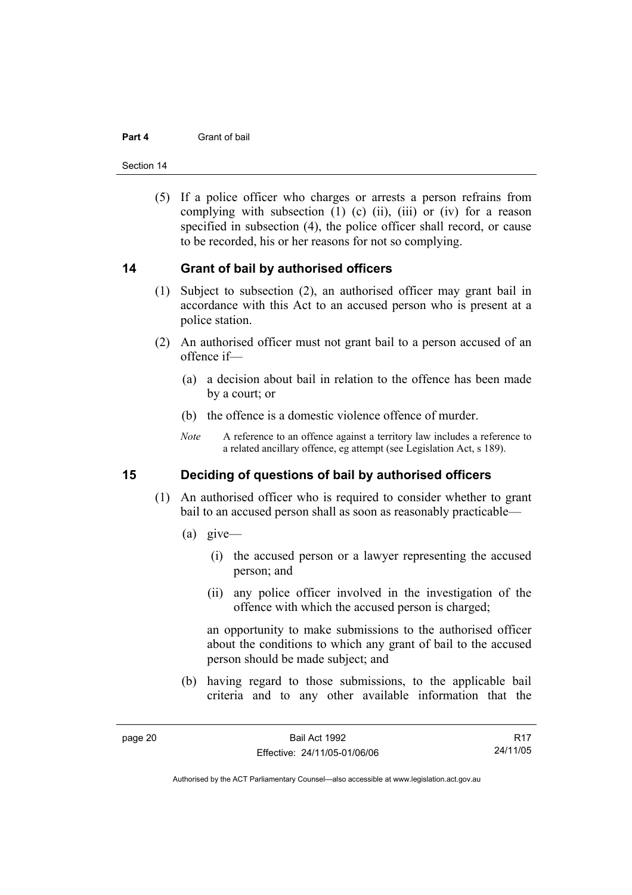(5) If a police officer who charges or arrests a person refrains from complying with subsection (1) (c) (ii), (iii) or (iv) for a reason specified in subsection (4), the police officer shall record, or cause to be recorded, his or her reasons for not so complying.

## 14 Grant of bail by authorised officers

(1) Subject to subsection (2), an authorised officer may grant bail in accordance with this Act to an accused person who is present at a police station.

(2) An authorised officer must not grant bail to a person accused of an offence if—

(a) a decision about bail in relation to the offence has been made by a court; or

(b) the offence is a domestic violence offence of murder.

*Note* A reference to an offence against a territory law includes a reference to a related ancillary offence, eg attempt (see Legislation Act, s 189).

## 15 Deciding of questions of bail by authorised officers

(1) An authorised officer who is required to consider whether to grant bail to an accused person shall as soon as reasonably practicable—

(a) give—

(i) the accused person or a lawyer representing the accused person; and

(ii) any police officer involved in the investigation of the offence with which the accused person is charged;

an opportunity to make submissions to the authorised officer about the conditions to which any grant of bail to the accused person should be made subject; and

(b) having regard to those submissions, to the applicable bail criteria and to any other available information that the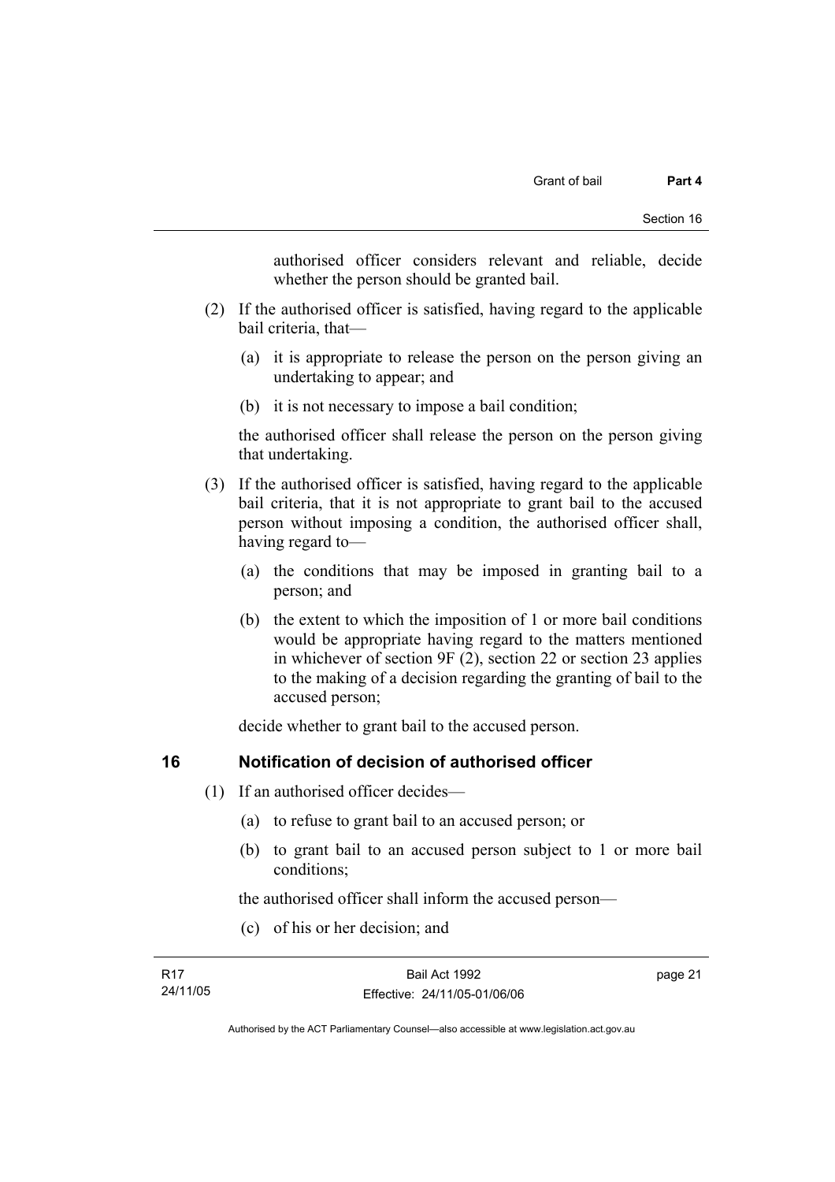authorised officer considers relevant and reliable, decide whether the person should be granted bail.

(2) If the authorised officer is satisfied, having regard to the applicable bail criteria, that—

(a) it is appropriate to release the person on the person giving an undertaking to appear; and

(b) it is not necessary to impose a bail condition;

the authorised officer shall release the person on the person giving that undertaking.

(3) If the authorised officer is satisfied, having regard to the applicable bail criteria, that it is not appropriate to grant bail to the accused person without imposing a condition, the authorised officer shall, having regard to—

(a) the conditions that may be imposed in granting bail to a person; and

(b) the extent to which the imposition of 1 or more bail conditions would be appropriate having regard to the matters mentioned in whichever of section 9F (2), section 22 or section 23 applies to the making of a decision regarding the granting of bail to the accused person;

decide whether to grant bail to the accused person.

## 16 Notification of decision of authorised officer

(1) If an authorised officer decides—

(a) to refuse to grant bail to an accused person; or

(b) to grant bail to an accused person subject to 1 or more bail conditions;

the authorised officer shall inform the accused person—

(c) of his or her decision; and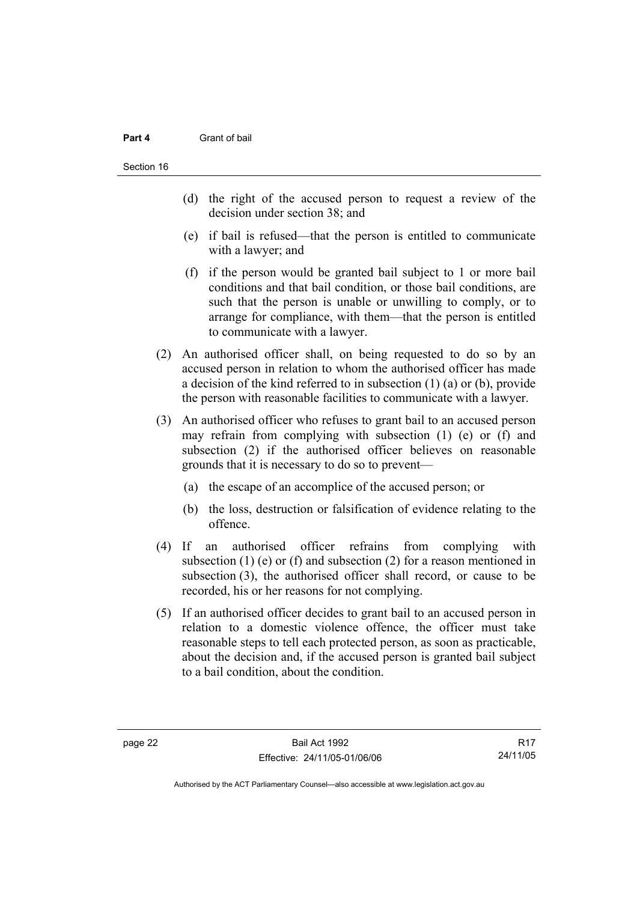(d) the right of the accused person to request a review of the decision under section 38; and

(e) if bail is refused—that the person is entitled to communicate with a lawyer; and

(f) if the person would be granted bail subject to 1 or more bail conditions and that bail condition, or those bail conditions, are such that the person is unable or unwilling to comply, or to arrange for compliance, with them—that the person is entitled to communicate with a lawyer.

(2) An authorised officer shall, on being requested to do so by an accused person in relation to whom the authorised officer has made a decision of the kind referred to in subsection (1) (a) or (b), provide the person with reasonable facilities to communicate with a lawyer.

(3) An authorised officer who refuses to grant bail to an accused person may refrain from complying with subsection (1) (e) or (f) and subsection (2) if the authorised officer believes on reasonable grounds that it is necessary to do so to prevent—

(a) the escape of an accomplice of the accused person; or

(b) the loss, destruction or falsification of evidence relating to the offence.

(4) If an authorised officer refrains from complying with subsection (1) (e) or (f) and subsection (2) for a reason mentioned in subsection (3), the authorised officer shall record, or cause to be recorded, his or her reasons for not complying.

(5) If an authorised officer decides to grant bail to an accused person in relation to a domestic violence offence, the officer must take reasonable steps to tell each protected person, as soon as practicable, about the decision and, if the accused person is granted bail subject to a bail condition, about the condition.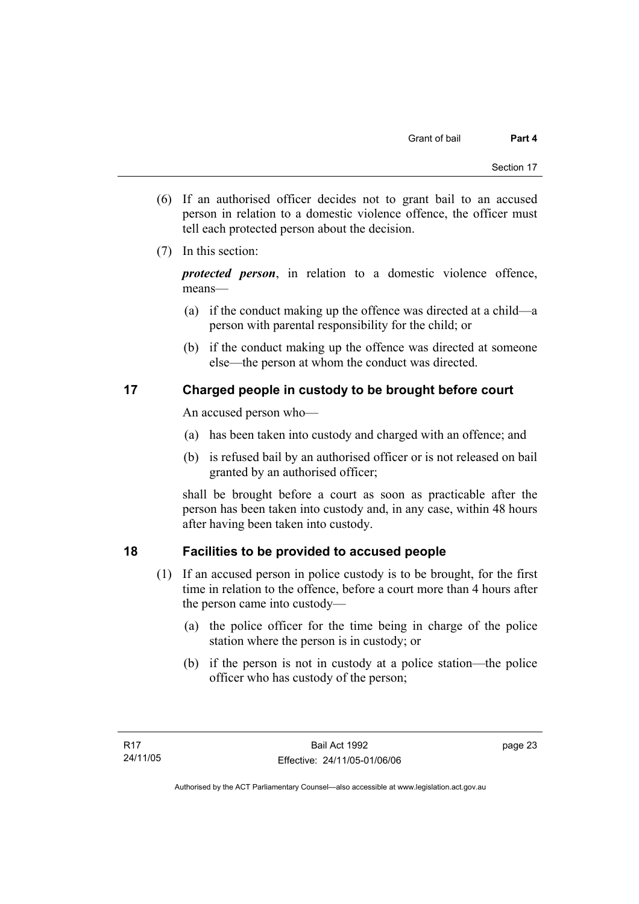(6) If an authorised officer decides not to grant bail to an accused person in relation to a domestic violence offence, the officer must tell each protected person about the decision.

(7) In this section:

***protected person***, in relation to a domestic violence offence, means—

(a) if the conduct making up the offence was directed at a child—a person with parental responsibility for the child; or

(b) if the conduct making up the offence was directed at someone else—the person at whom the conduct was directed.

## 17 Charged people in custody to be brought before court

An accused person who—

(a) has been taken into custody and charged with an offence; and

(b) is refused bail by an authorised officer or is not released on bail granted by an authorised officer;

shall be brought before a court as soon as practicable after the person has been taken into custody and, in any case, within 48 hours after having been taken into custody.

## 18 Facilities to be provided to accused people

(1) If an accused person in police custody is to be brought, for the first time in relation to the offence, before a court more than 4 hours after the person came into custody—

(a) the police officer for the time being in charge of the police station where the person is in custody; or

(b) if the person is not in custody at a police station—the police officer who has custody of the person;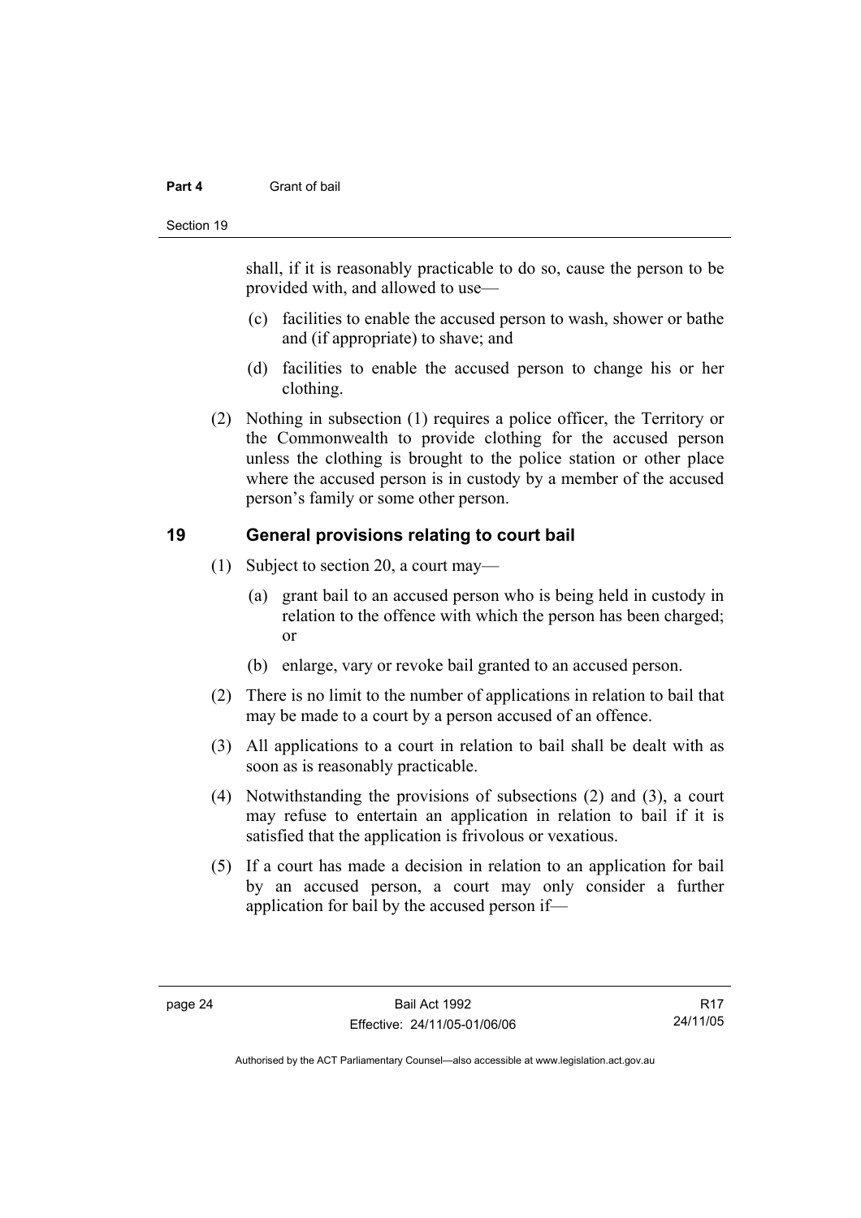shall, if it is reasonably practicable to do so, cause the person to be provided with, and allowed to use—

(c) facilities to enable the accused person to wash, shower or bathe and (if appropriate) to shave; and

(d) facilities to enable the accused person to change his or her clothing.

(2) Nothing in subsection (1) requires a police officer, the Territory or the Commonwealth to provide clothing for the accused person unless the clothing is brought to the police station or other place where the accused person is in custody by a member of the accused person's family or some other person.

## 19 General provisions relating to court bail

(1) Subject to section 20, a court may—

(a) grant bail to an accused person who is being held in custody in relation to the offence with which the person has been charged; or

(b) enlarge, vary or revoke bail granted to an accused person.

(2) There is no limit to the number of applications in relation to bail that may be made to a court by a person accused of an offence.

(3) All applications to a court in relation to bail shall be dealt with as soon as is reasonably practicable.

(4) Notwithstanding the provisions of subsections (2) and (3), a court may refuse to entertain an application in relation to bail if it is satisfied that the application is frivolous or vexatious.

(5) If a court has made a decision in relation to an application for bail by an accused person, a court may only consider a further application for bail by the accused person if—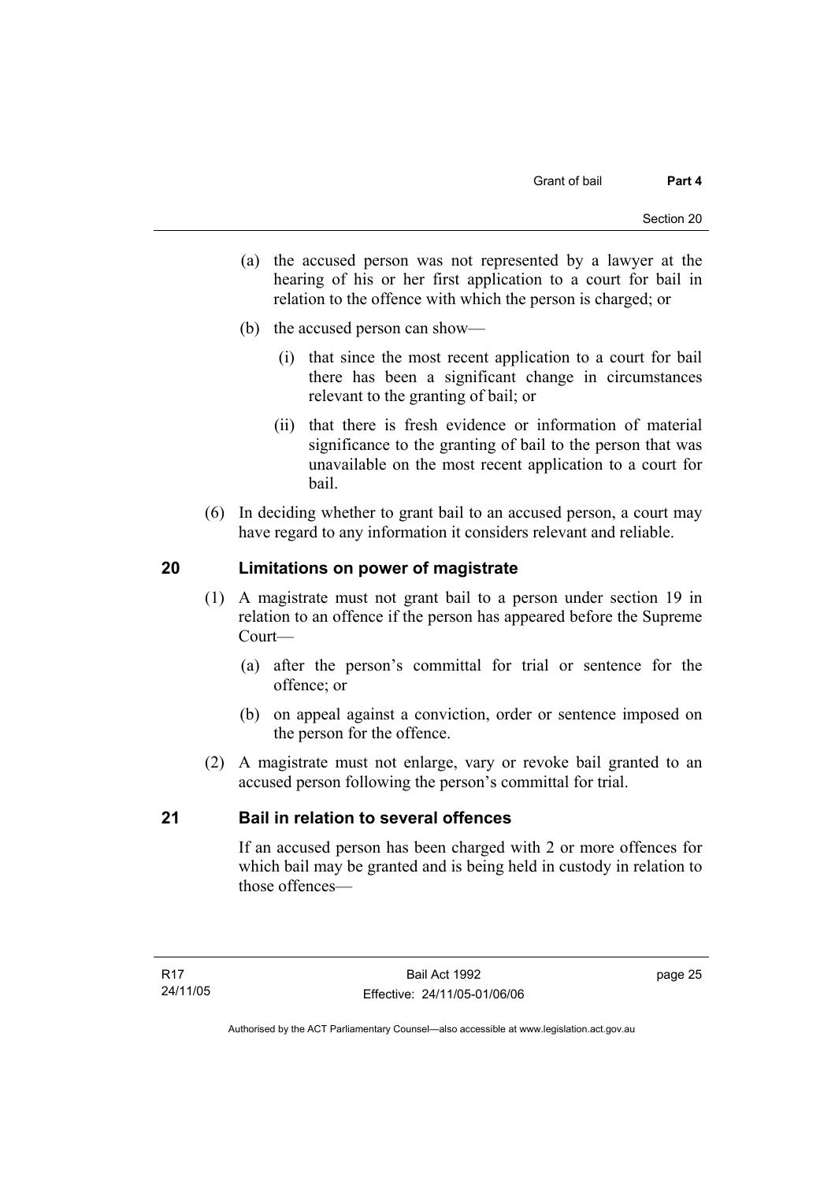(a) the accused person was not represented by a lawyer at the hearing of his or her first application to a court for bail in relation to the offence with which the person is charged; or

(b) the accused person can show—

(i) that since the most recent application to a court for bail there has been a significant change in circumstances relevant to the granting of bail; or

(ii) that there is fresh evidence or information of material significance to the granting of bail to the person that was unavailable on the most recent application to a court for bail.

(6) In deciding whether to grant bail to an accused person, a court may have regard to any information it considers relevant and reliable.

## 20 Limitations on power of magistrate

(1) A magistrate must not grant bail to a person under section 19 in relation to an offence if the person has appeared before the Supreme Court—

(a) after the person's committal for trial or sentence for the offence; or

(b) on appeal against a conviction, order or sentence imposed on the person for the offence.

(2) A magistrate must not enlarge, vary or revoke bail granted to an accused person following the person's committal for trial.

## 21 Bail in relation to several offences

If an accused person has been charged with 2 or more offences for which bail may be granted and is being held in custody in relation to those offences—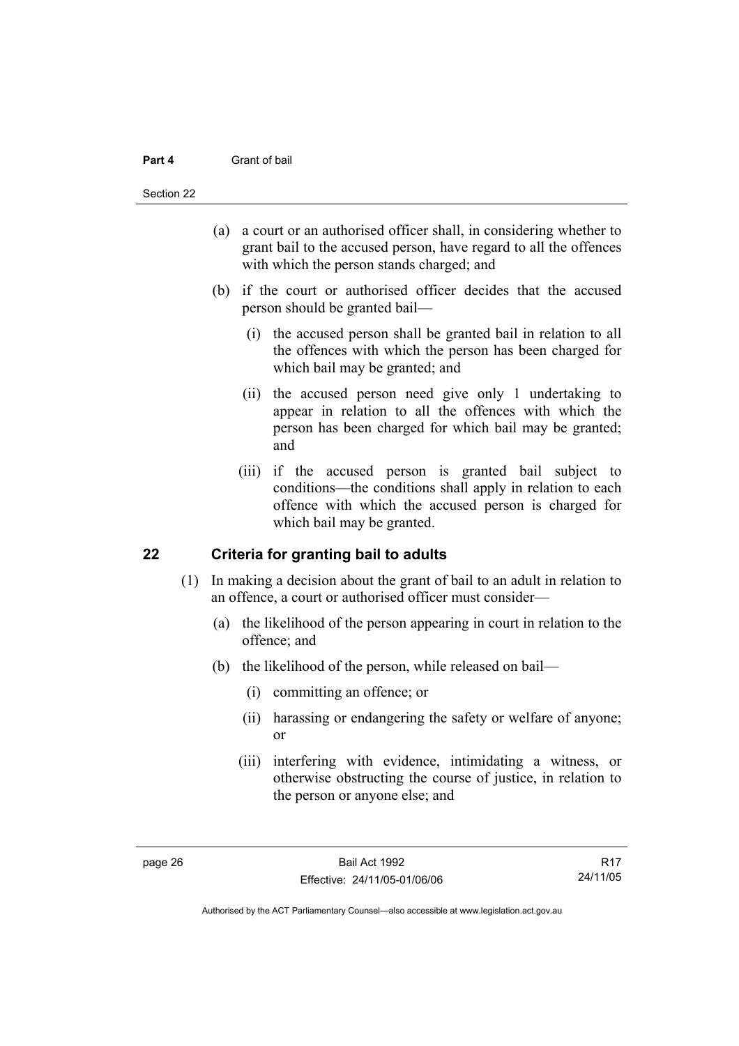(a) a court or an authorised officer shall, in considering whether to grant bail to the accused person, have regard to all the offences with which the person stands charged; and

(b) if the court or authorised officer decides that the accused person should be granted bail—

   (i) the accused person shall be granted bail in relation to all the offences with which the person has been charged for which bail may be granted; and

   (ii) the accused person need give only 1 undertaking to appear in relation to all the offences with which the person has been charged for which bail may be granted; and

   (iii) if the accused person is granted bail subject to conditions—the conditions shall apply in relation to each offence with which the accused person is charged for which bail may be granted.

## 22 Criteria for granting bail to adults

(1) In making a decision about the grant of bail to an adult in relation to an offence, a court or authorised officer must consider—

(a) the likelihood of the person appearing in court in relation to the offence; and

(b) the likelihood of the person, while released on bail—

   (i) committing an offence; or

   (ii) harassing or endangering the safety or welfare of anyone; or

   (iii) interfering with evidence, intimidating a witness, or otherwise obstructing the course of justice, in relation to the person or anyone else; and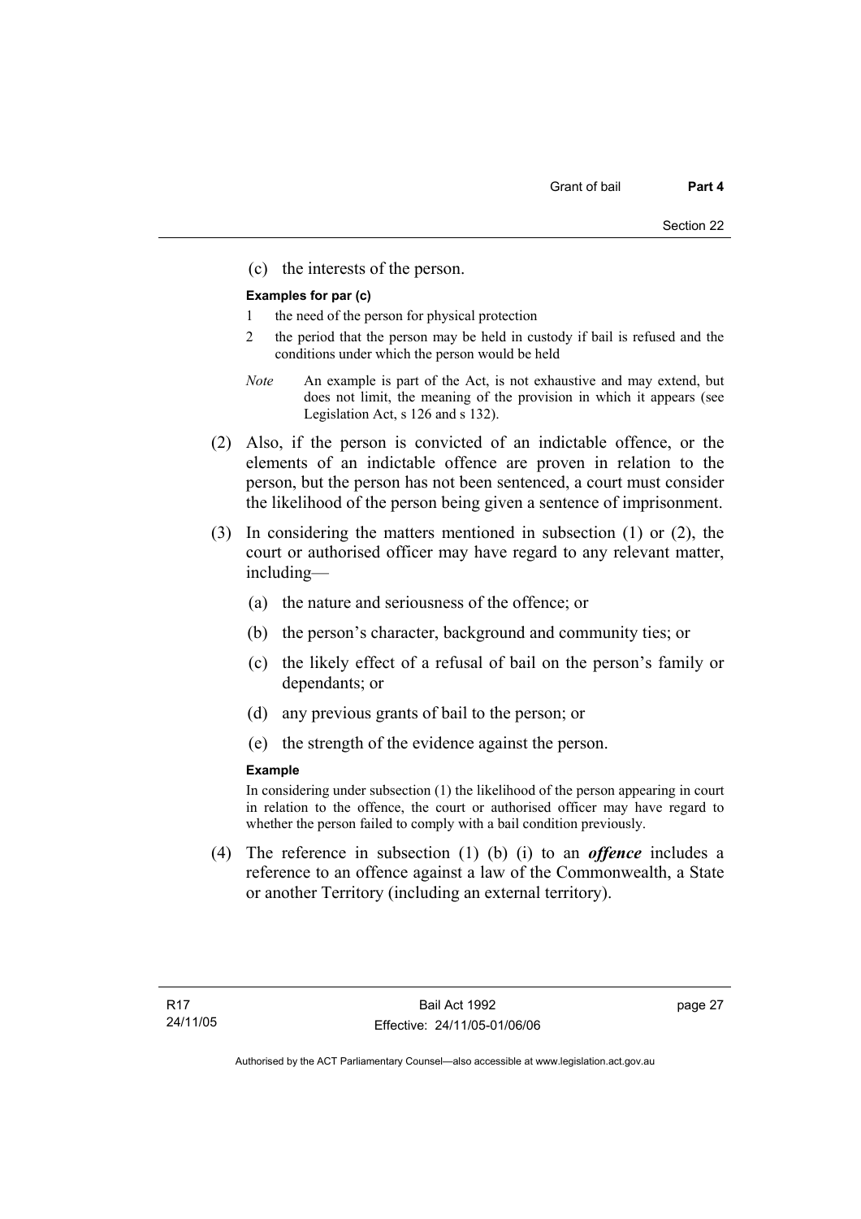(c) the interests of the person.

**Examples for par (c)**

1 the need of the person for physical protection

2 the period that the person may be held in custody if bail is refused and the conditions under which the person would be held

*Note* An example is part of the Act, is not exhaustive and may extend, but does not limit, the meaning of the provision in which it appears (see Legislation Act, s 126 and s 132).

(2) Also, if the person is convicted of an indictable offence, or the elements of an indictable offence are proven in relation to the person, but the person has not been sentenced, a court must consider the likelihood of the person being given a sentence of imprisonment.

(3) In considering the matters mentioned in subsection (1) or (2), the court or authorised officer may have regard to any relevant matter, including—

(a) the nature and seriousness of the offence; or

(b) the person's character, background and community ties; or

(c) the likely effect of a refusal of bail on the person's family or dependants; or

(d) any previous grants of bail to the person; or

(e) the strength of the evidence against the person.

**Example**

In considering under subsection (1) the likelihood of the person appearing in court in relation to the offence, the court or authorised officer may have regard to whether the person failed to comply with a bail condition previously.

(4) The reference in subsection (1) (b) (i) to an ***offence*** includes a reference to an offence against a law of the Commonwealth, a State or another Territory (including an external territory).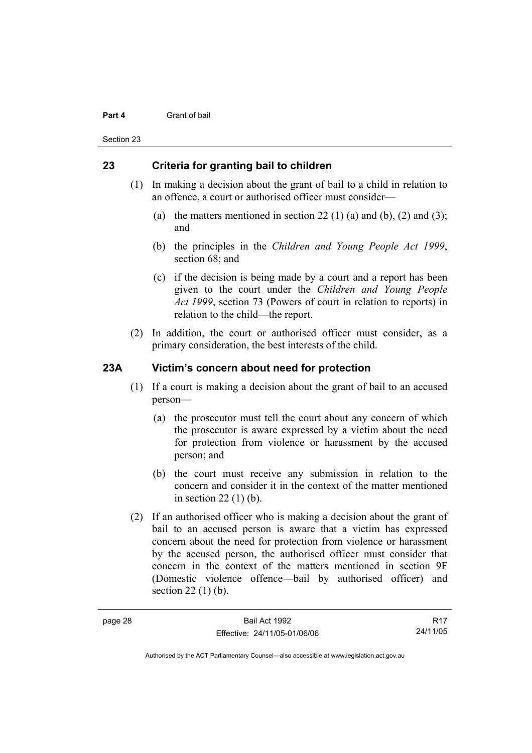## 23 Criteria for granting bail to children

(1) In making a decision about the grant of bail to a child in relation to an offence, a court or authorised officer must consider—

(a) the matters mentioned in section 22 (1) (a) and (b), (2) and (3); and

(b) the principles in the *Children and Young People Act 1999*, section 68; and

(c) if the decision is being made by a court and a report has been given to the court under the *Children and Young People Act 1999*, section 73 (Powers of court in relation to reports) in relation to the child—the report.

(2) In addition, the court or authorised officer must consider, as a primary consideration, the best interests of the child.

## 23A Victim's concern about need for protection

(1) If a court is making a decision about the grant of bail to an accused person—

(a) the prosecutor must tell the court about any concern of which the prosecutor is aware expressed by a victim about the need for protection from violence or harassment by the accused person; and

(b) the court must receive any submission in relation to the concern and consider it in the context of the matter mentioned in section 22 (1) (b).

(2) If an authorised officer who is making a decision about the grant of bail to an accused person is aware that a victim has expressed concern about the need for protection from violence or harassment by the accused person, the authorised officer must consider that concern in the context of the matters mentioned in section 9F (Domestic violence offence—bail by authorised officer) and section 22 (1) (b).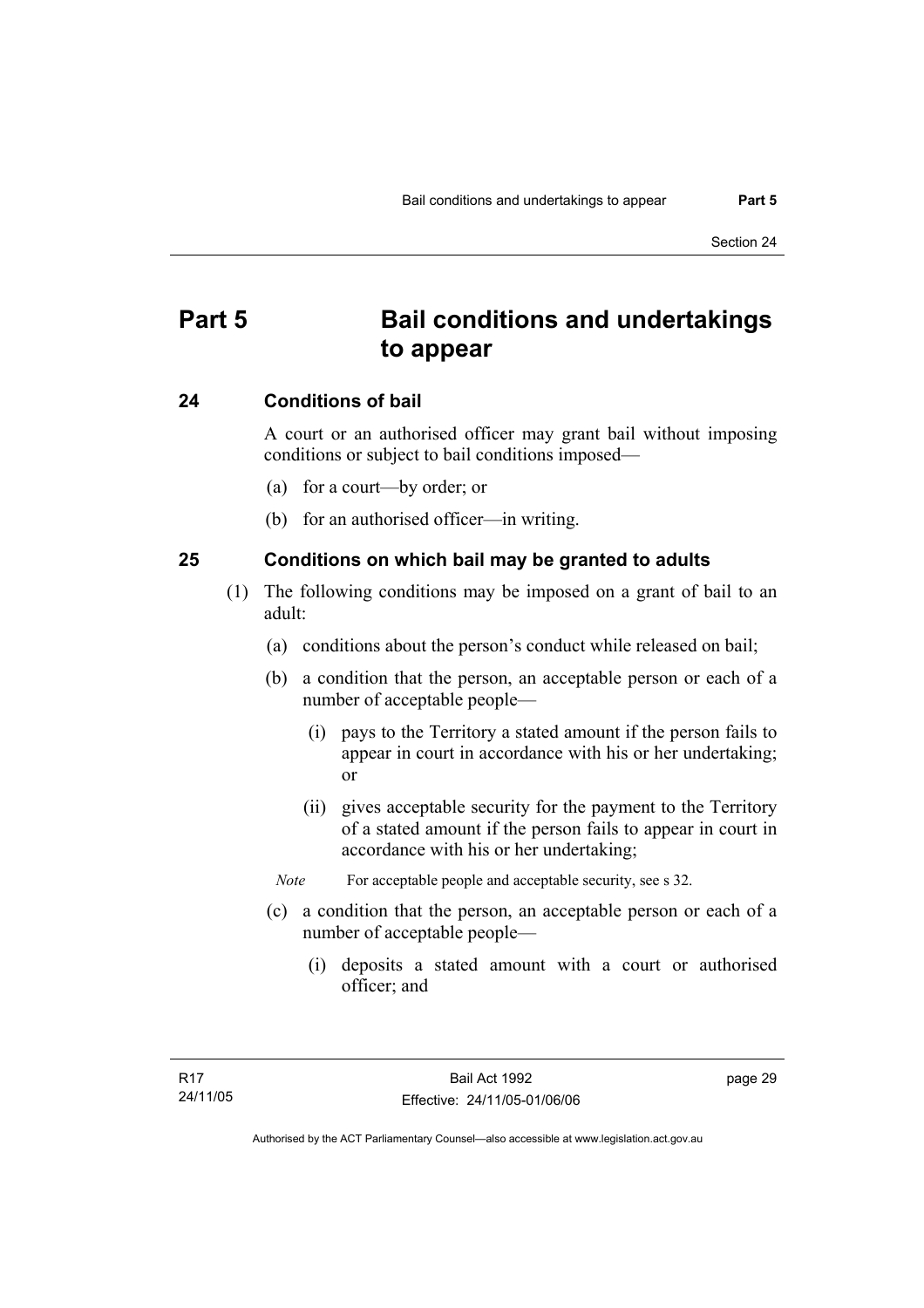# Part 5 Bail conditions and undertakings to appear

## 24 Conditions of bail

A court or an authorised officer may grant bail without imposing conditions or subject to bail conditions imposed—

(a) for a court—by order; or

(b) for an authorised officer—in writing.

## 25 Conditions on which bail may be granted to adults

(1) The following conditions may be imposed on a grant of bail to an adult:

(a) conditions about the person's conduct while released on bail;

(b) a condition that the person, an acceptable person or each of a number of acceptable people—

(i) pays to the Territory a stated amount if the person fails to appear in court in accordance with his or her undertaking; or

(ii) gives acceptable security for the payment to the Territory of a stated amount if the person fails to appear in court in accordance with his or her undertaking;

*Note* For acceptable people and acceptable security, see s 32.

(c) a condition that the person, an acceptable person or each of a number of acceptable people—

(i) deposits a stated amount with a court or authorised officer; and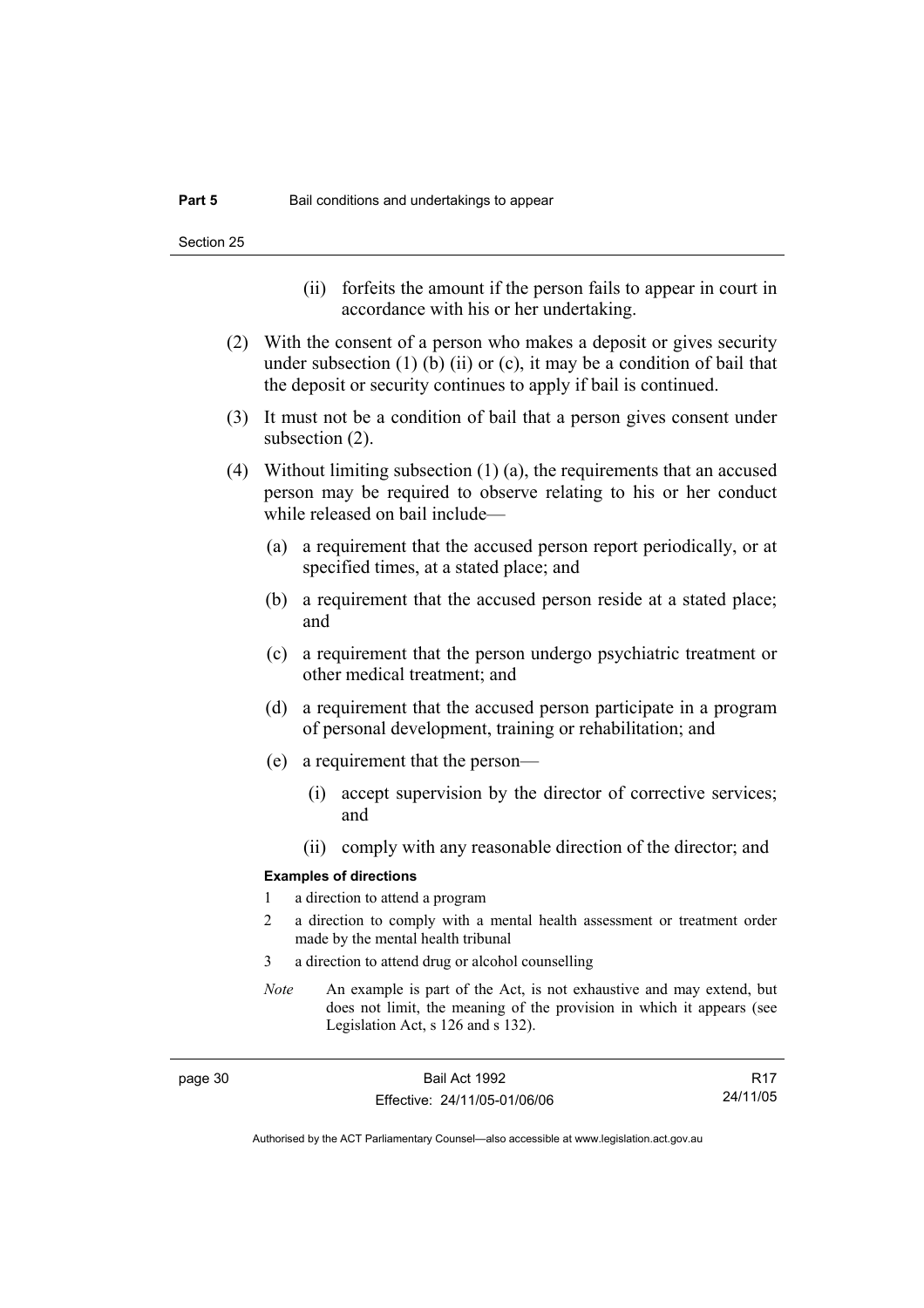(ii) forfeits the amount if the person fails to appear in court in accordance with his or her undertaking.

(2) With the consent of a person who makes a deposit or gives security under subsection (1) (b) (ii) or (c), it may be a condition of bail that the deposit or security continues to apply if bail is continued.

(3) It must not be a condition of bail that a person gives consent under subsection (2).

(4) Without limiting subsection (1) (a), the requirements that an accused person may be required to observe relating to his or her conduct while released on bail include—

(a) a requirement that the accused person report periodically, or at specified times, at a stated place; and

(b) a requirement that the accused person reside at a stated place; and

(c) a requirement that the person undergo psychiatric treatment or other medical treatment; and

(d) a requirement that the accused person participate in a program of personal development, training or rehabilitation; and

(e) a requirement that the person—

(i) accept supervision by the director of corrective services; and

(ii) comply with any reasonable direction of the director; and

**Examples of directions**

1 a direction to attend a program

2 a direction to comply with a mental health assessment or treatment order made by the mental health tribunal

3 a direction to attend drug or alcohol counselling

*Note* An example is part of the Act, is not exhaustive and may extend, but does not limit, the meaning of the provision in which it appears (see Legislation Act, s 126 and s 132).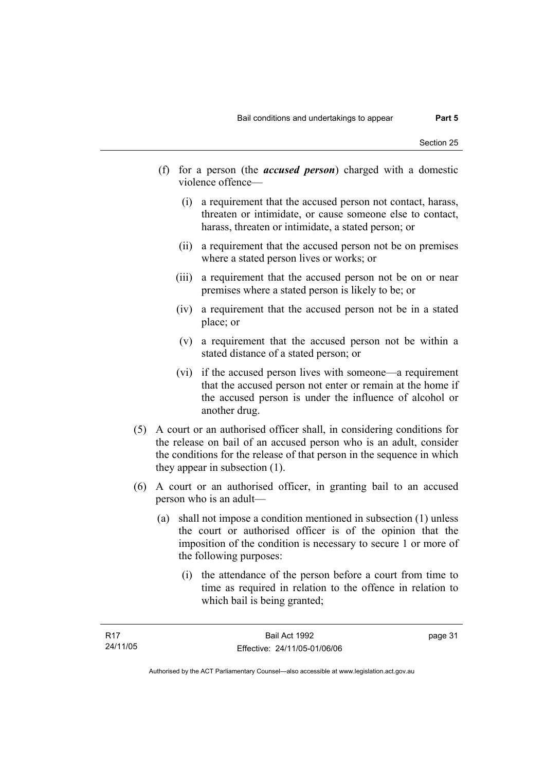(f) for a person (the ***accused person***) charged with a domestic violence offence—

(i) a requirement that the accused person not contact, harass, threaten or intimidate, or cause someone else to contact, harass, threaten or intimidate, a stated person; or

(ii) a requirement that the accused person not be on premises where a stated person lives or works; or

(iii) a requirement that the accused person not be on or near premises where a stated person is likely to be; or

(iv) a requirement that the accused person not be in a stated place; or

(v) a requirement that the accused person not be within a stated distance of a stated person; or

(vi) if the accused person lives with someone—a requirement that the accused person not enter or remain at the home if the accused person is under the influence of alcohol or another drug.

(5) A court or an authorised officer shall, in considering conditions for the release on bail of an accused person who is an adult, consider the conditions for the release of that person in the sequence in which they appear in subsection (1).

(6) A court or an authorised officer, in granting bail to an accused person who is an adult—

(a) shall not impose a condition mentioned in subsection (1) unless the court or authorised officer is of the opinion that the imposition of the condition is necessary to secure 1 or more of the following purposes:

(i) the attendance of the person before a court from time to time as required in relation to the offence in relation to which bail is being granted;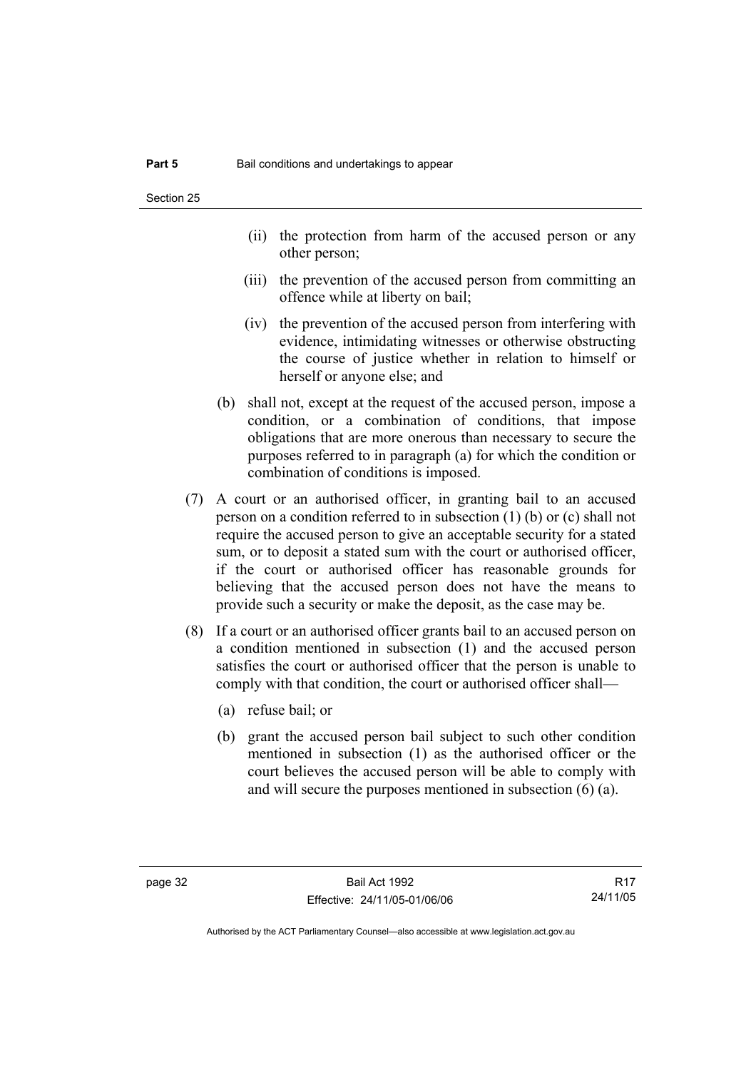(ii) the protection from harm of the accused person or any other person;

(iii) the prevention of the accused person from committing an offence while at liberty on bail;

(iv) the prevention of the accused person from interfering with evidence, intimidating witnesses or otherwise obstructing the course of justice whether in relation to himself or herself or anyone else; and

(b) shall not, except at the request of the accused person, impose a condition, or a combination of conditions, that impose obligations that are more onerous than necessary to secure the purposes referred to in paragraph (a) for which the condition or combination of conditions is imposed.

(7) A court or an authorised officer, in granting bail to an accused person on a condition referred to in subsection (1) (b) or (c) shall not require the accused person to give an acceptable security for a stated sum, or to deposit a stated sum with the court or authorised officer, if the court or authorised officer has reasonable grounds for believing that the accused person does not have the means to provide such a security or make the deposit, as the case may be.

(8) If a court or an authorised officer grants bail to an accused person on a condition mentioned in subsection (1) and the accused person satisfies the court or authorised officer that the person is unable to comply with that condition, the court or authorised officer shall—

(a) refuse bail; or

(b) grant the accused person bail subject to such other condition mentioned in subsection (1) as the authorised officer or the court believes the accused person will be able to comply with and will secure the purposes mentioned in subsection (6) (a).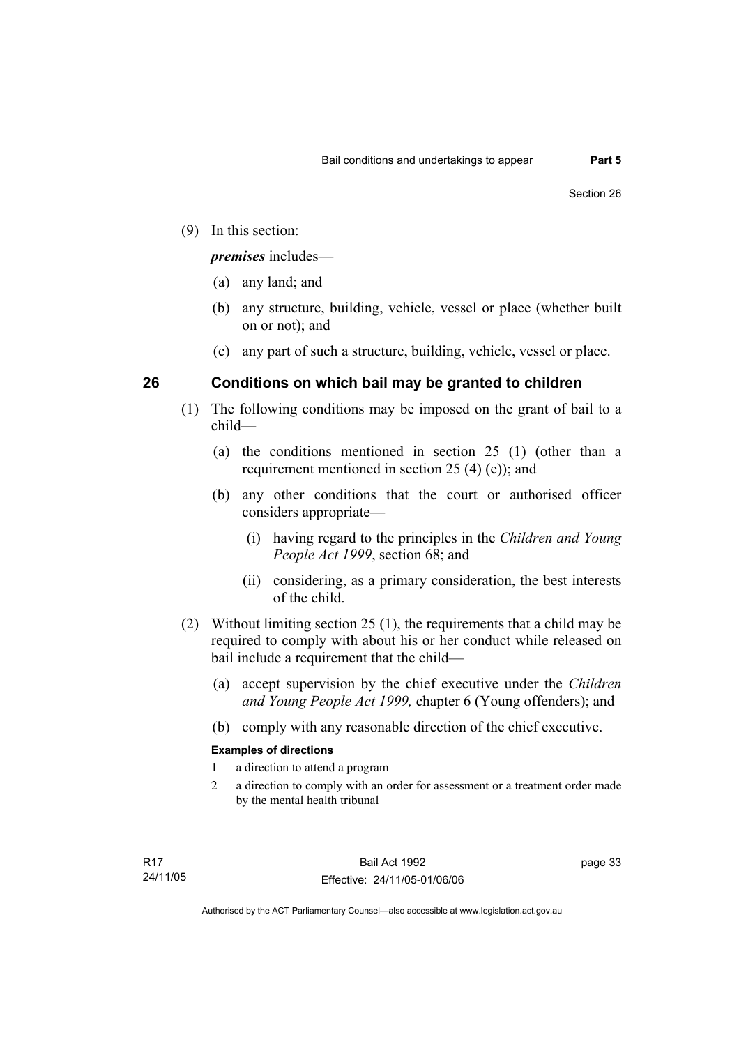(9) In this section:

***premises*** includes—

(a) any land; and

(b) any structure, building, vehicle, vessel or place (whether built on or not); and

(c) any part of such a structure, building, vehicle, vessel or place.

## 26 Conditions on which bail may be granted to children

(1) The following conditions may be imposed on the grant of bail to a child—

(a) the conditions mentioned in section 25 (1) (other than a requirement mentioned in section 25 (4) (e)); and

(b) any other conditions that the court or authorised officer considers appropriate—

(i) having regard to the principles in the *Children and Young People Act 1999*, section 68; and

(ii) considering, as a primary consideration, the best interests of the child.

(2) Without limiting section 25 (1), the requirements that a child may be required to comply with about his or her conduct while released on bail include a requirement that the child—

(a) accept supervision by the chief executive under the *Children and Young People Act 1999,* chapter 6 (Young offenders); and

(b) comply with any reasonable direction of the chief executive.

**Examples of directions**

1 a direction to attend a program

2 a direction to comply with an order for assessment or a treatment order made by the mental health tribunal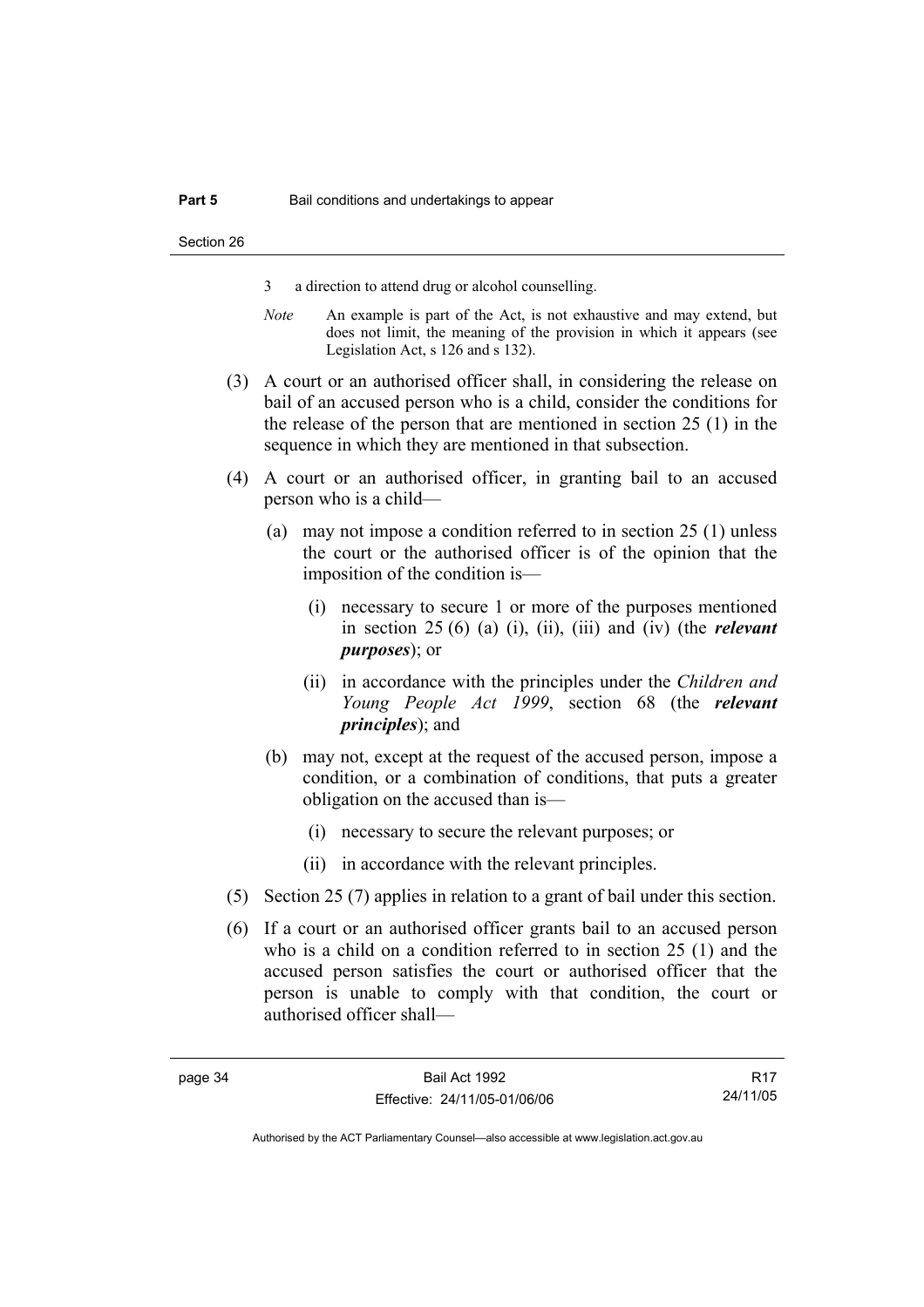3 a direction to attend drug or alcohol counselling.

*Note* An example is part of the Act, is not exhaustive and may extend, but does not limit, the meaning of the provision in which it appears (see Legislation Act, s 126 and s 132).

(3) A court or an authorised officer shall, in considering the release on bail of an accused person who is a child, consider the conditions for the release of the person that are mentioned in section 25 (1) in the sequence in which they are mentioned in that subsection.

(4) A court or an authorised officer, in granting bail to an accused person who is a child—

(a) may not impose a condition referred to in section 25 (1) unless the court or the authorised officer is of the opinion that the imposition of the condition is—

(i) necessary to secure 1 or more of the purposes mentioned in section 25 (6) (a) (i), (ii), (iii) and (iv) (the ***relevant purposes***); or

(ii) in accordance with the principles under the *Children and Young People Act 1999*, section 68 (the ***relevant principles***); and

(b) may not, except at the request of the accused person, impose a condition, or a combination of conditions, that puts a greater obligation on the accused than is—

(i) necessary to secure the relevant purposes; or

(ii) in accordance with the relevant principles.

(5) Section 25 (7) applies in relation to a grant of bail under this section.

(6) If a court or an authorised officer grants bail to an accused person who is a child on a condition referred to in section 25 (1) and the accused person satisfies the court or authorised officer that the person is unable to comply with that condition, the court or authorised officer shall—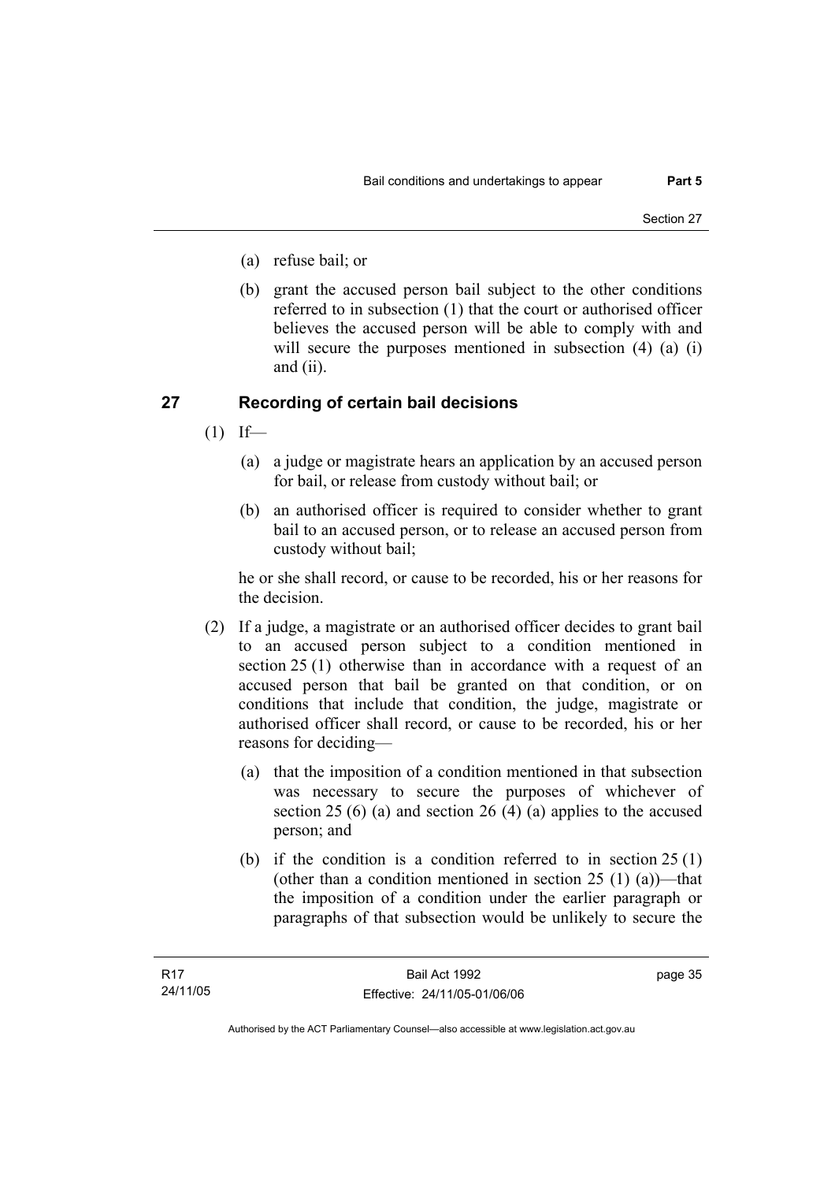(a) refuse bail; or

(b) grant the accused person bail subject to the other conditions referred to in subsection (1) that the court or authorised officer believes the accused person will be able to comply with and will secure the purposes mentioned in subsection (4) (a) (i) and (ii).

## 27 Recording of certain bail decisions

(1) If—

(a) a judge or magistrate hears an application by an accused person for bail, or release from custody without bail; or

(b) an authorised officer is required to consider whether to grant bail to an accused person, or to release an accused person from custody without bail;

he or she shall record, or cause to be recorded, his or her reasons for the decision.

(2) If a judge, a magistrate or an authorised officer decides to grant bail to an accused person subject to a condition mentioned in section 25 (1) otherwise than in accordance with a request of an accused person that bail be granted on that condition, or on conditions that include that condition, the judge, magistrate or authorised officer shall record, or cause to be recorded, his or her reasons for deciding—

(a) that the imposition of a condition mentioned in that subsection was necessary to secure the purposes of whichever of section 25 (6) (a) and section 26 (4) (a) applies to the accused person; and

(b) if the condition is a condition referred to in section 25 (1) (other than a condition mentioned in section 25 (1) (a))—that the imposition of a condition under the earlier paragraph or paragraphs of that subsection would be unlikely to secure the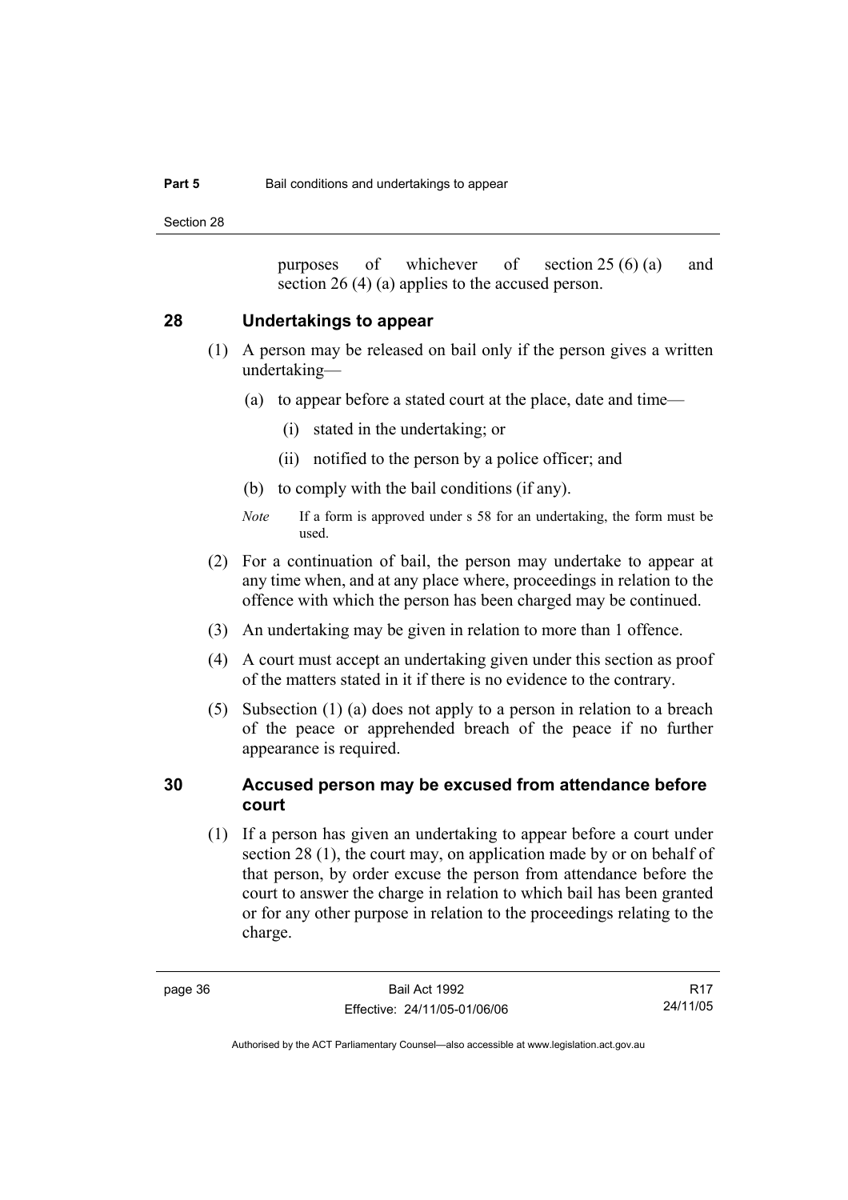purposes of whichever of section 25 (6) (a) and section 26 (4) (a) applies to the accused person.

## 28 Undertakings to appear

(1) A person may be released on bail only if the person gives a written undertaking—

- (a) to appear before a stated court at the place, date and time—
  - (i) stated in the undertaking; or
  - (ii) notified to the person by a police officer; and
- (b) to comply with the bail conditions (if any).

*Note* If a form is approved under s 58 for an undertaking, the form must be used.

(2) For a continuation of bail, the person may undertake to appear at any time when, and at any place where, proceedings in relation to the offence with which the person has been charged may be continued.

(3) An undertaking may be given in relation to more than 1 offence.

(4) A court must accept an undertaking given under this section as proof of the matters stated in it if there is no evidence to the contrary.

(5) Subsection (1) (a) does not apply to a person in relation to a breach of the peace or apprehended breach of the peace if no further appearance is required.

## 30 Accused person may be excused from attendance before court

(1) If a person has given an undertaking to appear before a court under section 28 (1), the court may, on application made by or on behalf of that person, by order excuse the person from attendance before the court to answer the charge in relation to which bail has been granted or for any other purpose in relation to the proceedings relating to the charge.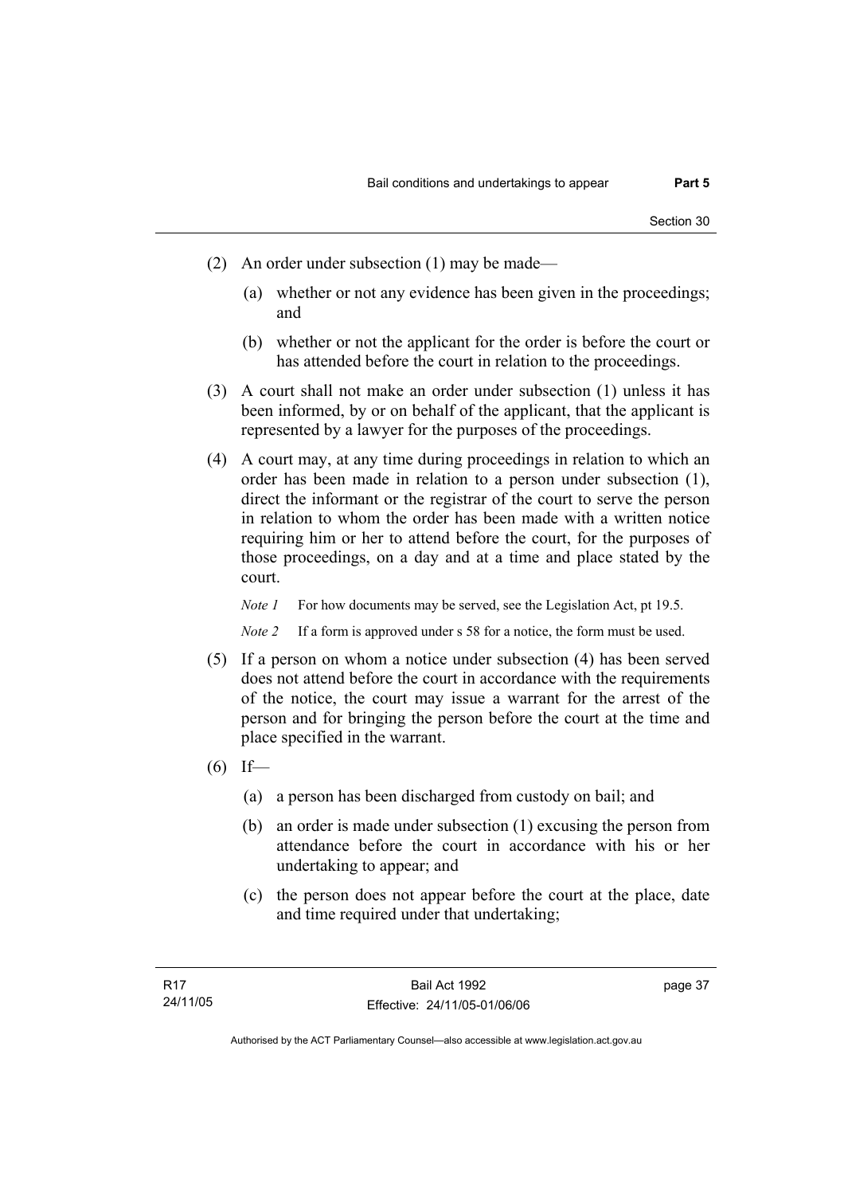(2) An order under subsection (1) may be made—

(a) whether or not any evidence has been given in the proceedings; and

(b) whether or not the applicant for the order is before the court or has attended before the court in relation to the proceedings.

(3) A court shall not make an order under subsection (1) unless it has been informed, by or on behalf of the applicant, that the applicant is represented by a lawyer for the purposes of the proceedings.

(4) A court may, at any time during proceedings in relation to which an order has been made in relation to a person under subsection (1), direct the informant or the registrar of the court to serve the person in relation to whom the order has been made with a written notice requiring him or her to attend before the court, for the purposes of those proceedings, on a day and at a time and place stated by the court.

*Note 1* For how documents may be served, see the Legislation Act, pt 19.5.

*Note 2* If a form is approved under s 58 for a notice, the form must be used.

(5) If a person on whom a notice under subsection (4) has been served does not attend before the court in accordance with the requirements of the notice, the court may issue a warrant for the arrest of the person and for bringing the person before the court at the time and place specified in the warrant.

(6) If—

(a) a person has been discharged from custody on bail; and

(b) an order is made under subsection (1) excusing the person from attendance before the court in accordance with his or her undertaking to appear; and

(c) the person does not appear before the court at the place, date and time required under that undertaking;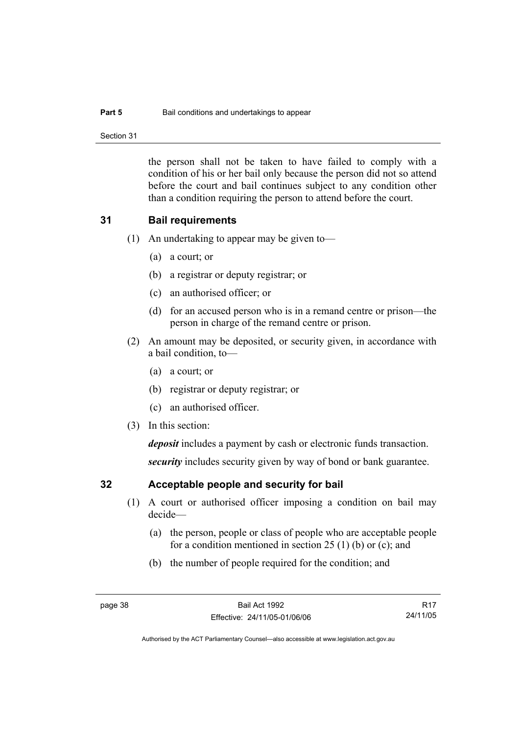the person shall not be taken to have failed to comply with a condition of his or her bail only because the person did not so attend before the court and bail continues subject to any condition other than a condition requiring the person to attend before the court.

## 31 Bail requirements

(1) An undertaking to appear may be given to—

(a) a court; or

(b) a registrar or deputy registrar; or

(c) an authorised officer; or

(d) for an accused person who is in a remand centre or prison—the person in charge of the remand centre or prison.

(2) An amount may be deposited, or security given, in accordance with a bail condition, to—

(a) a court; or

(b) registrar or deputy registrar; or

(c) an authorised officer.

(3) In this section:

***deposit*** includes a payment by cash or electronic funds transaction.

***security*** includes security given by way of bond or bank guarantee.

## 32 Acceptable people and security for bail

(1) A court or authorised officer imposing a condition on bail may decide—

(a) the person, people or class of people who are acceptable people for a condition mentioned in section 25 (1) (b) or (c); and

(b) the number of people required for the condition; and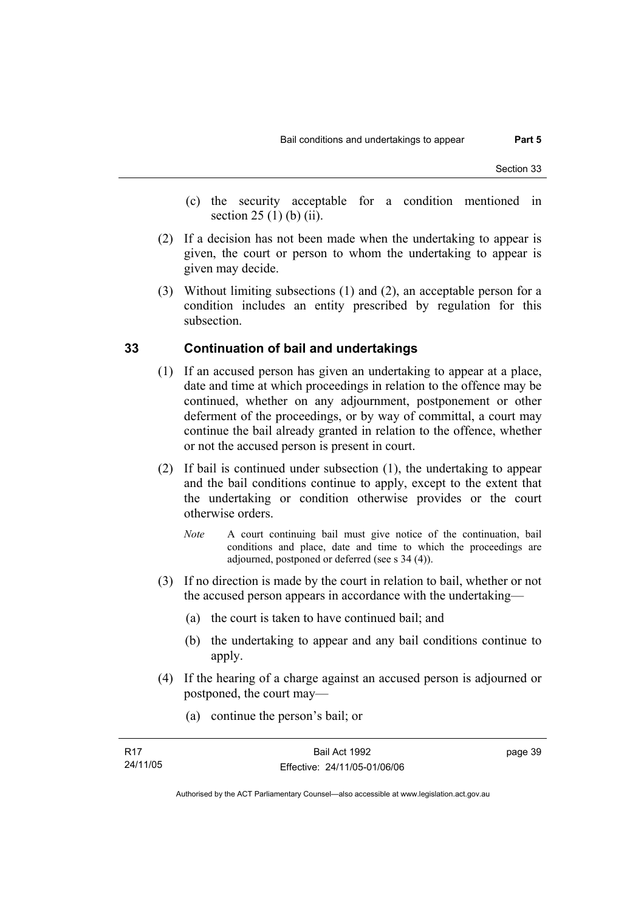(c) the security acceptable for a condition mentioned in section 25 (1) (b) (ii).

(2) If a decision has not been made when the undertaking to appear is given, the court or person to whom the undertaking to appear is given may decide.

(3) Without limiting subsections (1) and (2), an acceptable person for a condition includes an entity prescribed by regulation for this subsection.

### 33 Continuation of bail and undertakings

(1) If an accused person has given an undertaking to appear at a place, date and time at which proceedings in relation to the offence may be continued, whether on any adjournment, postponement or other deferment of the proceedings, or by way of committal, a court may continue the bail already granted in relation to the offence, whether or not the accused person is present in court.

(2) If bail is continued under subsection (1), the undertaking to appear and the bail conditions continue to apply, except to the extent that the undertaking or condition otherwise provides or the court otherwise orders.

*Note* A court continuing bail must give notice of the continuation, bail conditions and place, date and time to which the proceedings are adjourned, postponed or deferred (see s 34 (4)).

(3) If no direction is made by the court in relation to bail, whether or not the accused person appears in accordance with the undertaking—

(a) the court is taken to have continued bail; and

(b) the undertaking to appear and any bail conditions continue to apply.

(4) If the hearing of a charge against an accused person is adjourned or postponed, the court may—

(a) continue the person's bail; or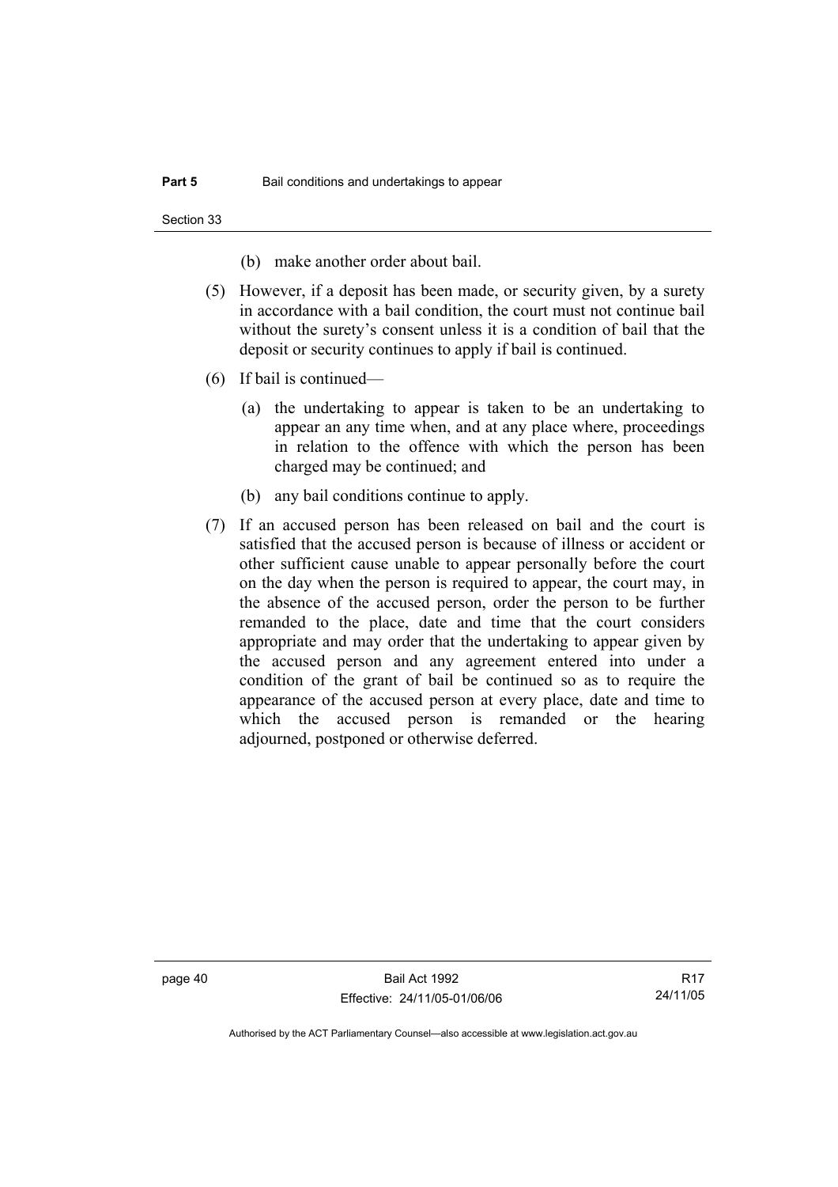(b) make another order about bail.

(5) However, if a deposit has been made, or security given, by a surety in accordance with a bail condition, the court must not continue bail without the surety's consent unless it is a condition of bail that the deposit or security continues to apply if bail is continued.

(6) If bail is continued—

(a) the undertaking to appear is taken to be an undertaking to appear an any time when, and at any place where, proceedings in relation to the offence with which the person has been charged may be continued; and

(b) any bail conditions continue to apply.

(7) If an accused person has been released on bail and the court is satisfied that the accused person is because of illness or accident or other sufficient cause unable to appear personally before the court on the day when the person is required to appear, the court may, in the absence of the accused person, order the person to be further remanded to the place, date and time that the court considers appropriate and may order that the undertaking to appear given by the accused person and any agreement entered into under a condition of the grant of bail be continued so as to require the appearance of the accused person at every place, date and time to which the accused person is remanded or the hearing adjourned, postponed or otherwise deferred.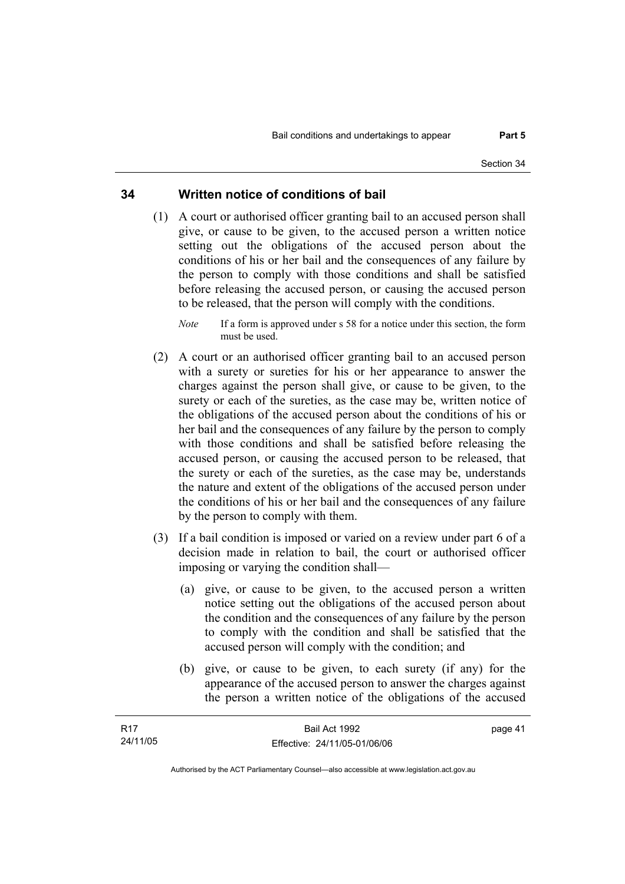## 34 Written notice of conditions of bail

(1) A court or authorised officer granting bail to an accused person shall give, or cause to be given, to the accused person a written notice setting out the obligations of the accused person about the conditions of his or her bail and the consequences of any failure by the person to comply with those conditions and shall be satisfied before releasing the accused person, or causing the accused person to be released, that the person will comply with the conditions.

*Note* If a form is approved under s 58 for a notice under this section, the form must be used.

(2) A court or an authorised officer granting bail to an accused person with a surety or sureties for his or her appearance to answer the charges against the person shall give, or cause to be given, to the surety or each of the sureties, as the case may be, written notice of the obligations of the accused person about the conditions of his or her bail and the consequences of any failure by the person to comply with those conditions and shall be satisfied before releasing the accused person, or causing the accused person to be released, that the surety or each of the sureties, as the case may be, understands the nature and extent of the obligations of the accused person under the conditions of his or her bail and the consequences of any failure by the person to comply with them.

(3) If a bail condition is imposed or varied on a review under part 6 of a decision made in relation to bail, the court or authorised officer imposing or varying the condition shall—

(a) give, or cause to be given, to the accused person a written notice setting out the obligations of the accused person about the condition and the consequences of any failure by the person to comply with the condition and shall be satisfied that the accused person will comply with the condition; and

(b) give, or cause to be given, to each surety (if any) for the appearance of the accused person to answer the charges against the person a written notice of the obligations of the accused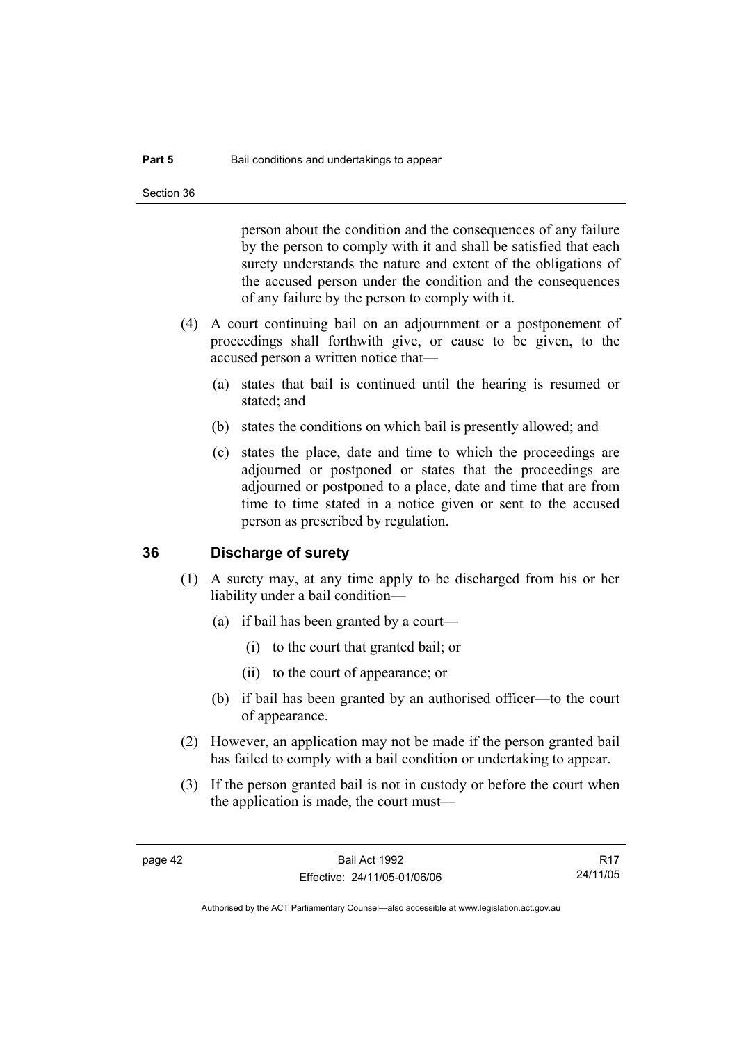person about the condition and the consequences of any failure by the person to comply with it and shall be satisfied that each surety understands the nature and extent of the obligations of the accused person under the condition and the consequences of any failure by the person to comply with it.

(4) A court continuing bail on an adjournment or a postponement of proceedings shall forthwith give, or cause to be given, to the accused person a written notice that—

(a) states that bail is continued until the hearing is resumed or stated; and

(b) states the conditions on which bail is presently allowed; and

(c) states the place, date and time to which the proceedings are adjourned or postponed or states that the proceedings are adjourned or postponed to a place, date and time that are from time to time stated in a notice given or sent to the accused person as prescribed by regulation.

## 36 Discharge of surety

(1) A surety may, at any time apply to be discharged from his or her liability under a bail condition—

(a) if bail has been granted by a court—

(i) to the court that granted bail; or

(ii) to the court of appearance; or

(b) if bail has been granted by an authorised officer—to the court of appearance.

(2) However, an application may not be made if the person granted bail has failed to comply with a bail condition or undertaking to appear.

(3) If the person granted bail is not in custody or before the court when the application is made, the court must—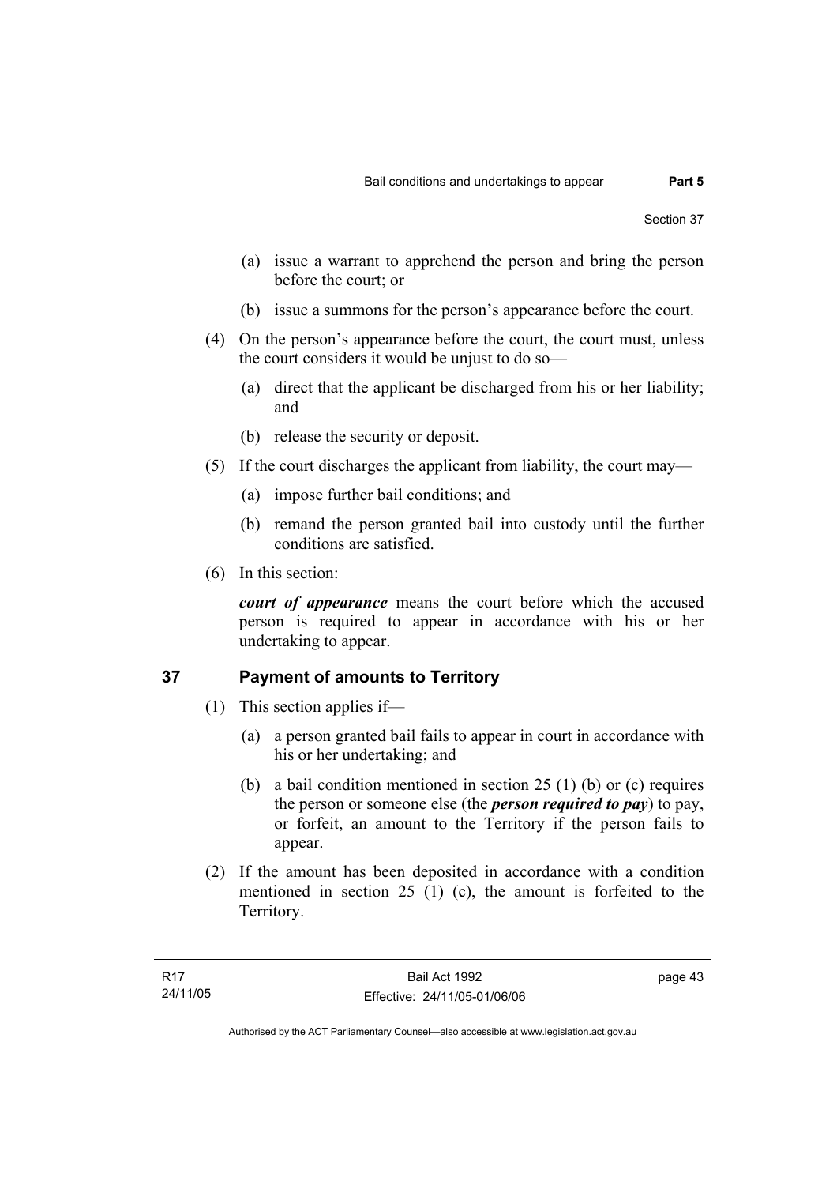(a) issue a warrant to apprehend the person and bring the person before the court; or

(b) issue a summons for the person's appearance before the court.

(4) On the person's appearance before the court, the court must, unless the court considers it would be unjust to do so—

(a) direct that the applicant be discharged from his or her liability; and

(b) release the security or deposit.

(5) If the court discharges the applicant from liability, the court may—

(a) impose further bail conditions; and

(b) remand the person granted bail into custody until the further conditions are satisfied.

(6) In this section:

***court of appearance*** means the court before which the accused person is required to appear in accordance with his or her undertaking to appear.

## 37 Payment of amounts to Territory

(1) This section applies if—

(a) a person granted bail fails to appear in court in accordance with his or her undertaking; and

(b) a bail condition mentioned in section 25 (1) (b) or (c) requires the person or someone else (the ***person required to pay***) to pay, or forfeit, an amount to the Territory if the person fails to appear.

(2) If the amount has been deposited in accordance with a condition mentioned in section 25 (1) (c), the amount is forfeited to the Territory.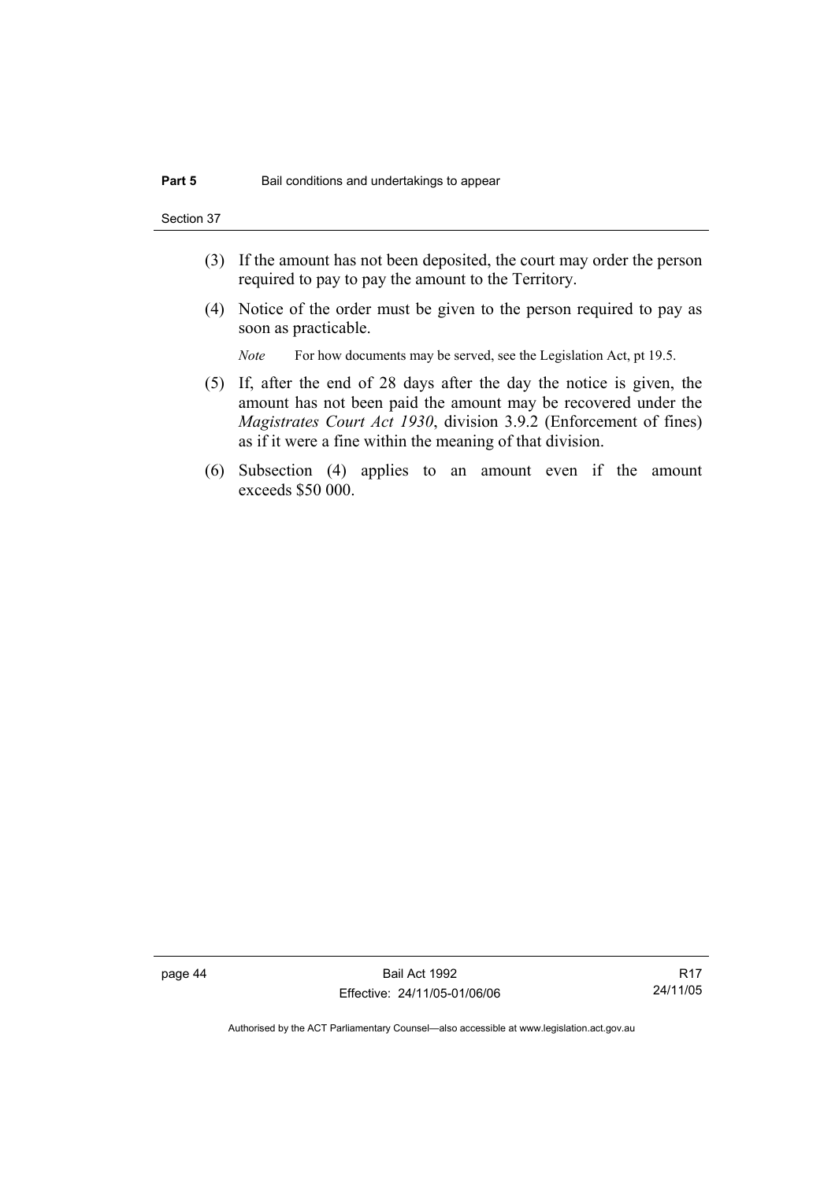(3) If the amount has not been deposited, the court may order the person required to pay to pay the amount to the Territory.

(4) Notice of the order must be given to the person required to pay as soon as practicable.

*Note* For how documents may be served, see the Legislation Act, pt 19.5.

(5) If, after the end of 28 days after the day the notice is given, the amount has not been paid the amount may be recovered under the *Magistrates Court Act 1930*, division 3.9.2 (Enforcement of fines) as if it were a fine within the meaning of that division.

(6) Subsection (4) applies to an amount even if the amount exceeds $50 000.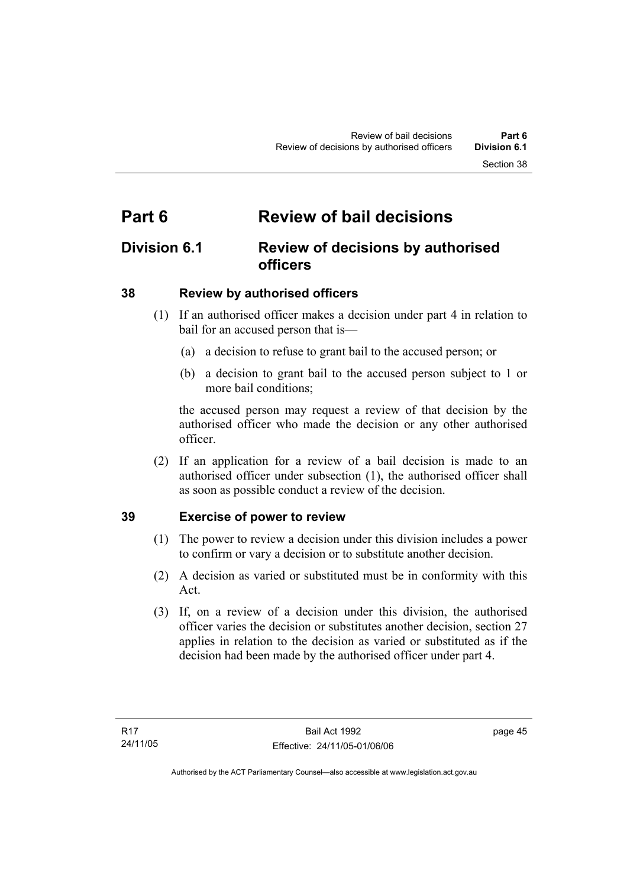# Part 6 Review of bail decisions

## Division 6.1 Review of decisions by authorised officers

### 38 Review by authorised officers

(1) If an authorised officer makes a decision under part 4 in relation to bail for an accused person that is—

(a) a decision to refuse to grant bail to the accused person; or

(b) a decision to grant bail to the accused person subject to 1 or more bail conditions;

the accused person may request a review of that decision by the authorised officer who made the decision or any other authorised officer.

(2) If an application for a review of a bail decision is made to an authorised officer under subsection (1), the authorised officer shall as soon as possible conduct a review of the decision.

### 39 Exercise of power to review

(1) The power to review a decision under this division includes a power to confirm or vary a decision or to substitute another decision.

(2) A decision as varied or substituted must be in conformity with this Act.

(3) If, on a review of a decision under this division, the authorised officer varies the decision or substitutes another decision, section 27 applies in relation to the decision as varied or substituted as if the decision had been made by the authorised officer under part 4.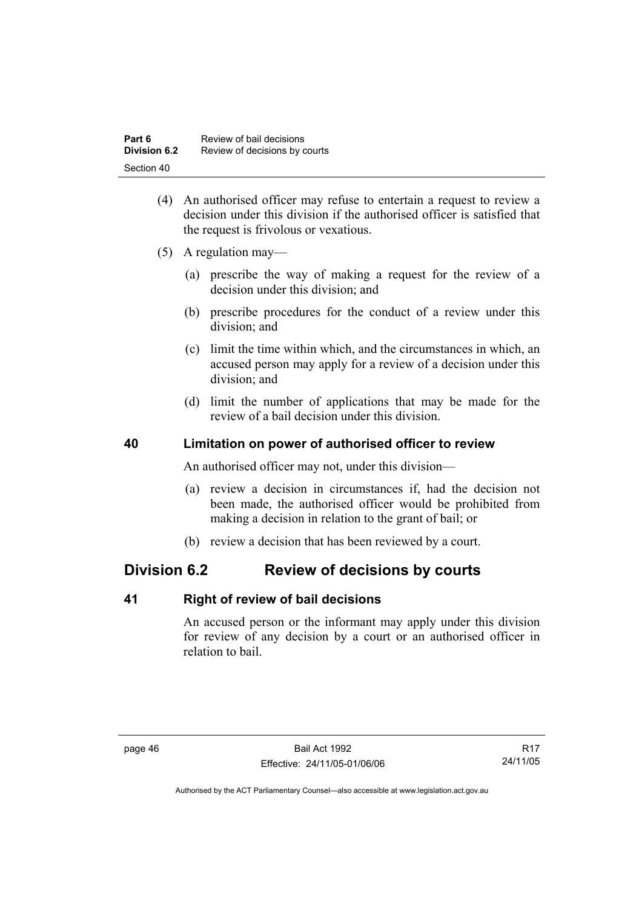(4) An authorised officer may refuse to entertain a request to review a decision under this division if the authorised officer is satisfied that the request is frivolous or vexatious.

(5) A regulation may—

(a) prescribe the way of making a request for the review of a decision under this division; and

(b) prescribe procedures for the conduct of a review under this division; and

(c) limit the time within which, and the circumstances in which, an accused person may apply for a review of a decision under this division; and

(d) limit the number of applications that may be made for the review of a bail decision under this division.

### 40 Limitation on power of authorised officer to review

An authorised officer may not, under this division—

(a) review a decision in circumstances if, had the decision not been made, the authorised officer would be prohibited from making a decision in relation to the grant of bail; or

(b) review a decision that has been reviewed by a court.

## Division 6.2 Review of decisions by courts

### 41 Right of review of bail decisions

An accused person or the informant may apply under this division for review of any decision by a court or an authorised officer in relation to bail.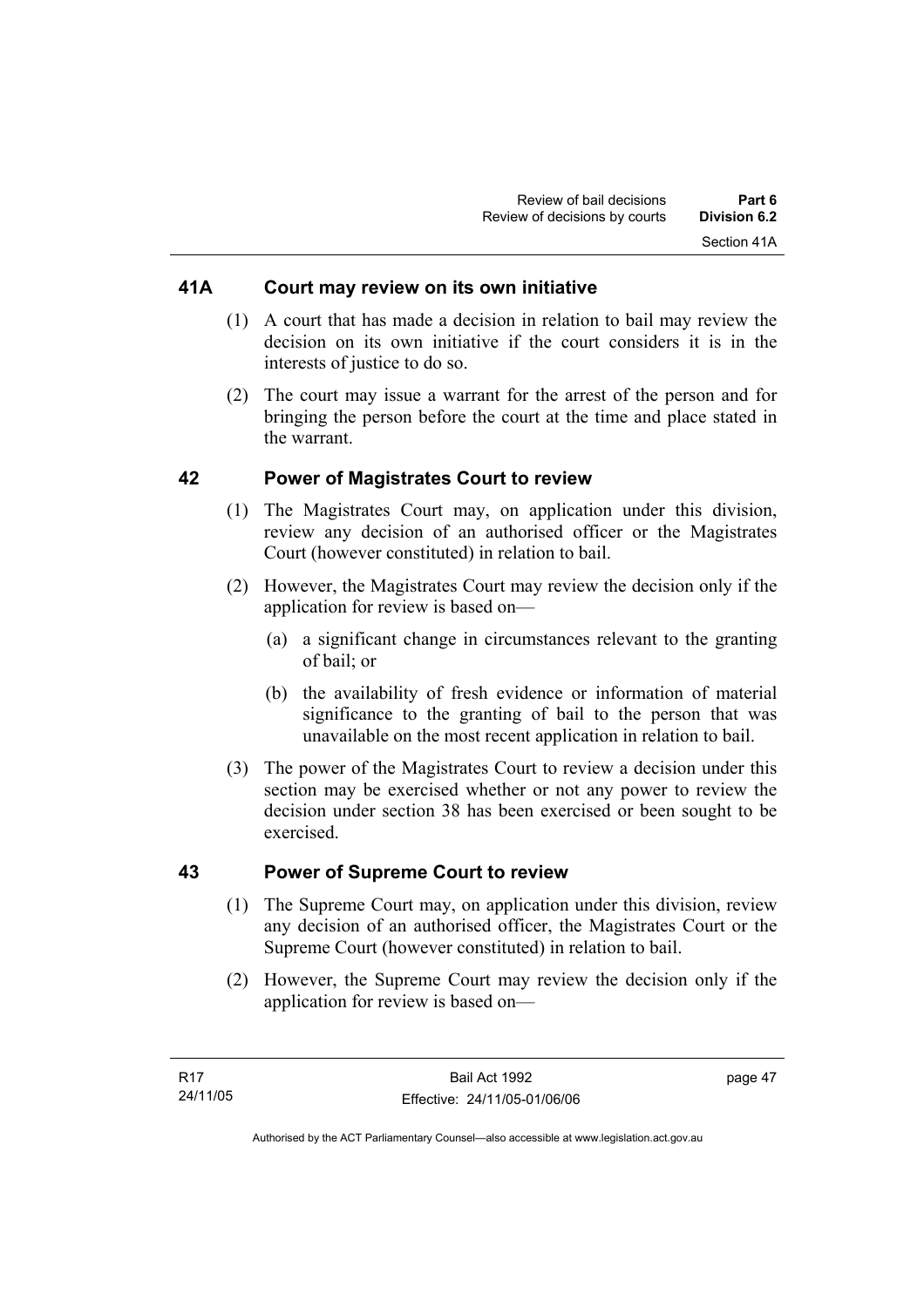## 41A Court may review on its own initiative

(1) A court that has made a decision in relation to bail may review the decision on its own initiative if the court considers it is in the interests of justice to do so.

(2) The court may issue a warrant for the arrest of the person and for bringing the person before the court at the time and place stated in the warrant.

## 42 Power of Magistrates Court to review

(1) The Magistrates Court may, on application under this division, review any decision of an authorised officer or the Magistrates Court (however constituted) in relation to bail.

(2) However, the Magistrates Court may review the decision only if the application for review is based on—

(a) a significant change in circumstances relevant to the granting of bail; or

(b) the availability of fresh evidence or information of material significance to the granting of bail to the person that was unavailable on the most recent application in relation to bail.

(3) The power of the Magistrates Court to review a decision under this section may be exercised whether or not any power to review the decision under section 38 has been exercised or been sought to be exercised.

## 43 Power of Supreme Court to review

(1) The Supreme Court may, on application under this division, review any decision of an authorised officer, the Magistrates Court or the Supreme Court (however constituted) in relation to bail.

(2) However, the Supreme Court may review the decision only if the application for review is based on—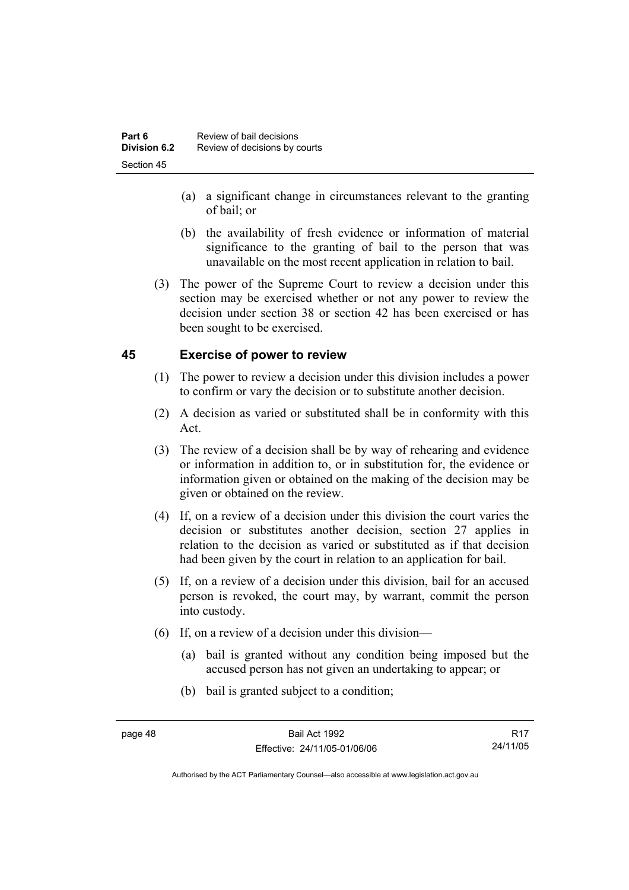(a) a significant change in circumstances relevant to the granting of bail; or

(b) the availability of fresh evidence or information of material significance to the granting of bail to the person that was unavailable on the most recent application in relation to bail.

(3) The power of the Supreme Court to review a decision under this section may be exercised whether or not any power to review the decision under section 38 or section 42 has been exercised or has been sought to be exercised.

## 45 Exercise of power to review

(1) The power to review a decision under this division includes a power to confirm or vary the decision or to substitute another decision.

(2) A decision as varied or substituted shall be in conformity with this Act.

(3) The review of a decision shall be by way of rehearing and evidence or information in addition to, or in substitution for, the evidence or information given or obtained on the making of the decision may be given or obtained on the review.

(4) If, on a review of a decision under this division the court varies the decision or substitutes another decision, section 27 applies in relation to the decision as varied or substituted as if that decision had been given by the court in relation to an application for bail.

(5) If, on a review of a decision under this division, bail for an accused person is revoked, the court may, by warrant, commit the person into custody.

(6) If, on a review of a decision under this division—

(a) bail is granted without any condition being imposed but the accused person has not given an undertaking to appear; or

(b) bail is granted subject to a condition;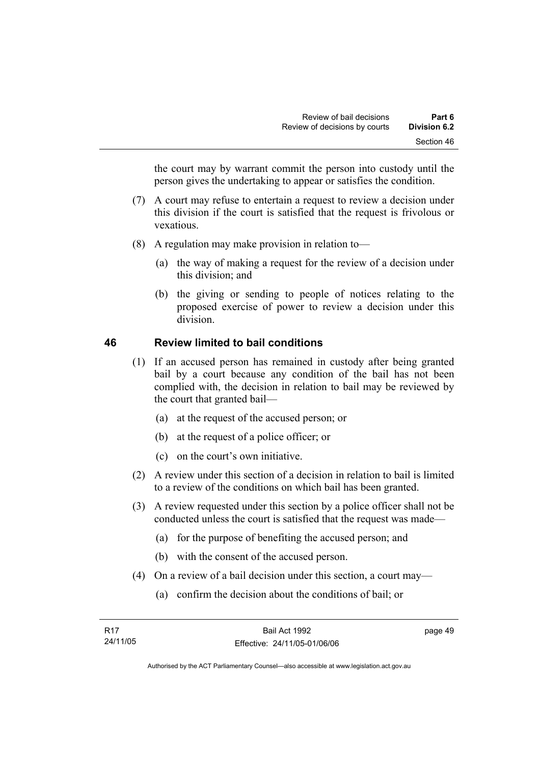the court may by warrant commit the person into custody until the person gives the undertaking to appear or satisfies the condition.

(7) A court may refuse to entertain a request to review a decision under this division if the court is satisfied that the request is frivolous or vexatious.

(8) A regulation may make provision in relation to—

(a) the way of making a request for the review of a decision under this division; and

(b) the giving or sending to people of notices relating to the proposed exercise of power to review a decision under this division.

## 46 Review limited to bail conditions

(1) If an accused person has remained in custody after being granted bail by a court because any condition of the bail has not been complied with, the decision in relation to bail may be reviewed by the court that granted bail—

(a) at the request of the accused person; or

(b) at the request of a police officer; or

(c) on the court's own initiative.

(2) A review under this section of a decision in relation to bail is limited to a review of the conditions on which bail has been granted.

(3) A review requested under this section by a police officer shall not be conducted unless the court is satisfied that the request was made—

(a) for the purpose of benefiting the accused person; and

(b) with the consent of the accused person.

(4) On a review of a bail decision under this section, a court may—

(a) confirm the decision about the conditions of bail; or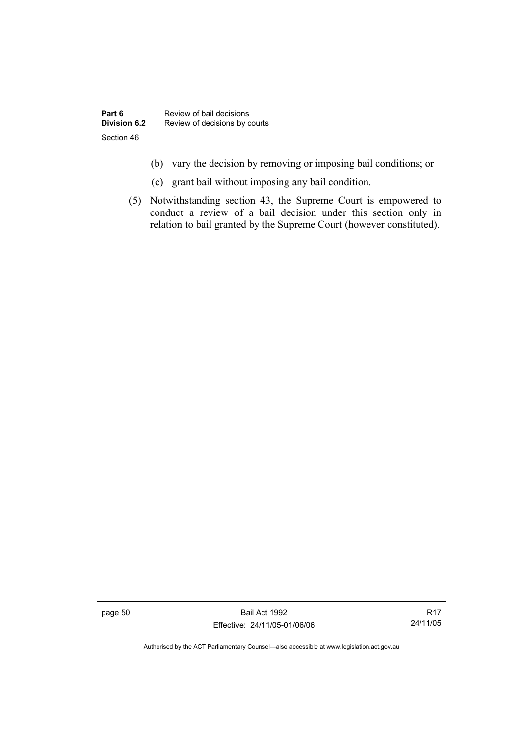(b) vary the decision by removing or imposing bail conditions; or

(c) grant bail without imposing any bail condition.

(5) Notwithstanding section 43, the Supreme Court is empowered to conduct a review of a bail decision under this section only in relation to bail granted by the Supreme Court (however constituted).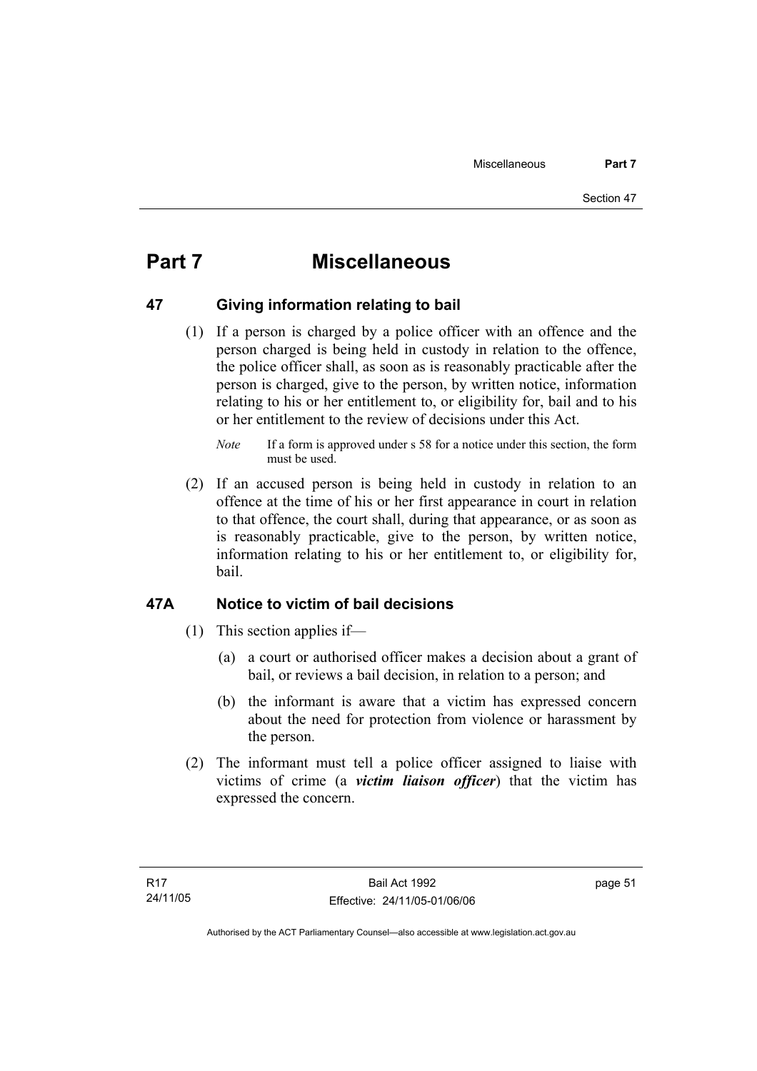# Part 7 Miscellaneous

## 47 Giving information relating to bail

(1) If a person is charged by a police officer with an offence and the person charged is being held in custody in relation to the offence, the police officer shall, as soon as is reasonably practicable after the person is charged, give to the person, by written notice, information relating to his or her entitlement to, or eligibility for, bail and to his or her entitlement to the review of decisions under this Act.

*Note* If a form is approved under s 58 for a notice under this section, the form must be used.

(2) If an accused person is being held in custody in relation to an offence at the time of his or her first appearance in court in relation to that offence, the court shall, during that appearance, or as soon as is reasonably practicable, give to the person, by written notice, information relating to his or her entitlement to, or eligibility for, bail.

## 47A Notice to victim of bail decisions

(1) This section applies if—

(a) a court or authorised officer makes a decision about a grant of bail, or reviews a bail decision, in relation to a person; and

(b) the informant is aware that a victim has expressed concern about the need for protection from violence or harassment by the person.

(2) The informant must tell a police officer assigned to liaise with victims of crime (a ***victim liaison officer***) that the victim has expressed the concern.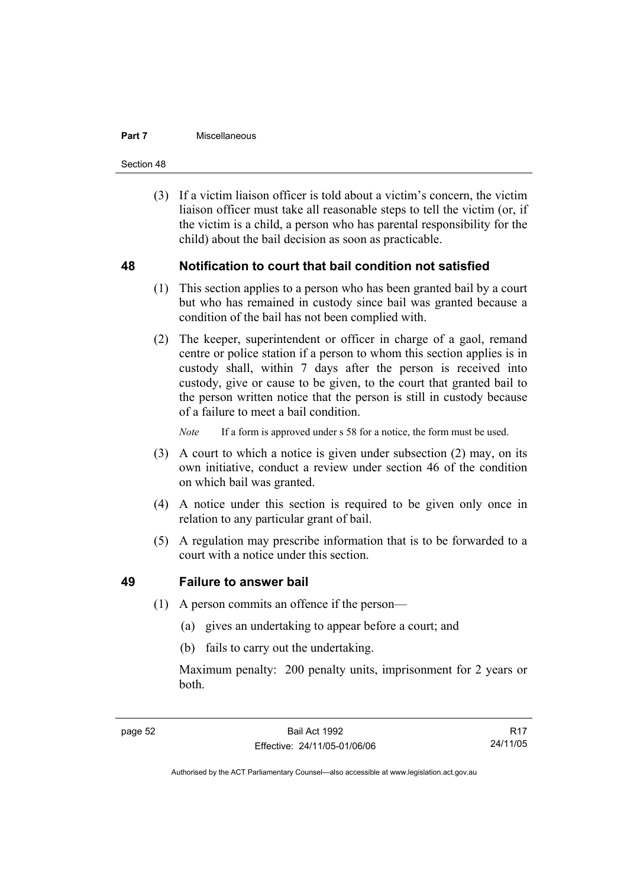(3) If a victim liaison officer is told about a victim's concern, the victim liaison officer must take all reasonable steps to tell the victim (or, if the victim is a child, a person who has parental responsibility for the child) about the bail decision as soon as practicable.

## 48 Notification to court that bail condition not satisfied

(1) This section applies to a person who has been granted bail by a court but who has remained in custody since bail was granted because a condition of the bail has not been complied with.

(2) The keeper, superintendent or officer in charge of a gaol, remand centre or police station if a person to whom this section applies is in custody shall, within 7 days after the person is received into custody, give or cause to be given, to the court that granted bail to the person written notice that the person is still in custody because of a failure to meet a bail condition.

*Note* If a form is approved under s 58 for a notice, the form must be used.

(3) A court to which a notice is given under subsection (2) may, on its own initiative, conduct a review under section 46 of the condition on which bail was granted.

(4) A notice under this section is required to be given only once in relation to any particular grant of bail.

(5) A regulation may prescribe information that is to be forwarded to a court with a notice under this section.

## 49 Failure to answer bail

(1) A person commits an offence if the person—

(a) gives an undertaking to appear before a court; and

(b) fails to carry out the undertaking.

Maximum penalty: 200 penalty units, imprisonment for 2 years or both.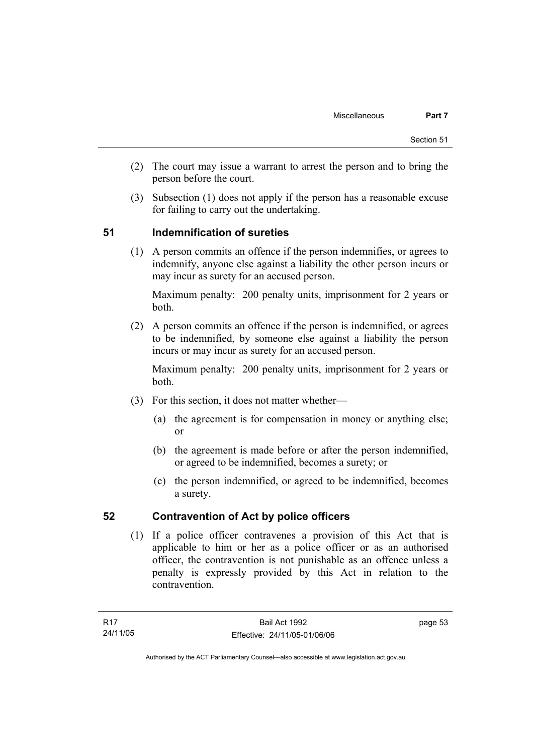(2) The court may issue a warrant to arrest the person and to bring the person before the court.

(3) Subsection (1) does not apply if the person has a reasonable excuse for failing to carry out the undertaking.

## 51 Indemnification of sureties

(1) A person commits an offence if the person indemnifies, or agrees to indemnify, anyone else against a liability the other person incurs or may incur as surety for an accused person.

Maximum penalty: 200 penalty units, imprisonment for 2 years or both.

(2) A person commits an offence if the person is indemnified, or agrees to be indemnified, by someone else against a liability the person incurs or may incur as surety for an accused person.

Maximum penalty: 200 penalty units, imprisonment for 2 years or both.

(3) For this section, it does not matter whether—

(a) the agreement is for compensation in money or anything else; or

(b) the agreement is made before or after the person indemnified, or agreed to be indemnified, becomes a surety; or

(c) the person indemnified, or agreed to be indemnified, becomes a surety.

## 52 Contravention of Act by police officers

(1) If a police officer contravenes a provision of this Act that is applicable to him or her as a police officer or as an authorised officer, the contravention is not punishable as an offence unless a penalty is expressly provided by this Act in relation to the contravention.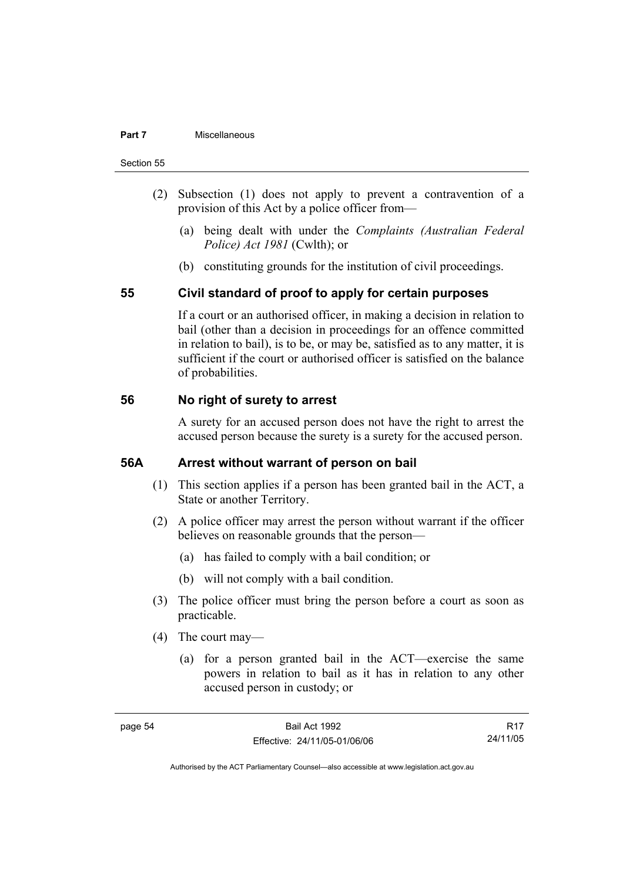(2) Subsection (1) does not apply to prevent a contravention of a provision of this Act by a police officer from—

(a) being dealt with under the *Complaints (Australian Federal Police) Act 1981* (Cwlth); or

(b) constituting grounds for the institution of civil proceedings.

## 55 Civil standard of proof to apply for certain purposes

If a court or an authorised officer, in making a decision in relation to bail (other than a decision in proceedings for an offence committed in relation to bail), is to be, or may be, satisfied as to any matter, it is sufficient if the court or authorised officer is satisfied on the balance of probabilities.

## 56 No right of surety to arrest

A surety for an accused person does not have the right to arrest the accused person because the surety is a surety for the accused person.

## 56A Arrest without warrant of person on bail

(1) This section applies if a person has been granted bail in the ACT, a State or another Territory.

(2) A police officer may arrest the person without warrant if the officer believes on reasonable grounds that the person—

(a) has failed to comply with a bail condition; or

(b) will not comply with a bail condition.

(3) The police officer must bring the person before a court as soon as practicable.

(4) The court may—

(a) for a person granted bail in the ACT—exercise the same powers in relation to bail as it has in relation to any other accused person in custody; or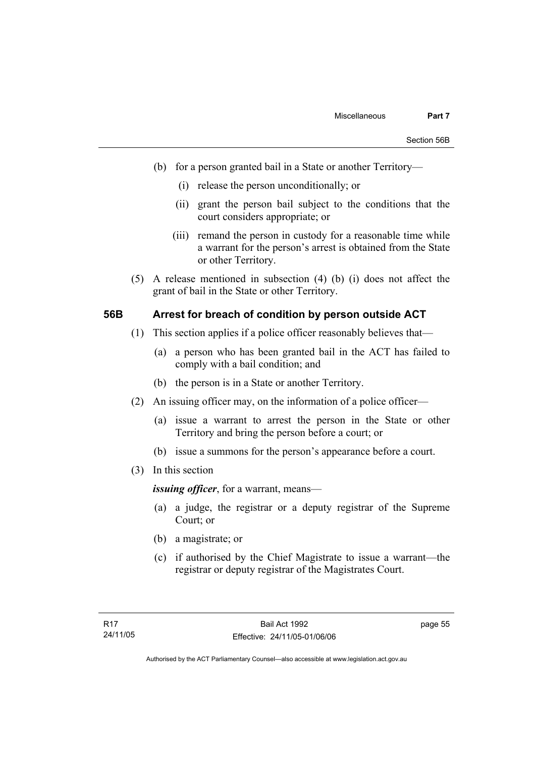(b) for a person granted bail in a State or another Territory—

   (i) release the person unconditionally; or

   (ii) grant the person bail subject to the conditions that the court considers appropriate; or

   (iii) remand the person in custody for a reasonable time while a warrant for the person's arrest is obtained from the State or other Territory.

(5) A release mentioned in subsection (4) (b) (i) does not affect the grant of bail in the State or other Territory.

## 56B Arrest for breach of condition by person outside ACT

(1) This section applies if a police officer reasonably believes that—

   (a) a person who has been granted bail in the ACT has failed to comply with a bail condition; and

   (b) the person is in a State or another Territory.

(2) An issuing officer may, on the information of a police officer—

   (a) issue a warrant to arrest the person in the State or other Territory and bring the person before a court; or

   (b) issue a summons for the person's appearance before a court.

(3) In this section

***issuing officer***, for a warrant, means—

   (a) a judge, the registrar or a deputy registrar of the Supreme Court; or

   (b) a magistrate; or

   (c) if authorised by the Chief Magistrate to issue a warrant—the registrar or deputy registrar of the Magistrates Court.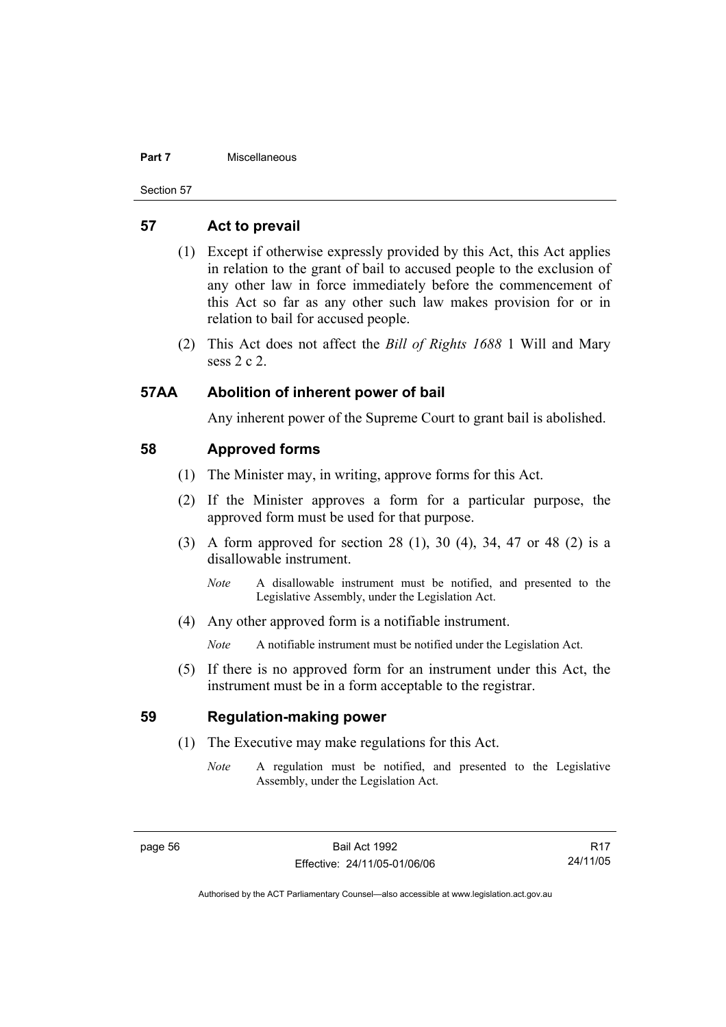## 57 Act to prevail

(1) Except if otherwise expressly provided by this Act, this Act applies in relation to the grant of bail to accused people to the exclusion of any other law in force immediately before the commencement of this Act so far as any other such law makes provision for or in relation to bail for accused people.

(2) This Act does not affect the *Bill of Rights 1688* 1 Will and Mary sess 2 c 2.

## 57AA Abolition of inherent power of bail

Any inherent power of the Supreme Court to grant bail is abolished.

## 58 Approved forms

(1) The Minister may, in writing, approve forms for this Act.

(2) If the Minister approves a form for a particular purpose, the approved form must be used for that purpose.

(3) A form approved for section 28 (1), 30 (4), 34, 47 or 48 (2) is a disallowable instrument.

*Note* A disallowable instrument must be notified, and presented to the Legislative Assembly, under the Legislation Act.

(4) Any other approved form is a notifiable instrument.

*Note* A notifiable instrument must be notified under the Legislation Act.

(5) If there is no approved form for an instrument under this Act, the instrument must be in a form acceptable to the registrar.

## 59 Regulation-making power

(1) The Executive may make regulations for this Act.

*Note* A regulation must be notified, and presented to the Legislative Assembly, under the Legislation Act.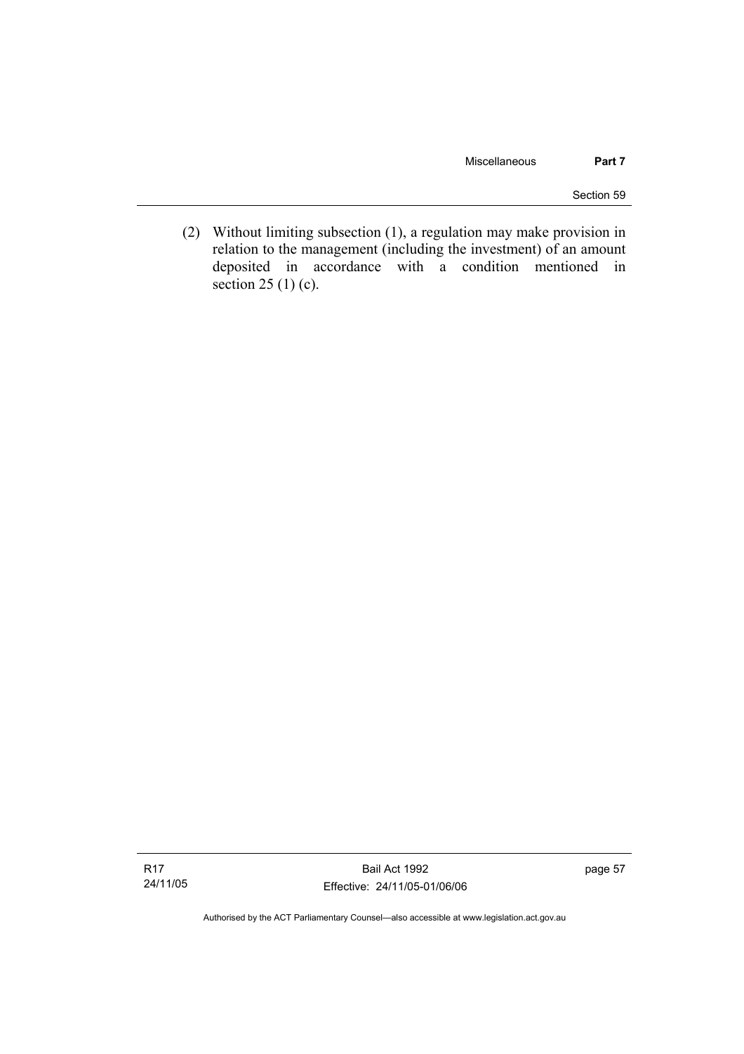(2) Without limiting subsection (1), a regulation may make provision in relation to the management (including the investment) of an amount deposited in accordance with a condition mentioned in section 25 (1) (c).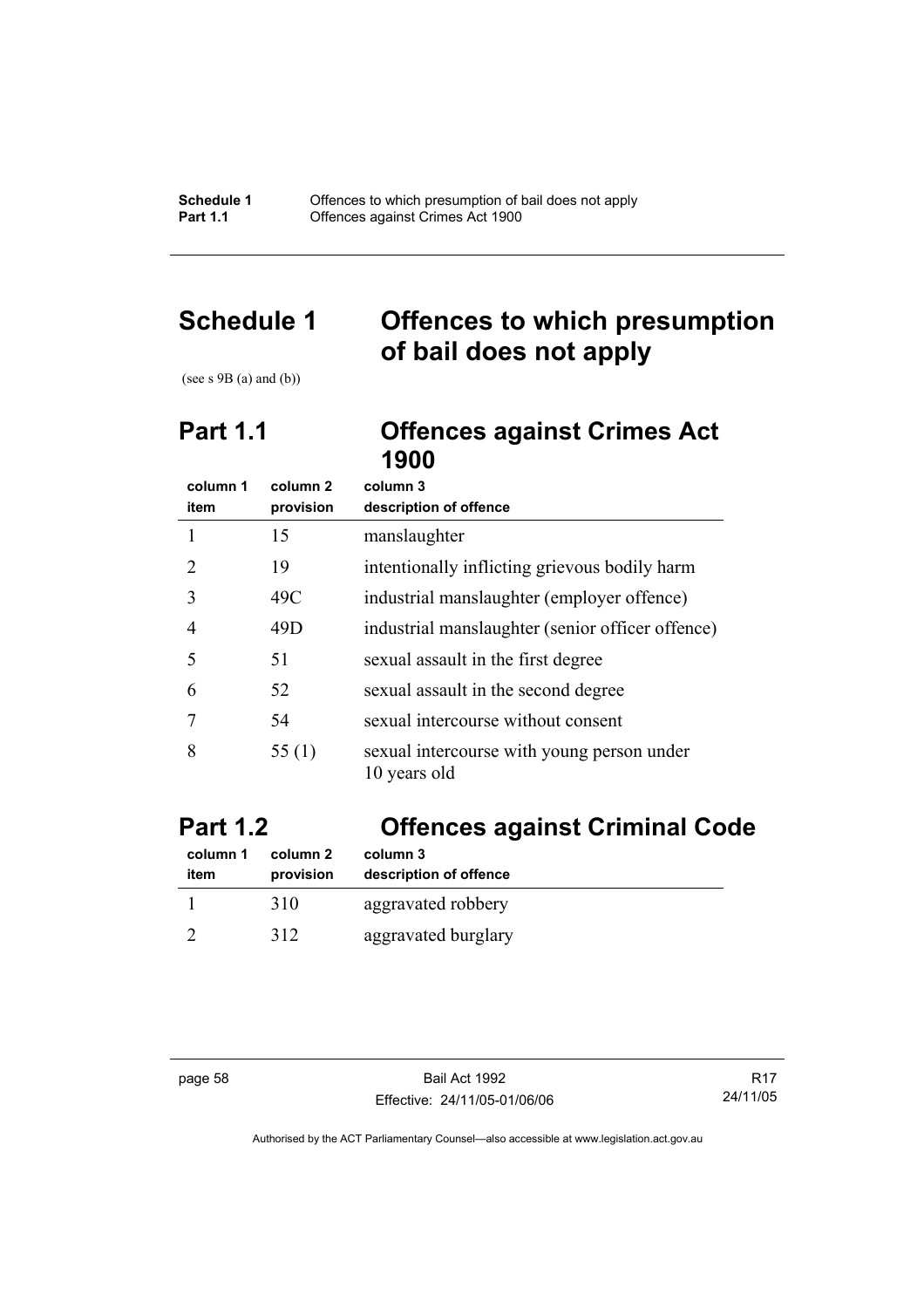# Schedule 1 Offences to which presumption of bail does not apply

(see s 9B (a) and (b))

## Part 1.1 Offences against Crimes Act 1900

| column 1 item | column 2 provision | column 3 description of offence |
|---|---|---|
| 1 | 15 | manslaughter |
| 2 | 19 | intentionally inflicting grievous bodily harm |
| 3 | 49C | industrial manslaughter (employer offence) |
| 4 | 49D | industrial manslaughter (senior officer offence) |
| 5 | 51 | sexual assault in the first degree |
| 6 | 52 | sexual assault in the second degree |
| 7 | 54 | sexual intercourse without consent |
| 8 | 55 (1) | sexual intercourse with young person under 10 years old |

## Part 1.2 Offences against Criminal Code

| column 1 item | column 2 provision | column 3 description of offence |
|---|---|---|
| 1 | 310 | aggravated robbery |
| 2 | 312 | aggravated burglary |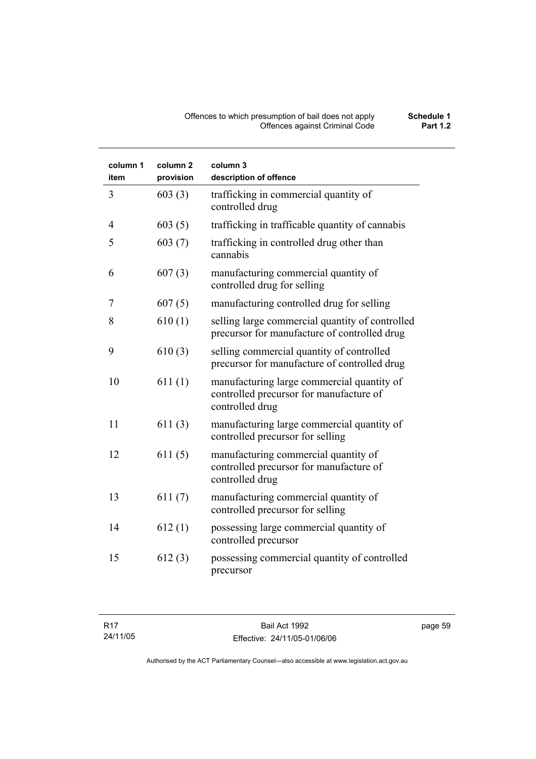| column 1 item | column 2 provision | column 3 description of offence |
|---|---|---|
| 3 | 603 (3) | trafficking in commercial quantity of controlled drug |
| 4 | 603 (5) | trafficking in trafficable quantity of cannabis |
| 5 | 603 (7) | trafficking in controlled drug other than cannabis |
| 6 | 607 (3) | manufacturing commercial quantity of controlled drug for selling |
| 7 | 607 (5) | manufacturing controlled drug for selling |
| 8 | 610 (1) | selling large commercial quantity of controlled precursor for manufacture of controlled drug |
| 9 | 610 (3) | selling commercial quantity of controlled precursor for manufacture of controlled drug |
| 10 | 611 (1) | manufacturing large commercial quantity of controlled precursor for manufacture of controlled drug |
| 11 | 611 (3) | manufacturing large commercial quantity of controlled precursor for selling |
| 12 | 611 (5) | manufacturing commercial quantity of controlled precursor for manufacture of controlled drug |
| 13 | 611 (7) | manufacturing commercial quantity of controlled precursor for selling |
| 14 | 612 (1) | possessing large commercial quantity of controlled precursor |
| 15 | 612 (3) | possessing commercial quantity of controlled precursor |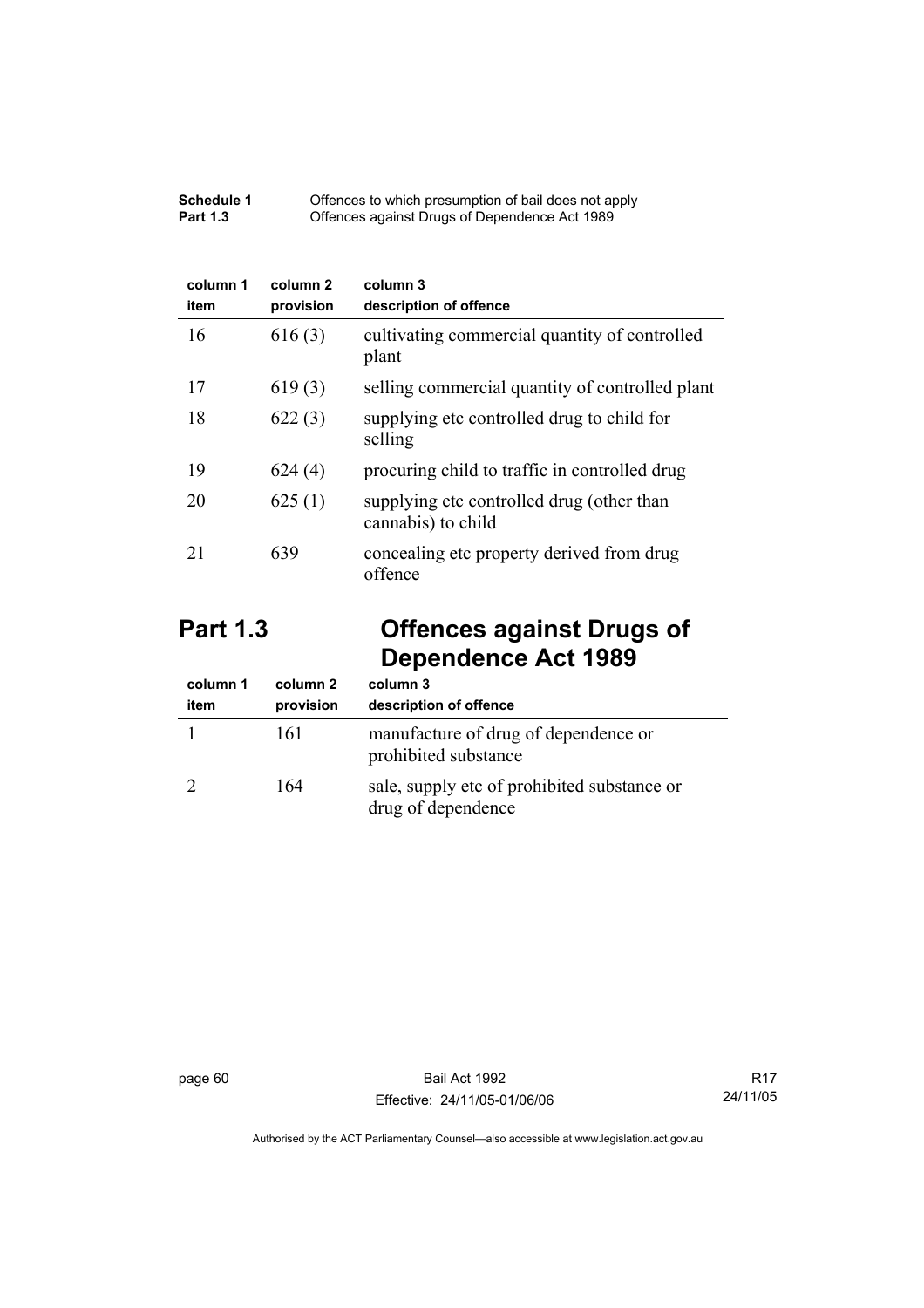| column 1 item | column 2 provision | column 3 description of offence |
|---|---|---|
| 16 | 616 (3) | cultivating commercial quantity of controlled plant |
| 17 | 619 (3) | selling commercial quantity of controlled plant |
| 18 | 622 (3) | supplying etc controlled drug to child for selling |
| 19 | 624 (4) | procuring child to traffic in controlled drug |
| 20 | 625 (1) | supplying etc controlled drug (other than cannabis) to child |
| 21 | 639 | concealing etc property derived from drug offence |

## Part 1.3 Offences against Drugs of Dependence Act 1989

| column 1 item | column 2 provision | column 3 description of offence |
|---|---|---|
| 1 | 161 | manufacture of drug of dependence or prohibited substance |
| 2 | 164 | sale, supply etc of prohibited substance or drug of dependence |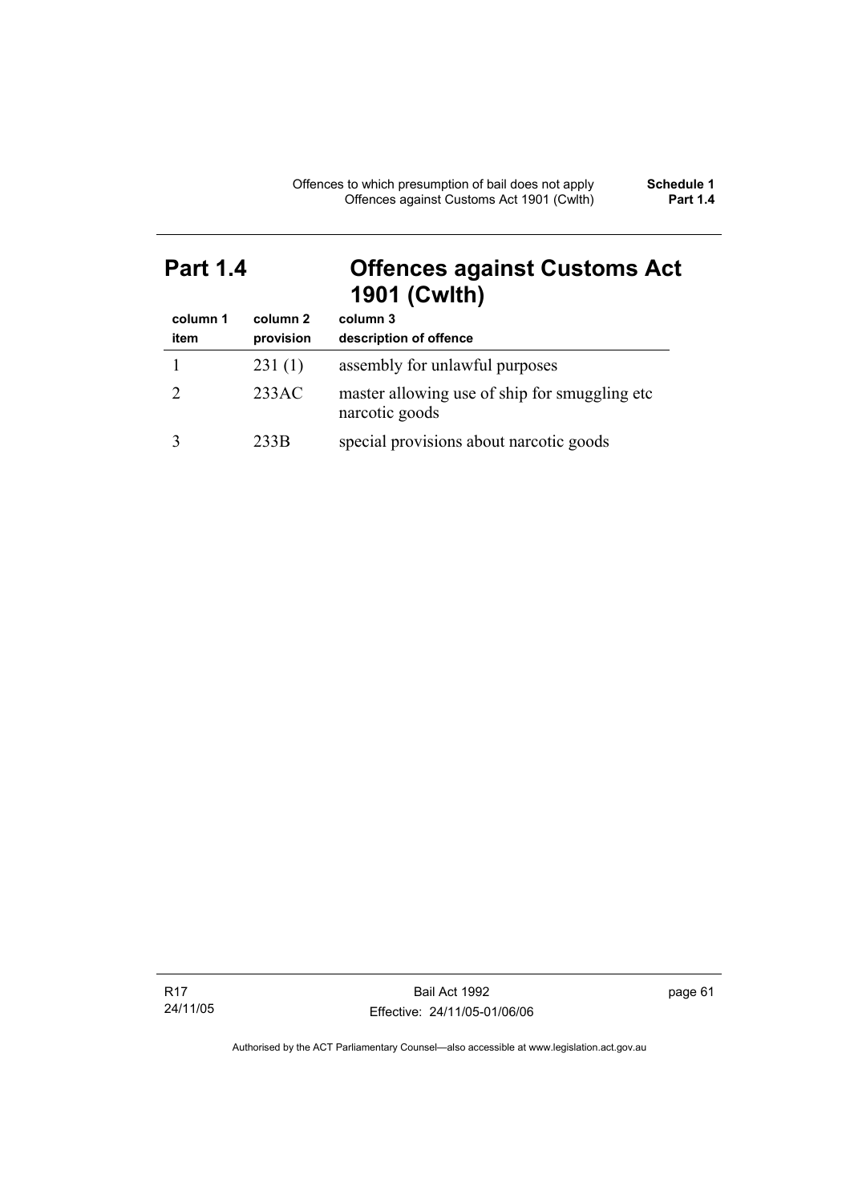## Part 1.4 Offences against Customs Act 1901 (Cwlth)

| column 1<br>item | column 2<br>provision | column 3<br>description of offence |
|---|---|---|
| 1 | 231 (1) | assembly for unlawful purposes |
| 2 | 233AC | master allowing use of ship for smuggling etc narcotic goods |
| 3 | 233B | special provisions about narcotic goods |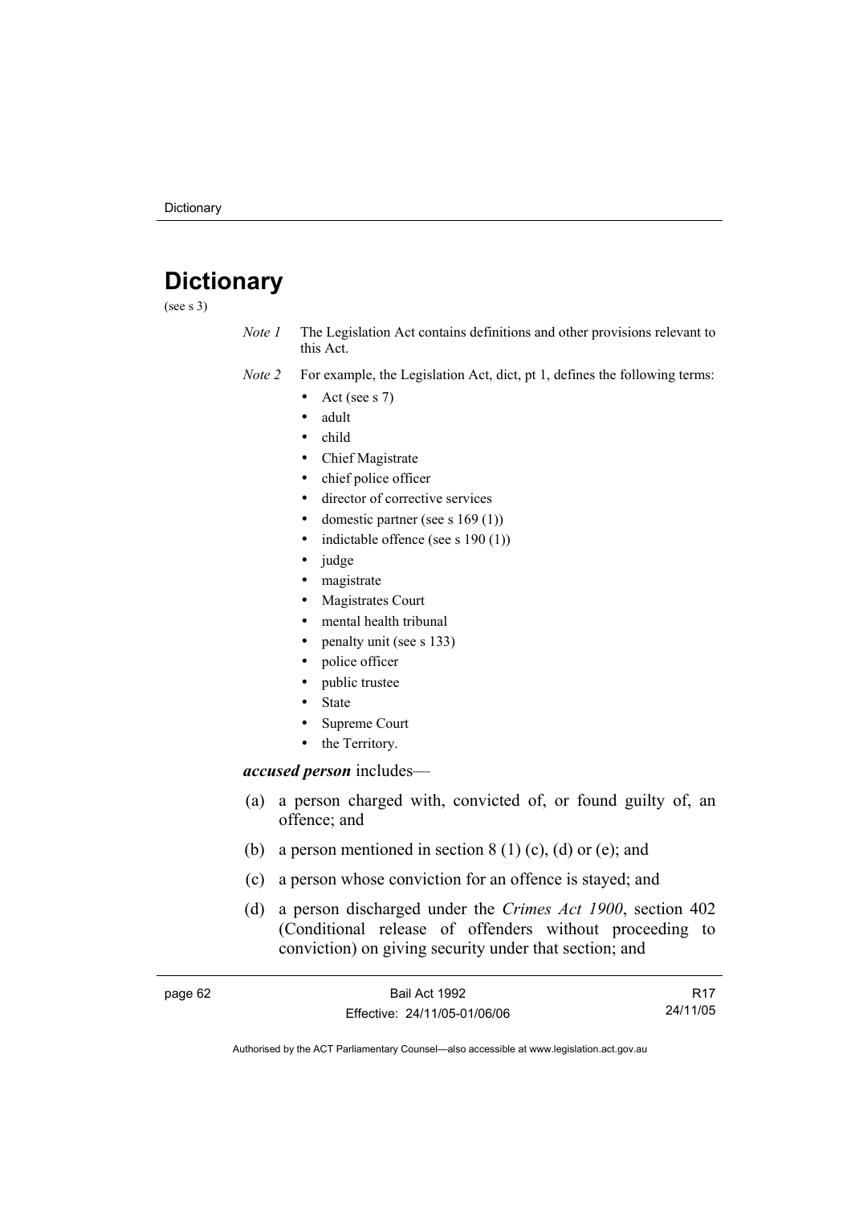# Dictionary

(see s 3)

*Note 1* The Legislation Act contains definitions and other provisions relevant to this Act.

*Note 2* For example, the Legislation Act, dict, pt 1, defines the following terms:

- Act (see s 7)
- adult
- child
- Chief Magistrate
- chief police officer
- director of corrective services
- domestic partner (see s 169 (1))
- indictable offence (see s 190 (1))
- judge
- magistrate
- Magistrates Court
- mental health tribunal
- penalty unit (see s 133)
- police officer
- public trustee
- State
- Supreme Court
- the Territory.

***accused person*** includes—

(a) a person charged with, convicted of, or found guilty of, an offence; and

(b) a person mentioned in section 8 (1) (c), (d) or (e); and

(c) a person whose conviction for an offence is stayed; and

(d) a person discharged under the *Crimes Act 1900*, section 402 (Conditional release of offenders without proceeding to conviction) on giving security under that section; and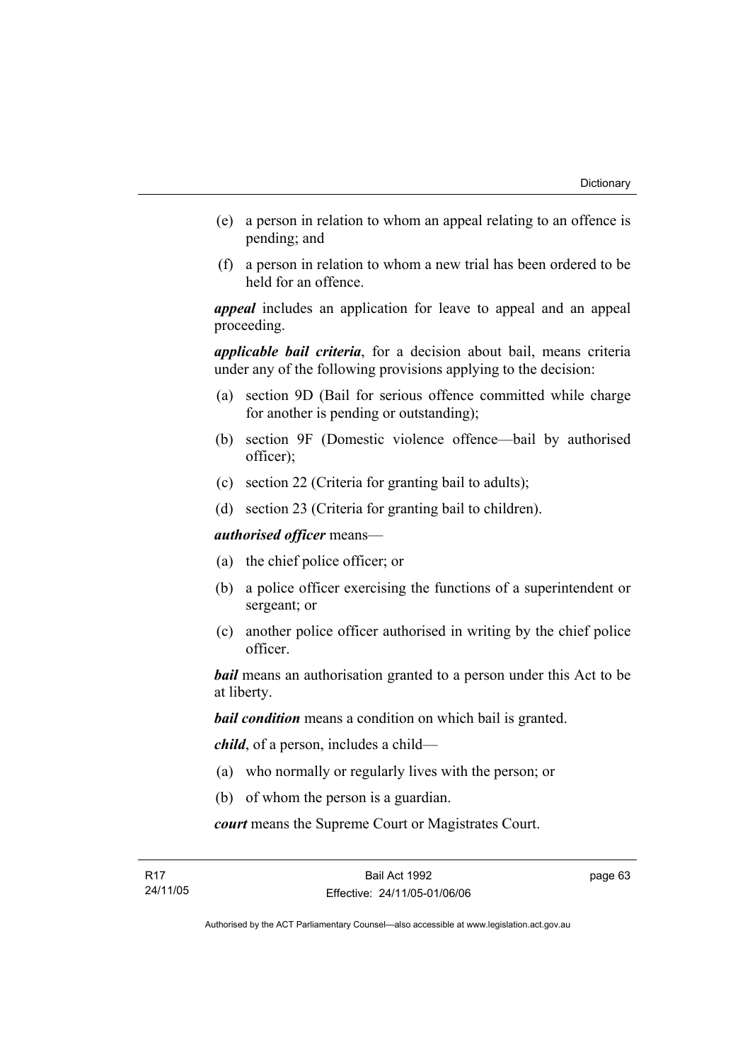(e) a person in relation to whom an appeal relating to an offence is pending; and

(f) a person in relation to whom a new trial has been ordered to be held for an offence.

***appeal*** includes an application for leave to appeal and an appeal proceeding.

***applicable bail criteria***, for a decision about bail, means criteria under any of the following provisions applying to the decision:

(a) section 9D (Bail for serious offence committed while charge for another is pending or outstanding);

(b) section 9F (Domestic violence offence—bail by authorised officer);

(c) section 22 (Criteria for granting bail to adults);

(d) section 23 (Criteria for granting bail to children).

***authorised officer*** means—

(a) the chief police officer; or

(b) a police officer exercising the functions of a superintendent or sergeant; or

(c) another police officer authorised in writing by the chief police officer.

***bail*** means an authorisation granted to a person under this Act to be at liberty.

***bail condition*** means a condition on which bail is granted.

***child***, of a person, includes a child—

(a) who normally or regularly lives with the person; or

(b) of whom the person is a guardian.

***court*** means the Supreme Court or Magistrates Court.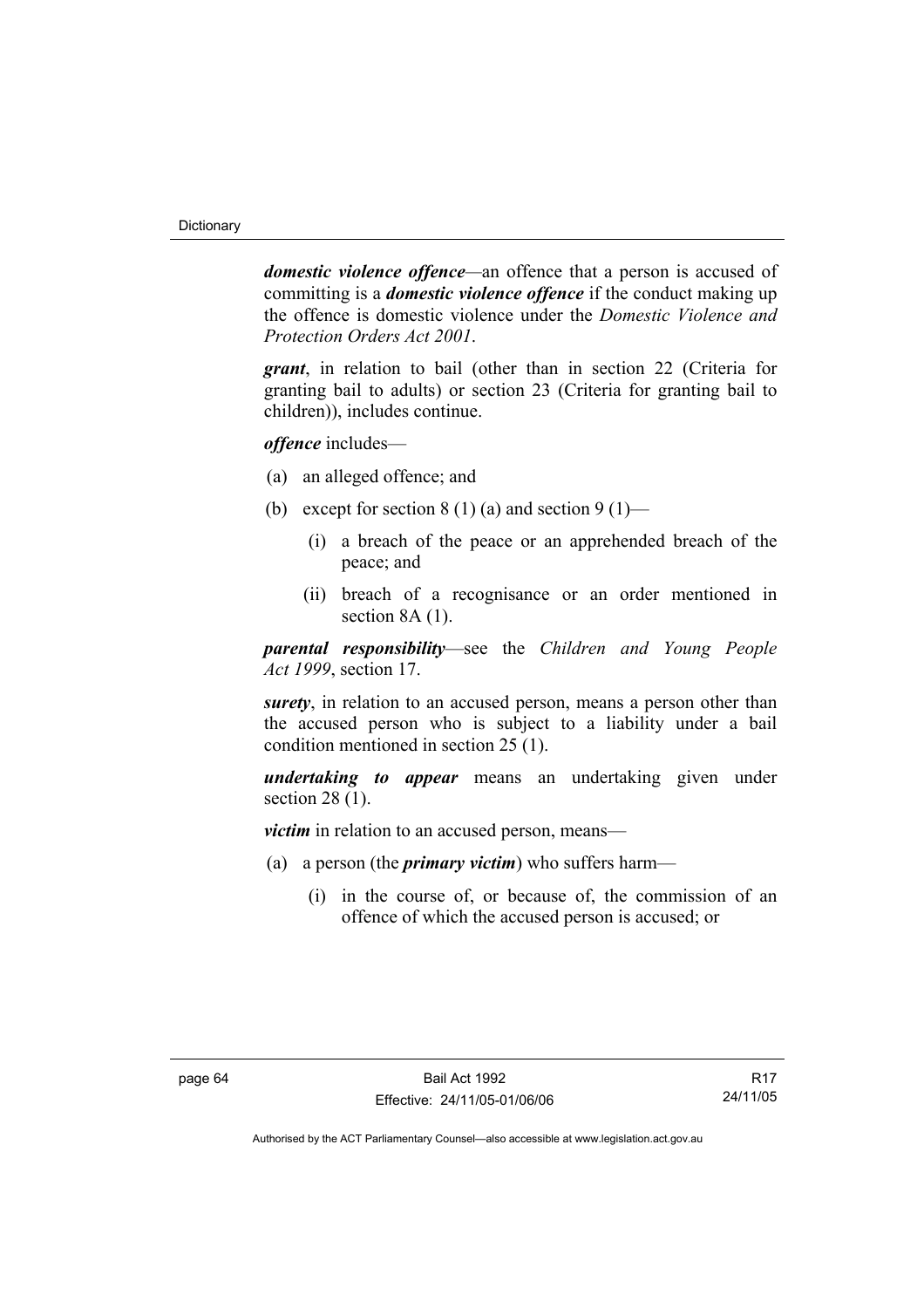***domestic violence offence***—an offence that a person is accused of committing is a ***domestic violence offence*** if the conduct making up the offence is domestic violence under the *Domestic Violence and Protection Orders Act 2001*.

***grant***, in relation to bail (other than in section 22 (Criteria for granting bail to adults) or section 23 (Criteria for granting bail to children)), includes continue.

***offence*** includes—

(a) an alleged offence; and

(b) except for section 8 (1) (a) and section 9 (1)—

  (i) a breach of the peace or an apprehended breach of the peace; and

  (ii) breach of a recognisance or an order mentioned in section 8A (1).

***parental responsibility***—see the *Children and Young People Act 1999*, section 17.

***surety***, in relation to an accused person, means a person other than the accused person who is subject to a liability under a bail condition mentioned in section 25 (1).

***undertaking to appear*** means an undertaking given under section 28 (1).

***victim*** in relation to an accused person, means—

(a) a person (the ***primary victim***) who suffers harm—

  (i) in the course of, or because of, the commission of an offence of which the accused person is accused; or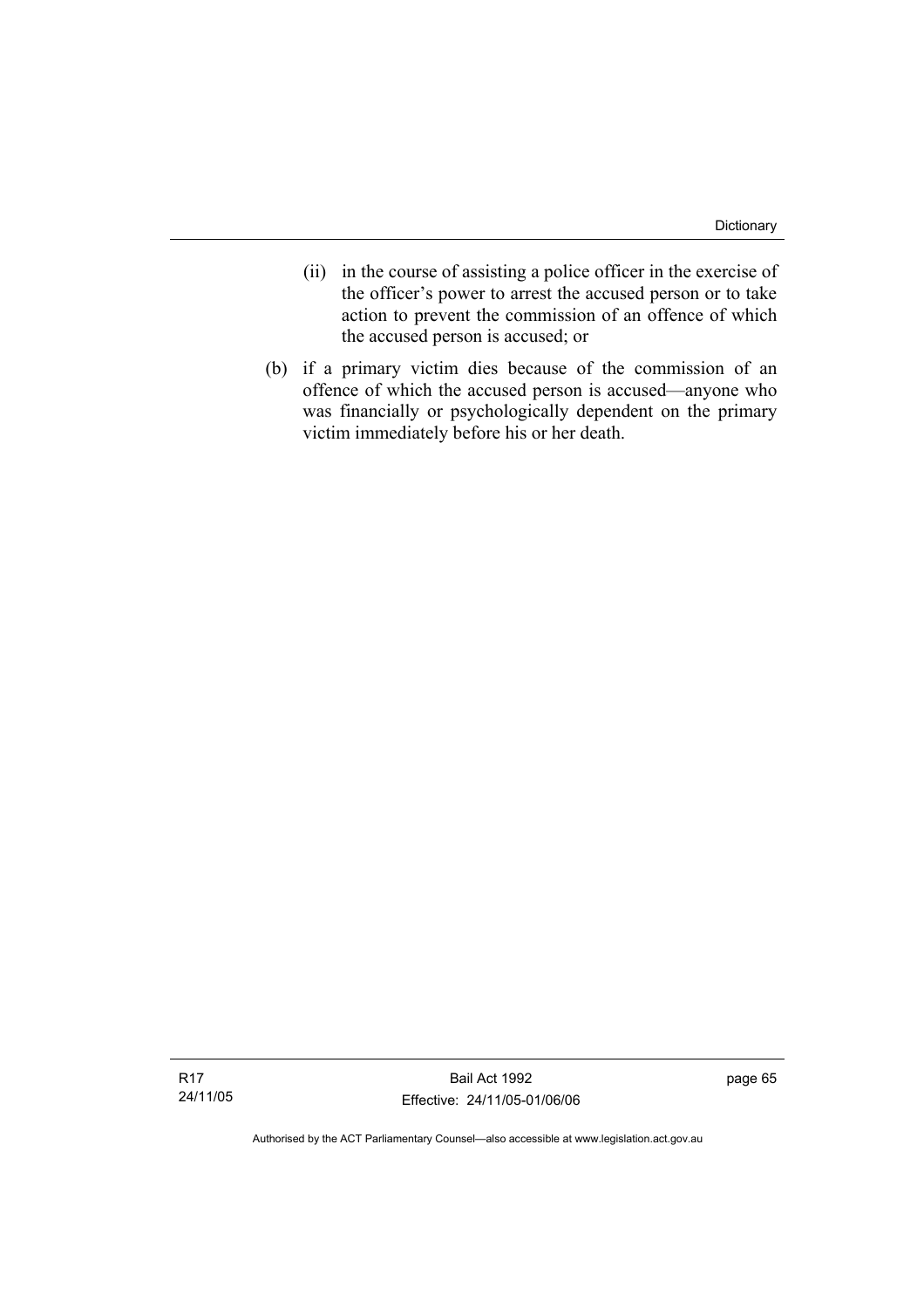(ii) in the course of assisting a police officer in the exercise of the officer's power to arrest the accused person or to take action to prevent the commission of an offence of which the accused person is accused; or

(b) if a primary victim dies because of the commission of an offence of which the accused person is accused—anyone who was financially or psychologically dependent on the primary victim immediately before his or her death.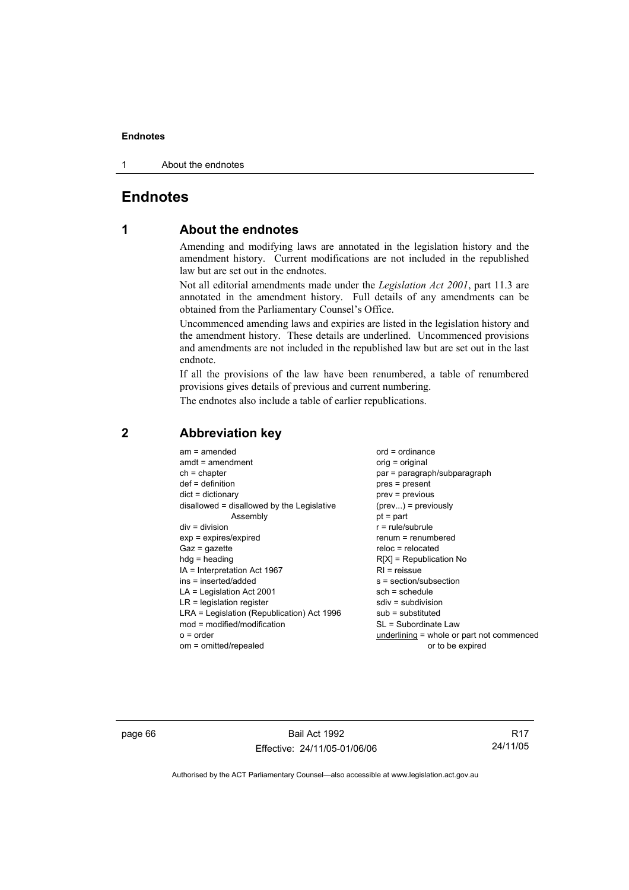# Endnotes

## 1 About the endnotes

Amending and modifying laws are annotated in the legislation history and the amendment history. Current modifications are not included in the republished law but are set out in the endnotes.

Not all editorial amendments made under the *Legislation Act 2001*, part 11.3 are annotated in the amendment history. Full details of any amendments can be obtained from the Parliamentary Counsel's Office.

Uncommenced amending laws and expiries are listed in the legislation history and the amendment history. These details are underlined. Uncommenced provisions and amendments are not included in the republished law but are set out in the last endnote.

If all the provisions of the law have been renumbered, a table of renumbered provisions gives details of previous and current numbering.

The endnotes also include a table of earlier republications.

## 2 Abbreviation key

am = amended
amdt = amendment
ch = chapter
def = definition
dict = dictionary
disallowed = disallowed by the Legislative Assembly
div = division
exp = expires/expired
Gaz = gazette
hdg = heading
IA = Interpretation Act 1967
ins = inserted/added
LA = Legislation Act 2001
LR = legislation register
LRA = Legislation (Republication) Act 1996
mod = modified/modification
o = order
om = omitted/repealed
ord = ordinance
orig = original
par = paragraph/subparagraph
pres = present
prev = previous
(prev...) = previously
pt = part
r = rule/subrule
renum = renumbered
reloc = relocated
R[X] = Republication No
RI = reissue
s = section/subsection
sch = schedule
sdiv = subdivision
sub = substituted
SL = Subordinate Law
underlining = whole or part not commenced or to be expired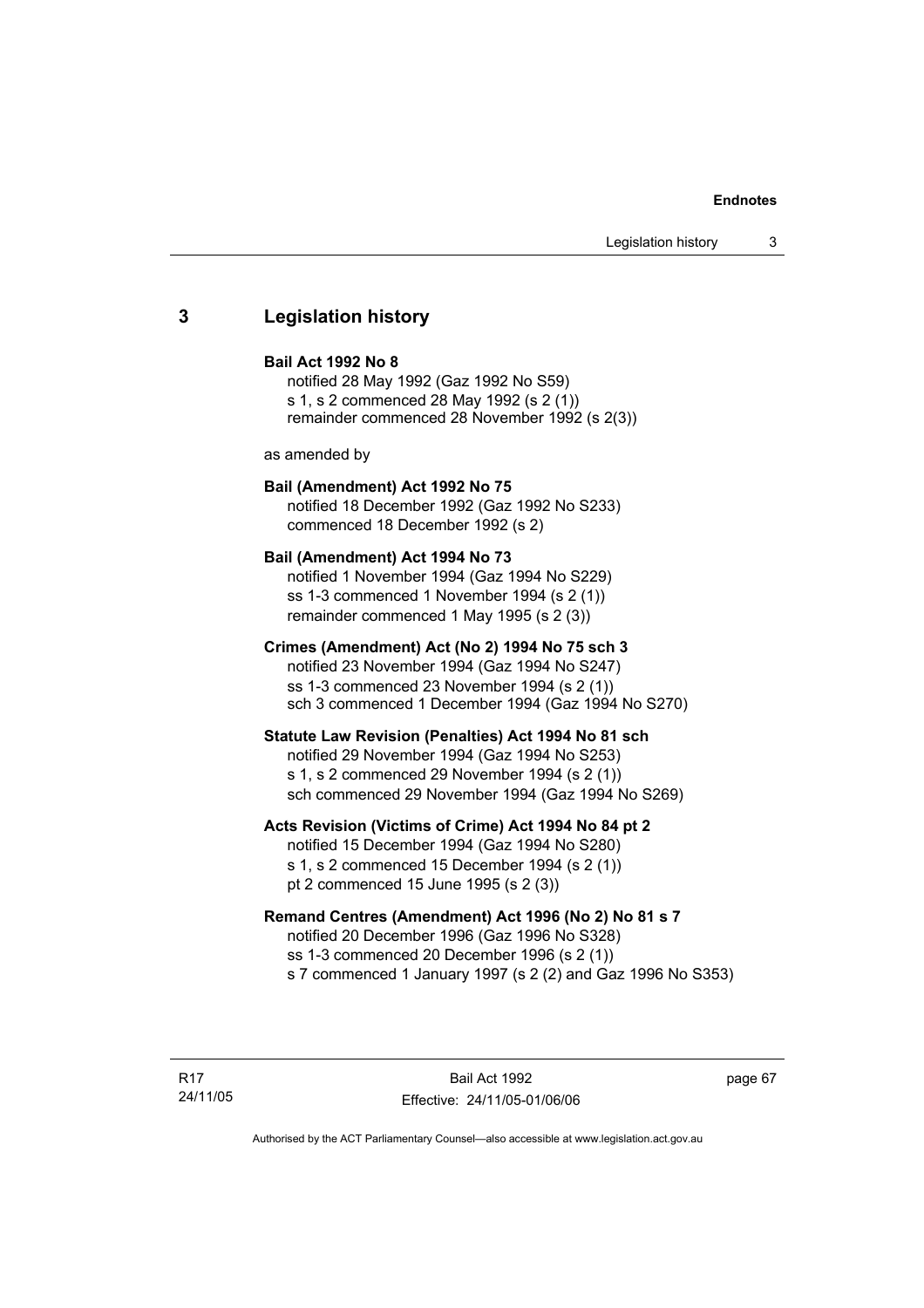## 3 Legislation history

**Bail Act 1992 No 8**

notified 28 May 1992 (Gaz 1992 No S59)
s 1, s 2 commenced 28 May 1992 (s 2 (1))
remainder commenced 28 November 1992 (s 2(3))

as amended by

**Bail (Amendment) Act 1992 No 75**

notified 18 December 1992 (Gaz 1992 No S233)
commenced 18 December 1992 (s 2)

**Bail (Amendment) Act 1994 No 73**

notified 1 November 1994 (Gaz 1994 No S229)
ss 1-3 commenced 1 November 1994 (s 2 (1))
remainder commenced 1 May 1995 (s 2 (3))

**Crimes (Amendment) Act (No 2) 1994 No 75 sch 3**

notified 23 November 1994 (Gaz 1994 No S247)
ss 1-3 commenced 23 November 1994 (s 2 (1))
sch 3 commenced 1 December 1994 (Gaz 1994 No S270)

**Statute Law Revision (Penalties) Act 1994 No 81 sch**

notified 29 November 1994 (Gaz 1994 No S253)
s 1, s 2 commenced 29 November 1994 (s 2 (1))
sch commenced 29 November 1994 (Gaz 1994 No S269)

**Acts Revision (Victims of Crime) Act 1994 No 84 pt 2**

notified 15 December 1994 (Gaz 1994 No S280)
s 1, s 2 commenced 15 December 1994 (s 2 (1))
pt 2 commenced 15 June 1995 (s 2 (3))

**Remand Centres (Amendment) Act 1996 (No 2) No 81 s 7**

notified 20 December 1996 (Gaz 1996 No S328)
ss 1-3 commenced 20 December 1996 (s 2 (1))
s 7 commenced 1 January 1997 (s 2 (2) and Gaz 1996 No S353)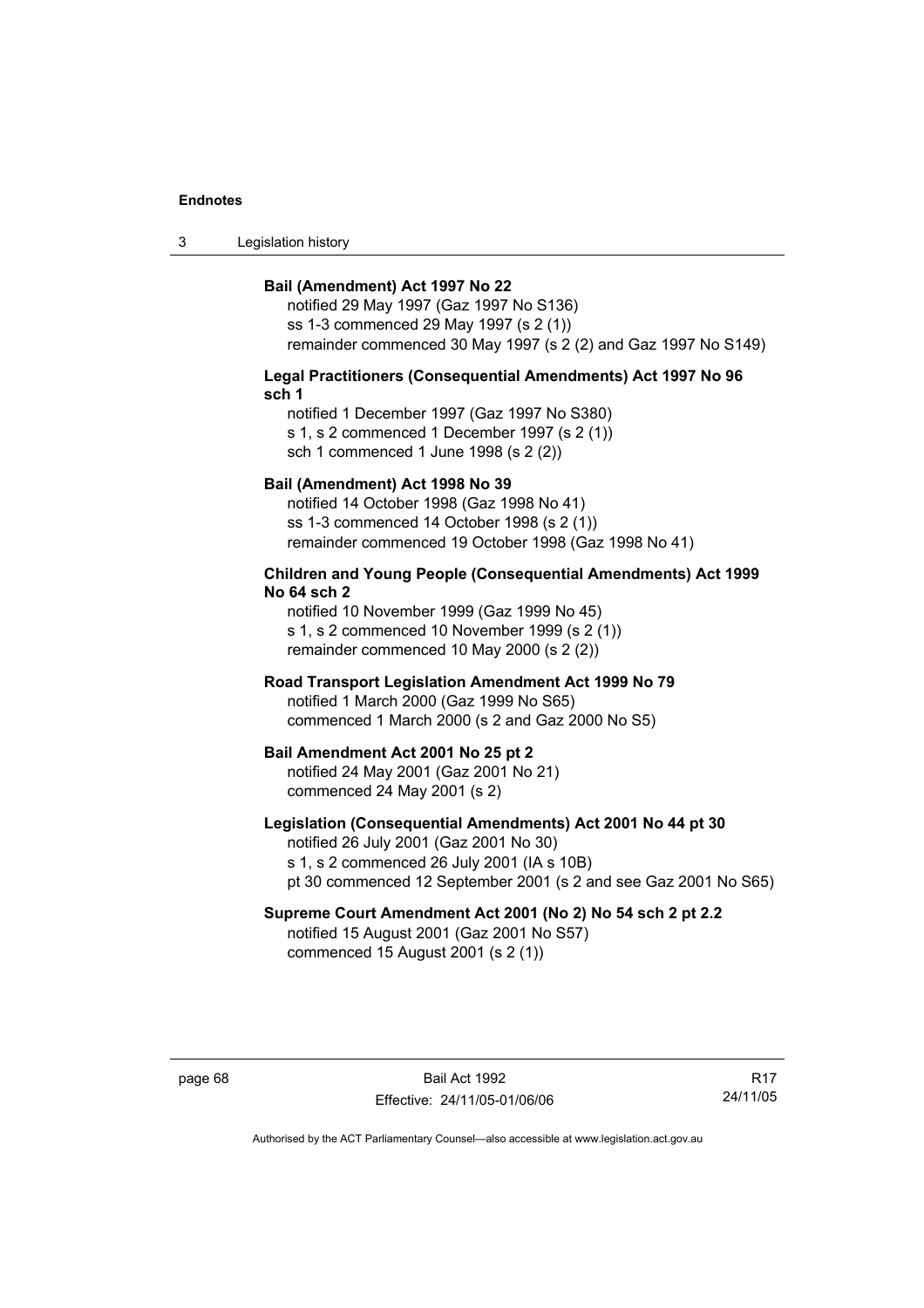**Bail (Amendment) Act 1997 No 22**

notified 29 May 1997 (Gaz 1997 No S136)
ss 1-3 commenced 29 May 1997 (s 2 (1))
remainder commenced 30 May 1997 (s 2 (2) and Gaz 1997 No S149)

**Legal Practitioners (Consequential Amendments) Act 1997 No 96 sch 1**

notified 1 December 1997 (Gaz 1997 No S380)
s 1, s 2 commenced 1 December 1997 (s 2 (1))
sch 1 commenced 1 June 1998 (s 2 (2))

**Bail (Amendment) Act 1998 No 39**

notified 14 October 1998 (Gaz 1998 No 41)
ss 1-3 commenced 14 October 1998 (s 2 (1))
remainder commenced 19 October 1998 (Gaz 1998 No 41)

**Children and Young People (Consequential Amendments) Act 1999 No 64 sch 2**

notified 10 November 1999 (Gaz 1999 No 45)
s 1, s 2 commenced 10 November 1999 (s 2 (1))
remainder commenced 10 May 2000 (s 2 (2))

**Road Transport Legislation Amendment Act 1999 No 79**

notified 1 March 2000 (Gaz 1999 No S65)
commenced 1 March 2000 (s 2 and Gaz 2000 No S5)

**Bail Amendment Act 2001 No 25 pt 2**

notified 24 May 2001 (Gaz 2001 No 21)
commenced 24 May 2001 (s 2)

**Legislation (Consequential Amendments) Act 2001 No 44 pt 30**

notified 26 July 2001 (Gaz 2001 No 30)
s 1, s 2 commenced 26 July 2001 (IA s 10B)
pt 30 commenced 12 September 2001 (s 2 and see Gaz 2001 No S65)

**Supreme Court Amendment Act 2001 (No 2) No 54 sch 2 pt 2.2**

notified 15 August 2001 (Gaz 2001 No S57)
commenced 15 August 2001 (s 2 (1))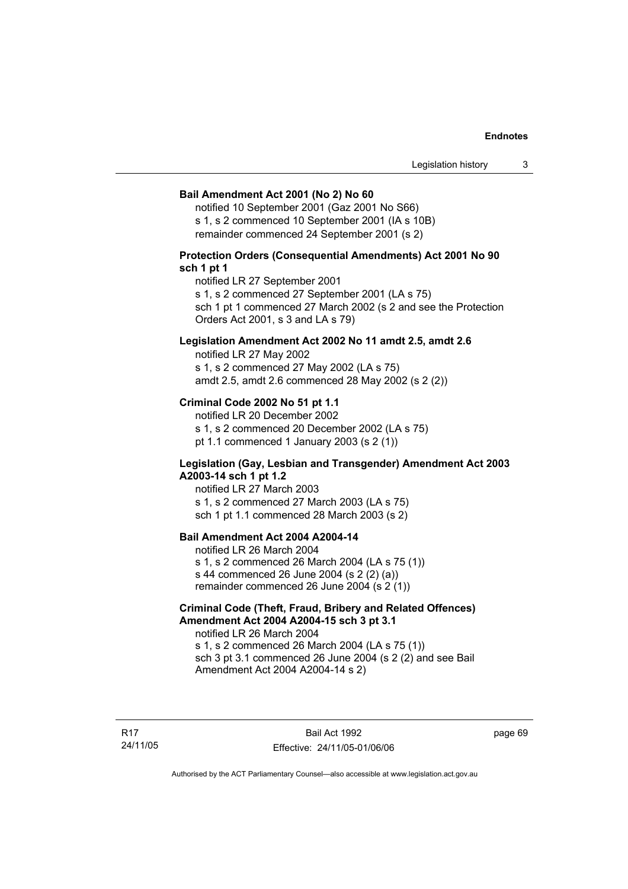**Bail Amendment Act 2001 (No 2) No 60**

notified 10 September 2001 (Gaz 2001 No S66)
s 1, s 2 commenced 10 September 2001 (IA s 10B)
remainder commenced 24 September 2001 (s 2)

**Protection Orders (Consequential Amendments) Act 2001 No 90 sch 1 pt 1**

notified LR 27 September 2001
s 1, s 2 commenced 27 September 2001 (LA s 75)
sch 1 pt 1 commenced 27 March 2002 (s 2 and see the Protection Orders Act 2001, s 3 and LA s 79)

**Legislation Amendment Act 2002 No 11 amdt 2.5, amdt 2.6**

notified LR 27 May 2002
s 1, s 2 commenced 27 May 2002 (LA s 75)
amdt 2.5, amdt 2.6 commenced 28 May 2002 (s 2 (2))

**Criminal Code 2002 No 51 pt 1.1**

notified LR 20 December 2002
s 1, s 2 commenced 20 December 2002 (LA s 75)
pt 1.1 commenced 1 January 2003 (s 2 (1))

**Legislation (Gay, Lesbian and Transgender) Amendment Act 2003 A2003-14 sch 1 pt 1.2**

notified LR 27 March 2003
s 1, s 2 commenced 27 March 2003 (LA s 75)
sch 1 pt 1.1 commenced 28 March 2003 (s 2)

**Bail Amendment Act 2004 A2004-14**

notified LR 26 March 2004
s 1, s 2 commenced 26 March 2004 (LA s 75 (1))
s 44 commenced 26 June 2004 (s 2 (2) (a))
remainder commenced 26 June 2004 (s 2 (1))

**Criminal Code (Theft, Fraud, Bribery and Related Offences) Amendment Act 2004 A2004-15 sch 3 pt 3.1**

notified LR 26 March 2004
s 1, s 2 commenced 26 March 2004 (LA s 75 (1))
sch 3 pt 3.1 commenced 26 June 2004 (s 2 (2) and see Bail Amendment Act 2004 A2004-14 s 2)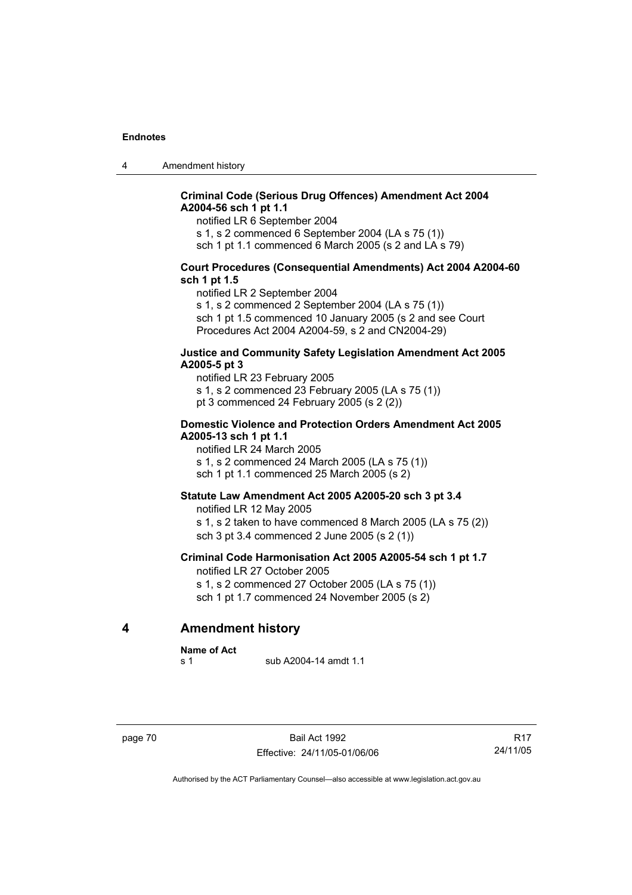**Criminal Code (Serious Drug Offences) Amendment Act 2004 A2004-56 sch 1 pt 1.1**

notified LR 6 September 2004
s 1, s 2 commenced 6 September 2004 (LA s 75 (1))
sch 1 pt 1.1 commenced 6 March 2005 (s 2 and LA s 79)

**Court Procedures (Consequential Amendments) Act 2004 A2004-60 sch 1 pt 1.5**

notified LR 2 September 2004
s 1, s 2 commenced 2 September 2004 (LA s 75 (1))
sch 1 pt 1.5 commenced 10 January 2005 (s 2 and see Court Procedures Act 2004 A2004-59, s 2 and CN2004-29)

**Justice and Community Safety Legislation Amendment Act 2005 A2005-5 pt 3**

notified LR 23 February 2005
s 1, s 2 commenced 23 February 2005 (LA s 75 (1))
pt 3 commenced 24 February 2005 (s 2 (2))

**Domestic Violence and Protection Orders Amendment Act 2005 A2005-13 sch 1 pt 1.1**

notified LR 24 March 2005
s 1, s 2 commenced 24 March 2005 (LA s 75 (1))
sch 1 pt 1.1 commenced 25 March 2005 (s 2)

**Statute Law Amendment Act 2005 A2005-20 sch 3 pt 3.4**

notified LR 12 May 2005
s 1, s 2 taken to have commenced 8 March 2005 (LA s 75 (2))
sch 3 pt 3.4 commenced 2 June 2005 (s 2 (1))

**Criminal Code Harmonisation Act 2005 A2005-54 sch 1 pt 1.7**

notified LR 27 October 2005
s 1, s 2 commenced 27 October 2005 (LA s 75 (1))
sch 1 pt 1.7 commenced 24 November 2005 (s 2)

## 4 Amendment history

**Name of Act**
s 1 sub A2004-14 amdt 1.1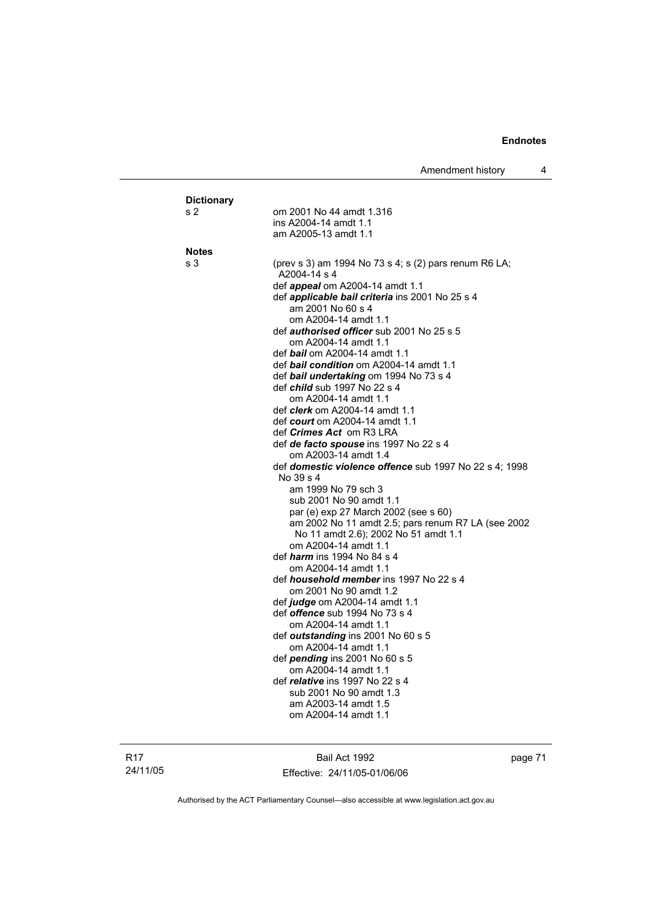**Dictionary**

s 2 om 2001 No 44 amdt 1.316
ins A2004-14 amdt 1.1
am A2005-13 amdt 1.1

**Notes**

s 3 (prev s 3) am 1994 No 73 s 4; s (2) pars renum R6 LA; A2004-14 s 4
def ***appeal*** om A2004-14 amdt 1.1
def ***applicable bail criteria*** ins 2001 No 25 s 4
am 2001 No 60 s 4
om A2004-14 amdt 1.1
def ***authorised officer*** sub 2001 No 25 s 5
om A2004-14 amdt 1.1
def ***bail*** om A2004-14 amdt 1.1
def ***bail condition*** om A2004-14 amdt 1.1
def ***bail undertaking*** om 1994 No 73 s 4
def ***child*** sub 1997 No 22 s 4
om A2004-14 amdt 1.1
def ***clerk*** om A2004-14 amdt 1.1
def ***court*** om A2004-14 amdt 1.1
def ***Crimes Act*** om R3 LRA
def ***de facto spouse*** ins 1997 No 22 s 4
om A2003-14 amdt 1.4
def ***domestic violence offence*** sub 1997 No 22 s 4; 1998 No 39 s 4
am 1999 No 79 sch 3
sub 2001 No 90 amdt 1.1
par (e) exp 27 March 2002 (see s 60)
am 2002 No 11 amdt 2.5; pars renum R7 LA (see 2002 No 11 amdt 2.6); 2002 No 51 amdt 1.1
om A2004-14 amdt 1.1
def ***harm*** ins 1994 No 84 s 4
om A2004-14 amdt 1.1
def ***household member*** ins 1997 No 22 s 4
om 2001 No 90 amdt 1.2
def ***judge*** om A2004-14 amdt 1.1
def ***offence*** sub 1994 No 73 s 4
om A2004-14 amdt 1.1
def ***outstanding*** ins 2001 No 60 s 5
om A2004-14 amdt 1.1
def ***pending*** ins 2001 No 60 s 5
om A2004-14 amdt 1.1
def ***relative*** ins 1997 No 22 s 4
sub 2001 No 90 amdt 1.3
am A2003-14 amdt 1.5
om A2004-14 amdt 1.1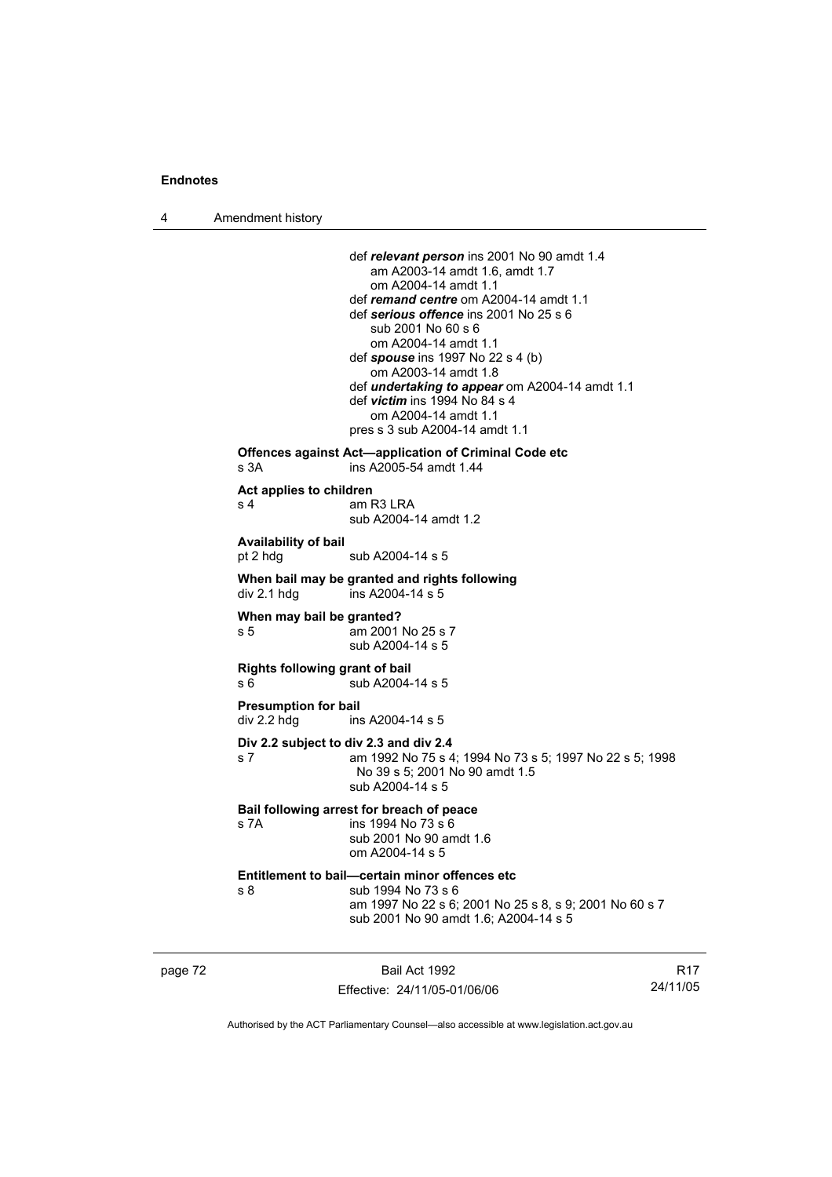def ***relevant person*** ins 2001 No 90 amdt 1.4
am A2003-14 amdt 1.6, amdt 1.7
om A2004-14 amdt 1.1

def ***remand centre*** om A2004-14 amdt 1.1

def ***serious offence*** ins 2001 No 25 s 6
sub 2001 No 60 s 6
om A2004-14 amdt 1.1

def ***spouse*** ins 1997 No 22 s 4 (b)
om A2003-14 amdt 1.8

def ***undertaking to appear*** om A2004-14 amdt 1.1

def ***victim*** ins 1994 No 84 s 4
om A2004-14 amdt 1.1

pres s 3 sub A2004-14 amdt 1.1

**Offences against Act—application of Criminal Code etc**
s 3A ins A2005-54 amdt 1.44

**Act applies to children**
s 4 am R3 LRA
sub A2004-14 amdt 1.2

**Availability of bail**
pt 2 hdg sub A2004-14 s 5

**When bail may be granted and rights following**
div 2.1 hdg ins A2004-14 s 5

**When may bail be granted?**
s 5 am 2001 No 25 s 7
sub A2004-14 s 5

**Rights following grant of bail**
s 6 sub A2004-14 s 5

**Presumption for bail**
div 2.2 hdg ins A2004-14 s 5

**Div 2.2 subject to div 2.3 and div 2.4**
s 7 am 1992 No 75 s 4; 1994 No 73 s 5; 1997 No 22 s 5; 1998 No 39 s 5; 2001 No 90 amdt 1.5
sub A2004-14 s 5

**Bail following arrest for breach of peace**
s 7A ins 1994 No 73 s 6
sub 2001 No 90 amdt 1.6
om A2004-14 s 5

**Entitlement to bail—certain minor offences etc**
s 8 sub 1994 No 73 s 6
am 1997 No 22 s 6; 2001 No 25 s 8, s 9; 2001 No 60 s 7
sub 2001 No 90 amdt 1.6; A2004-14 s 5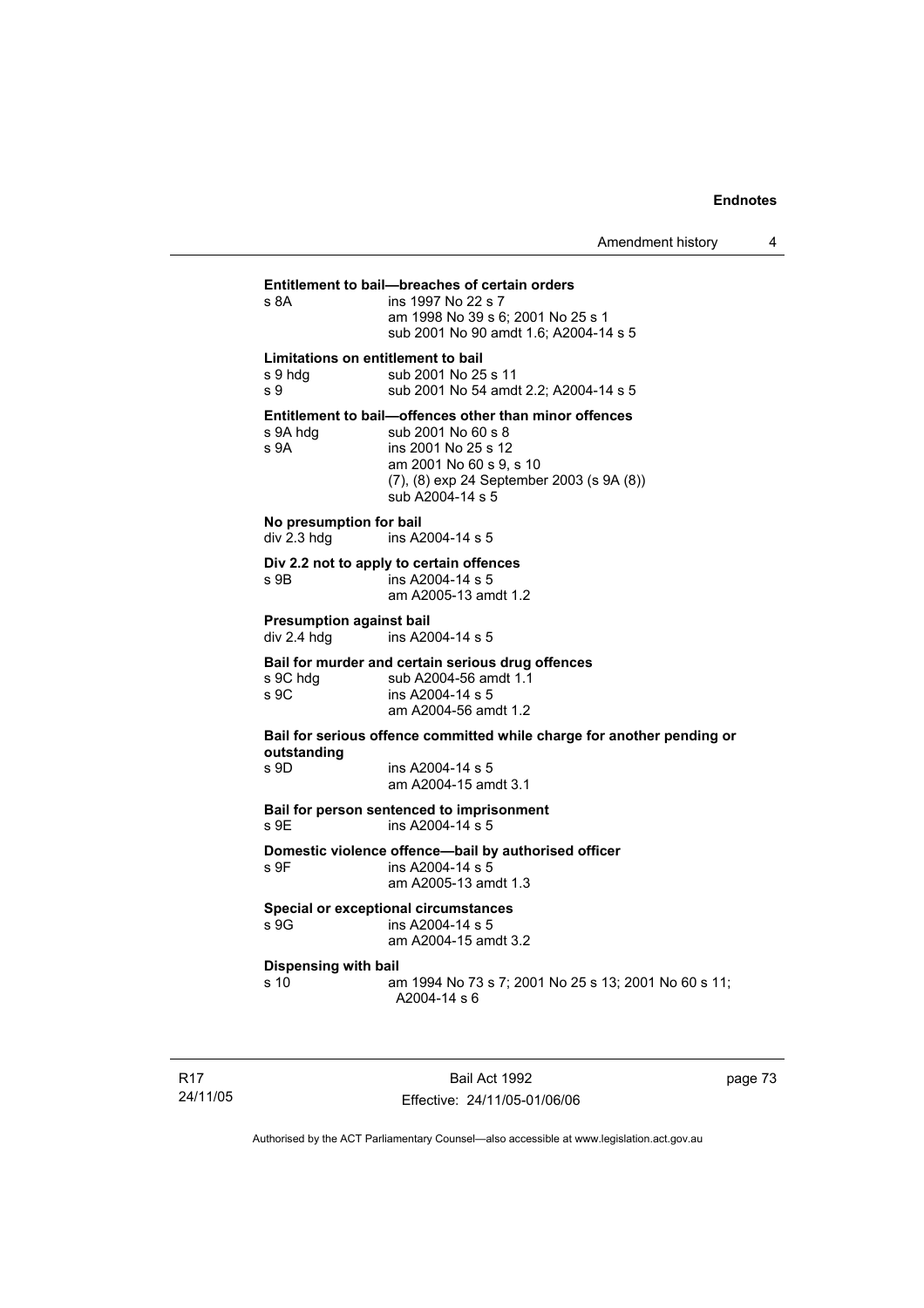**Entitlement to bail—breaches of certain orders**

s 8A ins 1997 No 22 s 7
am 1998 No 39 s 6; 2001 No 25 s 1
sub 2001 No 90 amdt 1.6; A2004-14 s 5

**Limitations on entitlement to bail**

s 9 hdg sub 2001 No 25 s 11
s 9 sub 2001 No 54 amdt 2.2; A2004-14 s 5

**Entitlement to bail—offences other than minor offences**

s 9A hdg sub 2001 No 60 s 8
s 9A ins 2001 No 25 s 12
am 2001 No 60 s 9, s 10
(7), (8) exp 24 September 2003 (s 9A (8))
sub A2004-14 s 5

**No presumption for bail**

div 2.3 hdg ins A2004-14 s 5

**Div 2.2 not to apply to certain offences**

s 9B ins A2004-14 s 5
am A2005-13 amdt 1.2

**Presumption against bail**

div 2.4 hdg ins A2004-14 s 5

**Bail for murder and certain serious drug offences**

s 9C hdg sub A2004-56 amdt 1.1
s 9C ins A2004-14 s 5
am A2004-56 amdt 1.2

**Bail for serious offence committed while charge for another pending or outstanding**

s 9D ins A2004-14 s 5
am A2004-15 amdt 3.1

**Bail for person sentenced to imprisonment**

s 9E ins A2004-14 s 5

**Domestic violence offence—bail by authorised officer**

s 9F ins A2004-14 s 5
am A2005-13 amdt 1.3

**Special or exceptional circumstances**

s 9G ins A2004-14 s 5
am A2004-15 amdt 3.2

**Dispensing with bail**

s 10 am 1994 No 73 s 7; 2001 No 25 s 13; 2001 No 60 s 11; A2004-14 s 6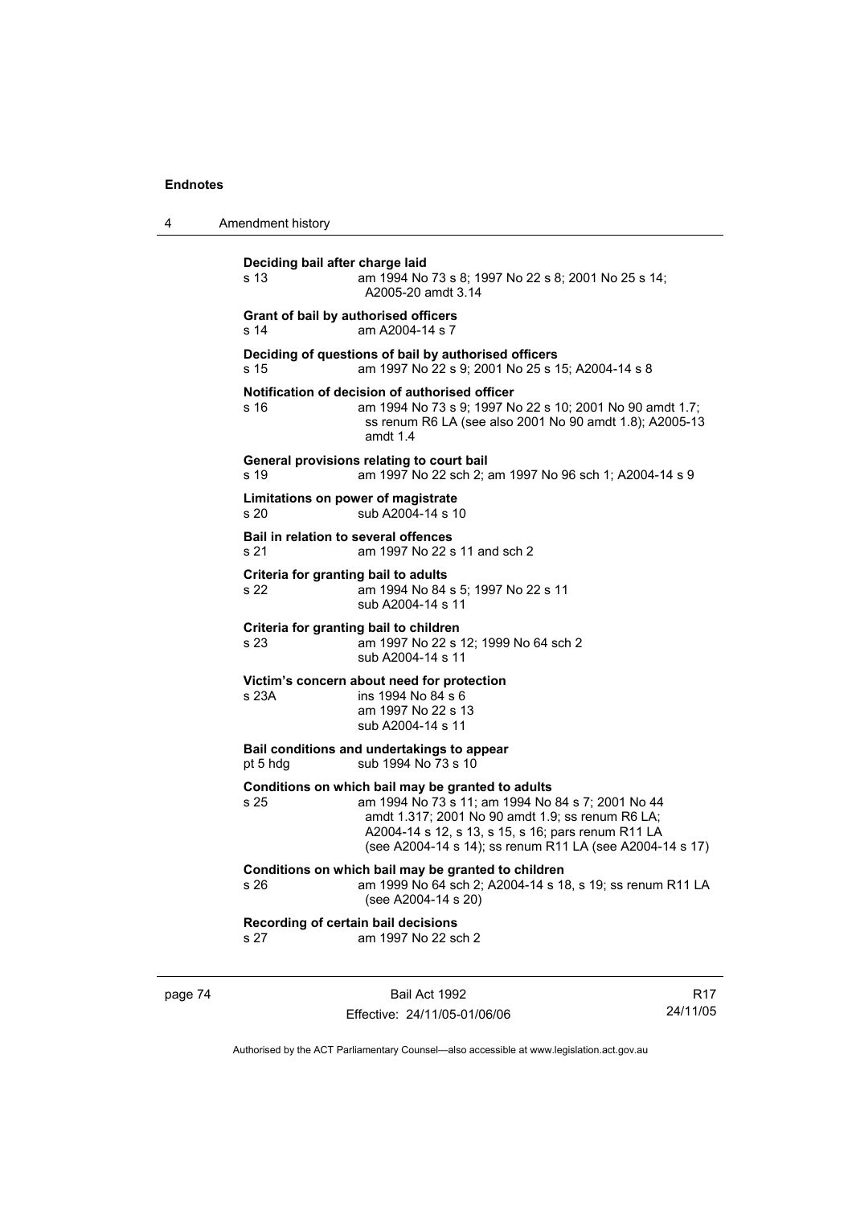**Deciding bail after charge laid**

s 13 am 1994 No 73 s 8; 1997 No 22 s 8; 2001 No 25 s 14; A2005-20 amdt 3.14

**Grant of bail by authorised officers**

s 14 am A2004-14 s 7

**Deciding of questions of bail by authorised officers**

s 15 am 1997 No 22 s 9; 2001 No 25 s 15; A2004-14 s 8

**Notification of decision of authorised officer**

s 16 am 1994 No 73 s 9; 1997 No 22 s 10; 2001 No 90 amdt 1.7; ss renum R6 LA (see also 2001 No 90 amdt 1.8); A2005-13 amdt 1.4

**General provisions relating to court bail**

s 19 am 1997 No 22 sch 2; am 1997 No 96 sch 1; A2004-14 s 9

**Limitations on power of magistrate**

s 20 sub A2004-14 s 10

**Bail in relation to several offences**

s 21 am 1997 No 22 s 11 and sch 2

**Criteria for granting bail to adults**

s 22 am 1994 No 84 s 5; 1997 No 22 s 11
sub A2004-14 s 11

**Criteria for granting bail to children**

s 23 am 1997 No 22 s 12; 1999 No 64 sch 2
sub A2004-14 s 11

**Victim's concern about need for protection**

s 23A ins 1994 No 84 s 6
am 1997 No 22 s 13
sub A2004-14 s 11

**Bail conditions and undertakings to appear**

pt 5 hdg sub 1994 No 73 s 10

**Conditions on which bail may be granted to adults**

s 25 am 1994 No 73 s 11; am 1994 No 84 s 7; 2001 No 44 amdt 1.317; 2001 No 90 amdt 1.9; ss renum R6 LA; A2004-14 s 12, s 13, s 15, s 16; pars renum R11 LA (see A2004-14 s 14); ss renum R11 LA (see A2004-14 s 17)

**Conditions on which bail may be granted to children**

s 26 am 1999 No 64 sch 2; A2004-14 s 18, s 19; ss renum R11 LA (see A2004-14 s 20)

**Recording of certain bail decisions**

s 27 am 1997 No 22 sch 2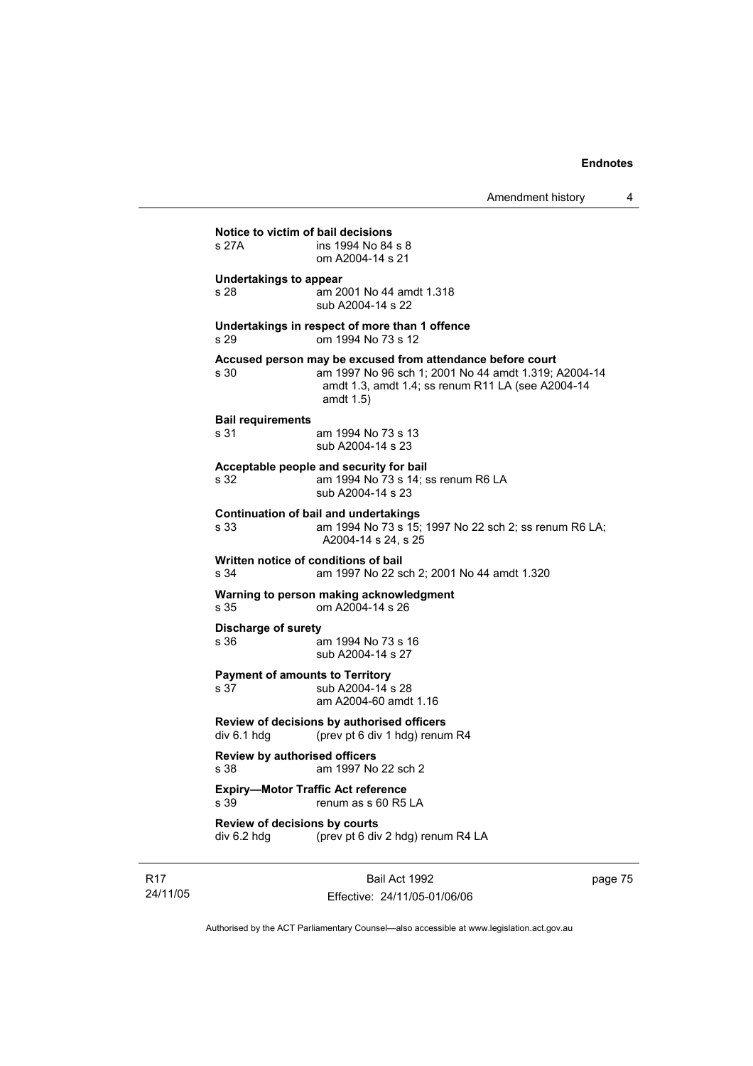**Notice to victim of bail decisions**

s 27A ins 1994 No 84 s 8
om A2004-14 s 21

**Undertakings to appear**

s 28 am 2001 No 44 amdt 1.318
sub A2004-14 s 22

**Undertakings in respect of more than 1 offence**

s 29 om 1994 No 73 s 12

**Accused person may be excused from attendance before court**

s 30 am 1997 No 96 sch 1; 2001 No 44 amdt 1.319; A2004-14 amdt 1.3, amdt 1.4; ss renum R11 LA (see A2004-14 amdt 1.5)

**Bail requirements**

s 31 am 1994 No 73 s 13
sub A2004-14 s 23

**Acceptable people and security for bail**

s 32 am 1994 No 73 s 14; ss renum R6 LA
sub A2004-14 s 23

**Continuation of bail and undertakings**

s 33 am 1994 No 73 s 15; 1997 No 22 sch 2; ss renum R6 LA; A2004-14 s 24, s 25

**Written notice of conditions of bail**

s 34 am 1997 No 22 sch 2; 2001 No 44 amdt 1.320

**Warning to person making acknowledgment**

s 35 om A2004-14 s 26

**Discharge of surety**

s 36 am 1994 No 73 s 16
sub A2004-14 s 27

**Payment of amounts to Territory**

s 37 sub A2004-14 s 28
am A2004-60 amdt 1.16

**Review of decisions by authorised officers**

div 6.1 hdg (prev pt 6 div 1 hdg) renum R4

**Review by authorised officers**

s 38 am 1997 No 22 sch 2

**Expiry—Motor Traffic Act reference**

s 39 renum as s 60 R5 LA

**Review of decisions by courts**

div 6.2 hdg (prev pt 6 div 2 hdg) renum R4 LA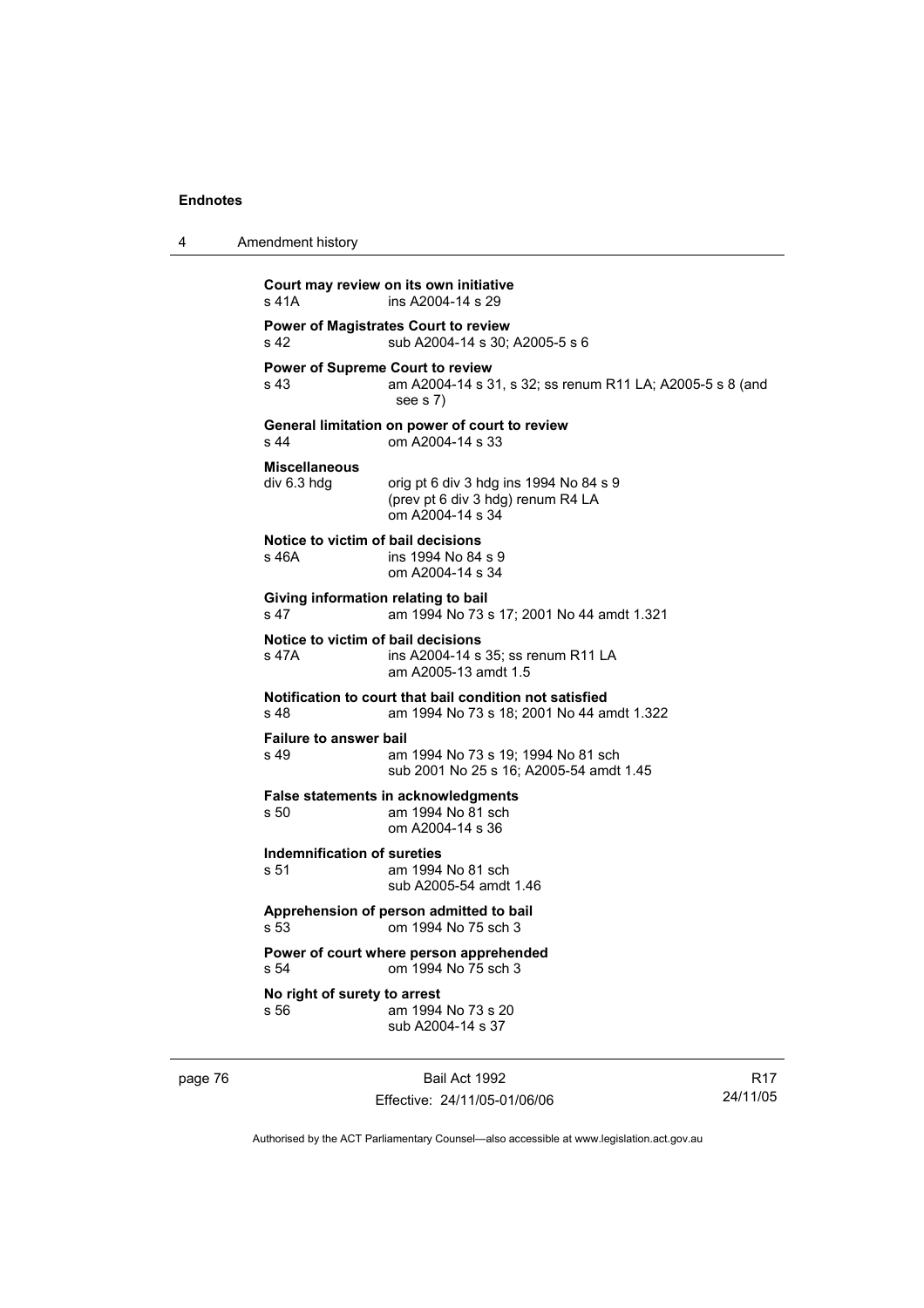**Court may review on its own initiative**
s 41A ins A2004-14 s 29

**Power of Magistrates Court to review**
s 42 sub A2004-14 s 30; A2005-5 s 6

**Power of Supreme Court to review**
s 43 am A2004-14 s 31, s 32; ss renum R11 LA; A2005-5 s 8 (and see s 7)

**General limitation on power of court to review**
s 44 om A2004-14 s 33

**Miscellaneous**
div 6.3 hdg orig pt 6 div 3 hdg ins 1994 No 84 s 9
(prev pt 6 div 3 hdg) renum R4 LA
om A2004-14 s 34

**Notice to victim of bail decisions**
s 46A ins 1994 No 84 s 9
om A2004-14 s 34

**Giving information relating to bail**
s 47 am 1994 No 73 s 17; 2001 No 44 amdt 1.321

**Notice to victim of bail decisions**
s 47A ins A2004-14 s 35; ss renum R11 LA
am A2005-13 amdt 1.5

**Notification to court that bail condition not satisfied**
s 48 am 1994 No 73 s 18; 2001 No 44 amdt 1.322

**Failure to answer bail**
s 49 am 1994 No 73 s 19; 1994 No 81 sch
sub 2001 No 25 s 16; A2005-54 amdt 1.45

**False statements in acknowledgments**
s 50 am 1994 No 81 sch
om A2004-14 s 36

**Indemnification of sureties**
s 51 am 1994 No 81 sch
sub A2005-54 amdt 1.46

**Apprehension of person admitted to bail**
s 53 om 1994 No 75 sch 3

**Power of court where person apprehended**
s 54 om 1994 No 75 sch 3

**No right of surety to arrest**
s 56 am 1994 No 73 s 20
sub A2004-14 s 37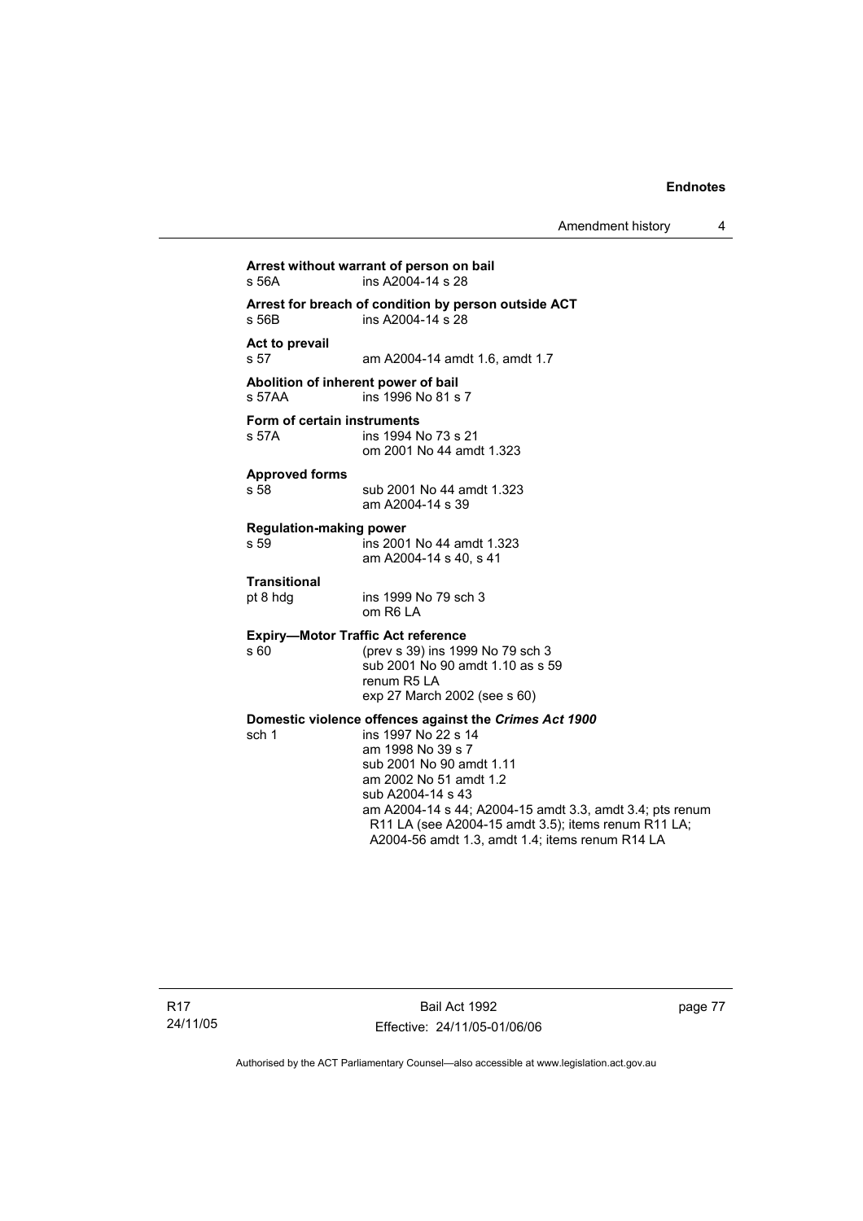**Arrest without warrant of person on bail**
s 56A ins A2004-14 s 28

**Arrest for breach of condition by person outside ACT**
s 56B ins A2004-14 s 28

**Act to prevail**
s 57 am A2004-14 amdt 1.6, amdt 1.7

**Abolition of inherent power of bail**
s 57AA ins 1996 No 81 s 7

**Form of certain instruments**
s 57A ins 1994 No 73 s 21
om 2001 No 44 amdt 1.323

**Approved forms**
s 58 sub 2001 No 44 amdt 1.323
am A2004-14 s 39

**Regulation-making power**
s 59 ins 2001 No 44 amdt 1.323
am A2004-14 s 40, s 41

**Transitional**
pt 8 hdg ins 1999 No 79 sch 3
om R6 LA

**Expiry—Motor Traffic Act reference**
s 60 (prev s 39) ins 1999 No 79 sch 3
sub 2001 No 90 amdt 1.10 as s 59
renum R5 LA
exp 27 March 2002 (see s 60)

**Domestic violence offences against the *Crimes Act 1900***
sch 1 ins 1997 No 22 s 14
am 1998 No 39 s 7
sub 2001 No 90 amdt 1.11
am 2002 No 51 amdt 1.2
sub A2004-14 s 43
am A2004-14 s 44; A2004-15 amdt 3.3, amdt 3.4; pts renum R11 LA (see A2004-15 amdt 3.5); items renum R11 LA; A2004-56 amdt 1.3, amdt 1.4; items renum R14 LA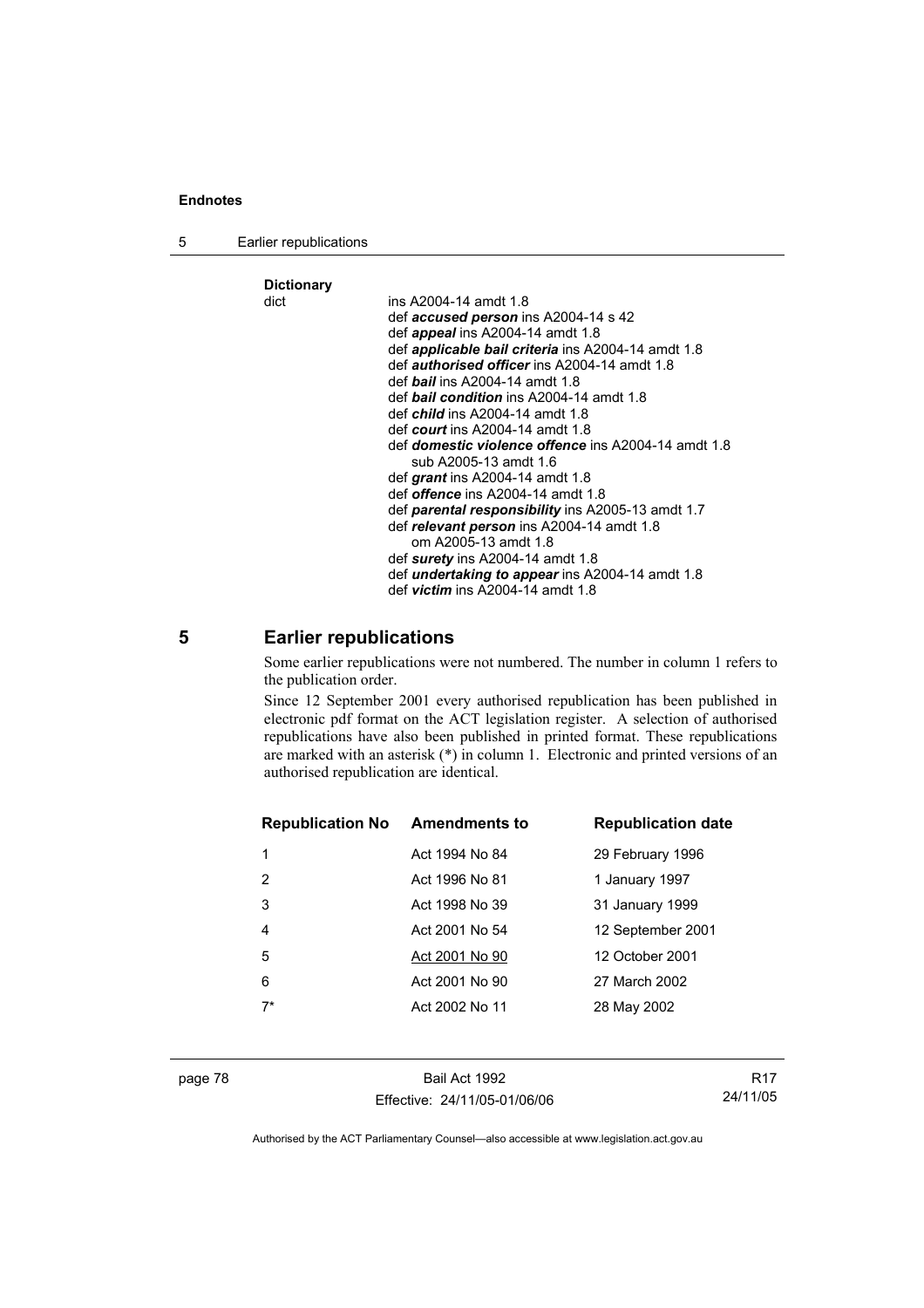**Dictionary**

dict ins A2004-14 amdt 1.8
def ***accused person*** ins A2004-14 s 42
def ***appeal*** ins A2004-14 amdt 1.8
def ***applicable bail criteria*** ins A2004-14 amdt 1.8
def ***authorised officer*** ins A2004-14 amdt 1.8
def ***bail*** ins A2004-14 amdt 1.8
def ***bail condition*** ins A2004-14 amdt 1.8
def ***child*** ins A2004-14 amdt 1.8
def ***court*** ins A2004-14 amdt 1.8
def ***domestic violence offence*** ins A2004-14 amdt 1.8
sub A2005-13 amdt 1.6
def ***grant*** ins A2004-14 amdt 1.8
def ***offence*** ins A2004-14 amdt 1.8
def ***parental responsibility*** ins A2005-13 amdt 1.7
def ***relevant person*** ins A2004-14 amdt 1.8
om A2005-13 amdt 1.8
def ***surety*** ins A2004-14 amdt 1.8
def ***undertaking to appear*** ins A2004-14 amdt 1.8
def ***victim*** ins A2004-14 amdt 1.8

## 5 Earlier republications

Some earlier republications were not numbered. The number in column 1 refers to the publication order.

Since 12 September 2001 every authorised republication has been published in electronic pdf format on the ACT legislation register. A selection of authorised republications have also been published in printed format. These republications are marked with an asterisk (*) in column 1. Electronic and printed versions of an authorised republication are identical.

| Republication No | Amendments to | Republication date |
|---|---|---|
| 1 | Act 1994 No 84 | 29 February 1996 |
| 2 | Act 1996 No 81 | 1 January 1997 |
| 3 | Act 1998 No 39 | 31 January 1999 |
| 4 | Act 2001 No 54 | 12 September 2001 |
| 5 | Act 2001 No 90 | 12 October 2001 |
| 6 | Act 2001 No 90 | 27 March 2002 |
| 7* | Act 2002 No 11 | 28 May 2002 |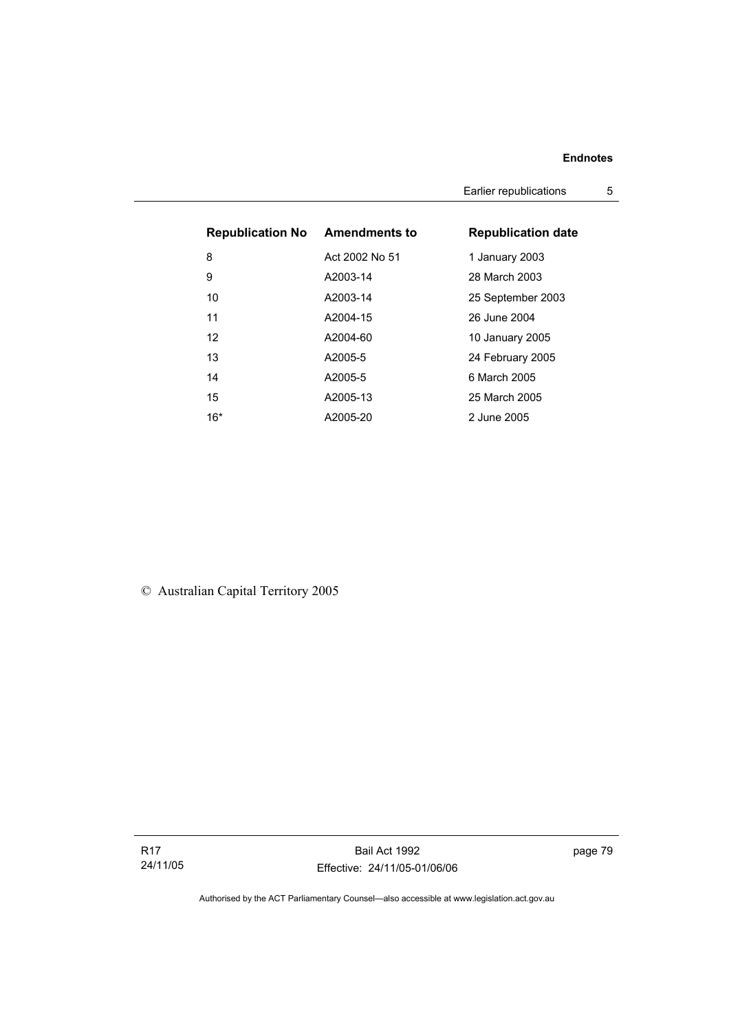| Republication No | Amendments to | Republication date |
| --- | --- | --- |
| 8 | Act 2002 No 51 | 1 January 2003 |
| 9 | A2003-14 | 28 March 2003 |
| 10 | A2003-14 | 25 September 2003 |
| 11 | A2004-15 | 26 June 2004 |
| 12 | A2004-60 | 10 January 2005 |
| 13 | A2005-5 | 24 February 2005 |
| 14 | A2005-5 | 6 March 2005 |
| 15 | A2005-13 | 25 March 2005 |
| 16* | A2005-20 | 2 June 2005 |

© Australian Capital Territory 2005